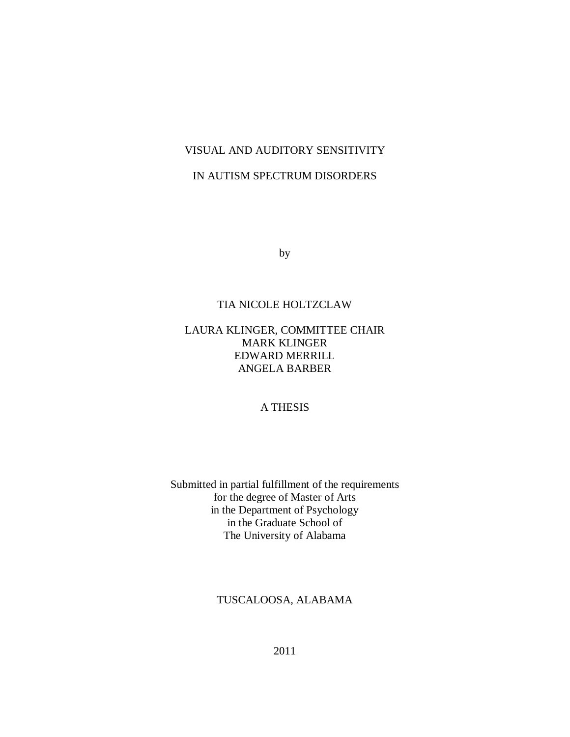# VISUAL AND AUDITORY SENSITIVITY

# IN AUTISM SPECTRUM DISORDERS

by

TIA NICOLE HOLTZCLAW

LAURA KLINGER, COMMITTEE CHAIR
MARK KLINGER
EDWARD MERRILL
ANGELA BARBER

A THESIS

Submitted in partial fulfillment of the requirements
for the degree of Master of Arts
in the Department of Psychology
in the Graduate School of
The University of Alabama

TUSCALOOSA, ALABAMA

2011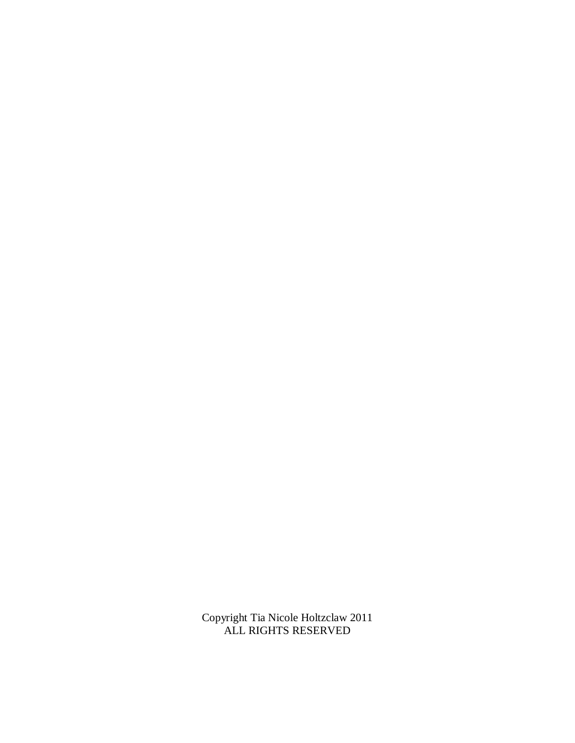Copyright Tia Nicole Holtzclaw 2011
ALL RIGHTS RESERVED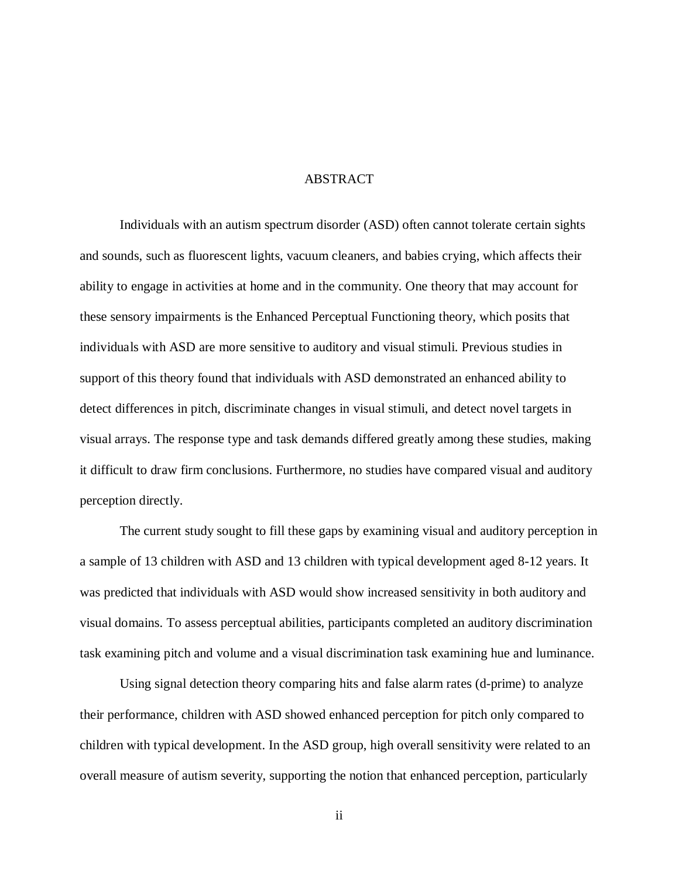# ABSTRACT

Individuals with an autism spectrum disorder (ASD) often cannot tolerate certain sights and sounds, such as fluorescent lights, vacuum cleaners, and babies crying, which affects their ability to engage in activities at home and in the community. One theory that may account for these sensory impairments is the Enhanced Perceptual Functioning theory, which posits that individuals with ASD are more sensitive to auditory and visual stimuli. Previous studies in support of this theory found that individuals with ASD demonstrated an enhanced ability to detect differences in pitch, discriminate changes in visual stimuli, and detect novel targets in visual arrays. The response type and task demands differed greatly among these studies, making it difficult to draw firm conclusions. Furthermore, no studies have compared visual and auditory perception directly.

The current study sought to fill these gaps by examining visual and auditory perception in a sample of 13 children with ASD and 13 children with typical development aged 8-12 years. It was predicted that individuals with ASD would show increased sensitivity in both auditory and visual domains. To assess perceptual abilities, participants completed an auditory discrimination task examining pitch and volume and a visual discrimination task examining hue and luminance.

Using signal detection theory comparing hits and false alarm rates (d-prime) to analyze their performance, children with ASD showed enhanced perception for pitch only compared to children with typical development. In the ASD group, high overall sensitivity were related to an overall measure of autism severity, supporting the notion that enhanced perception, particularly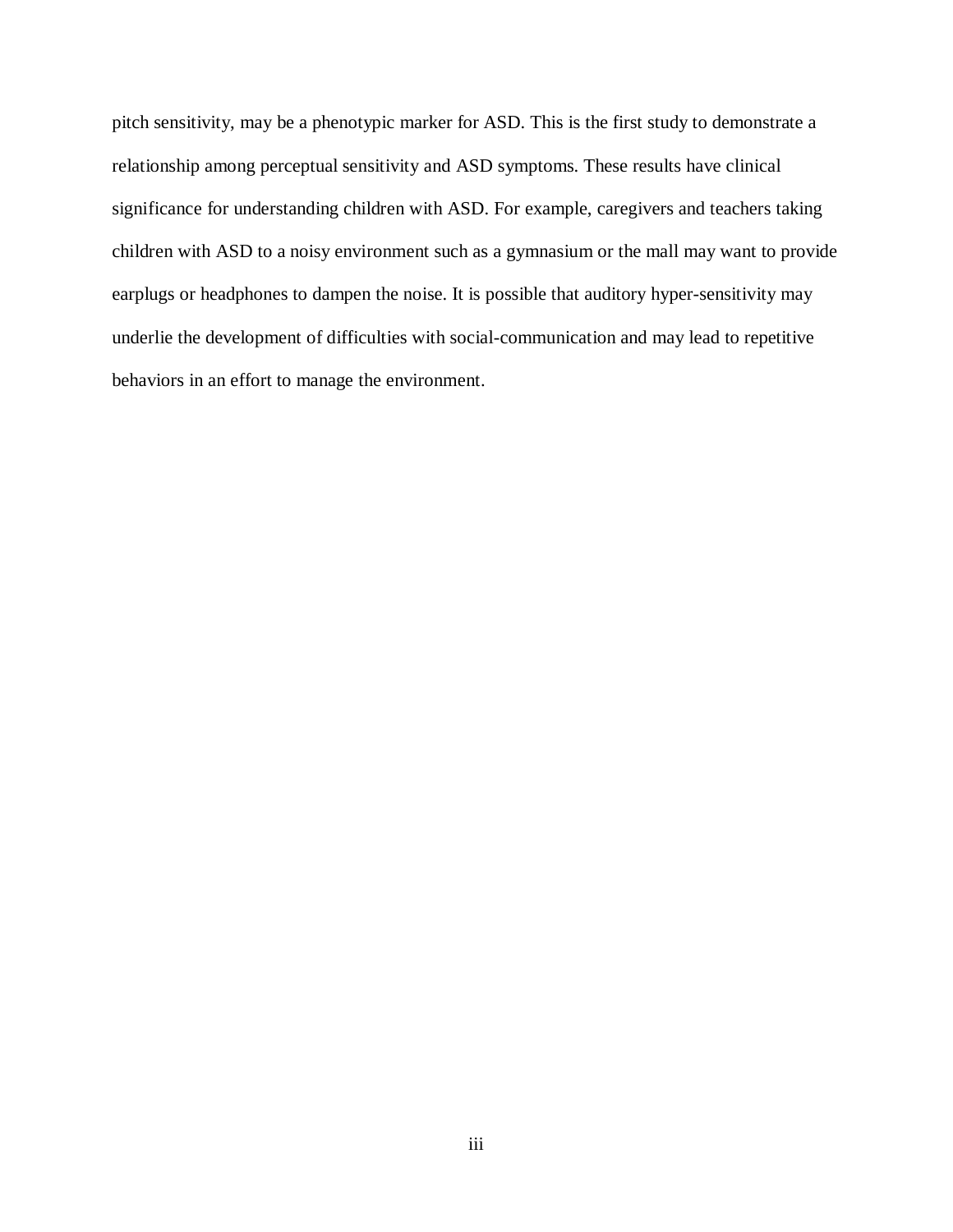pitch sensitivity, may be a phenotypic marker for ASD. This is the first study to demonstrate a relationship among perceptual sensitivity and ASD symptoms. These results have clinical significance for understanding children with ASD. For example, caregivers and teachers taking children with ASD to a noisy environment such as a gymnasium or the mall may want to provide earplugs or headphones to dampen the noise. It is possible that auditory hyper-sensitivity may underlie the development of difficulties with social-communication and may lead to repetitive behaviors in an effort to manage the environment.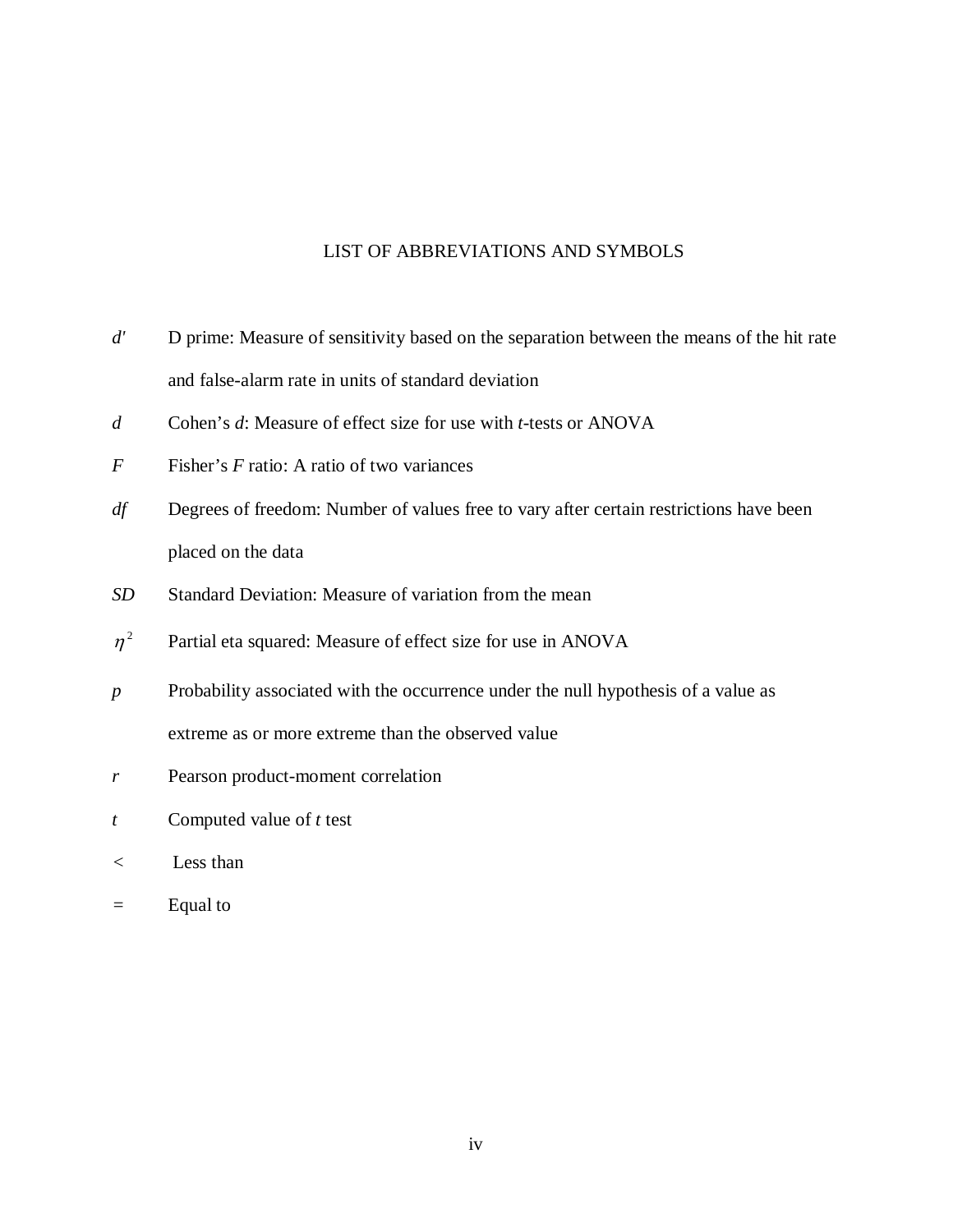# LIST OF ABBREVIATIONS AND SYMBOLS

$d'$ D prime: Measure of sensitivity based on the separation between the means of the hit rate and false-alarm rate in units of standard deviation

$d$ Cohen's *d*: Measure of effect size for use with *t*-tests or ANOVA

$F$ Fisher's *F* ratio: A ratio of two variances

$df$ Degrees of freedom: Number of values free to vary after certain restrictions have been placed on the data

$SD$ Standard Deviation: Measure of variation from the mean

$\eta^2$ Partial eta squared: Measure of effect size for use in ANOVA

$p$ Probability associated with the occurrence under the null hypothesis of a value as extreme as or more extreme than the observed value

$r$ Pearson product-moment correlation

$t$ Computed value of *t* test

$<$ Less than

$=$ Equal to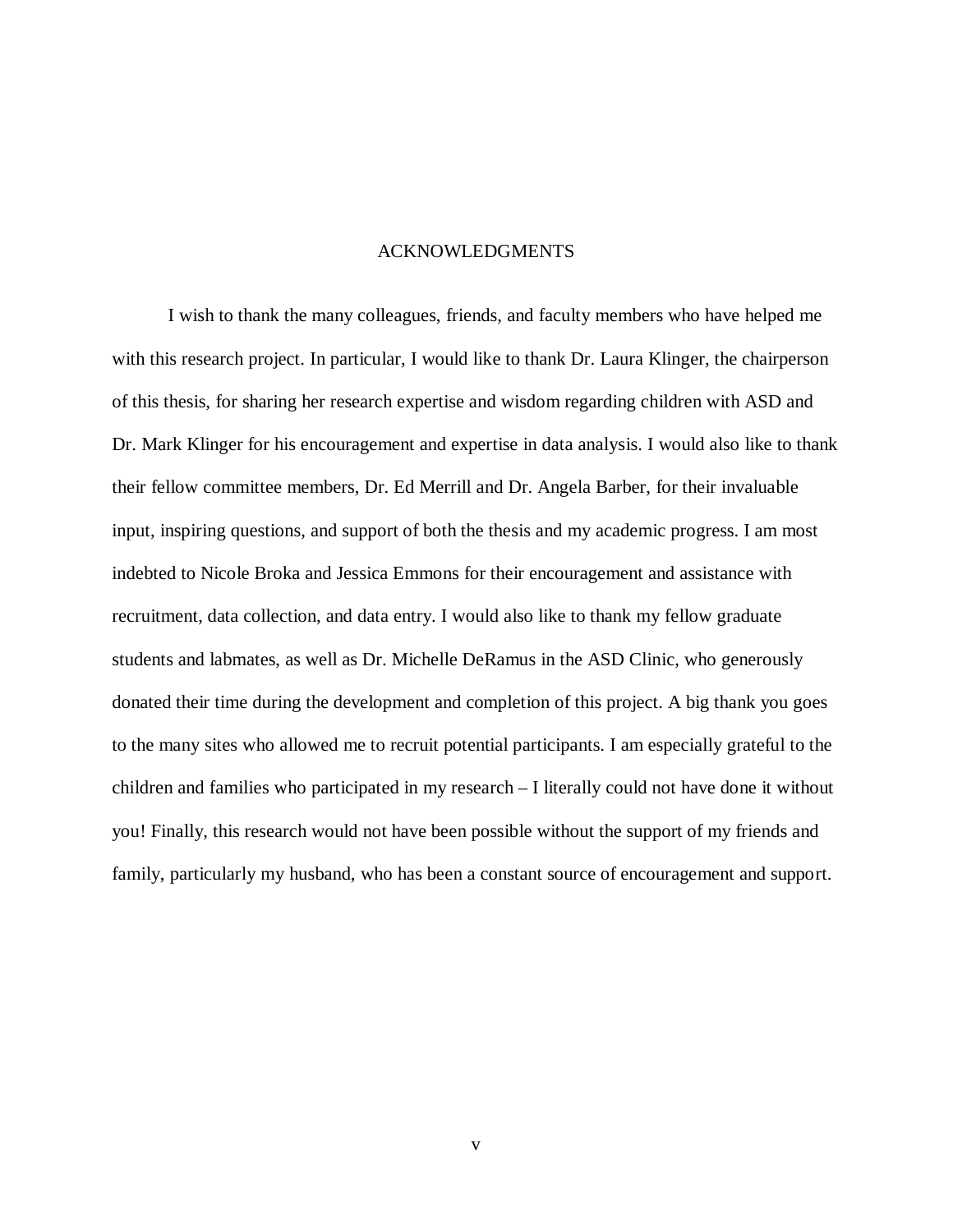# ACKNOWLEDGMENTS

I wish to thank the many colleagues, friends, and faculty members who have helped me with this research project. In particular, I would like to thank Dr. Laura Klinger, the chairperson of this thesis, for sharing her research expertise and wisdom regarding children with ASD and Dr. Mark Klinger for his encouragement and expertise in data analysis. I would also like to thank their fellow committee members, Dr. Ed Merrill and Dr. Angela Barber, for their invaluable input, inspiring questions, and support of both the thesis and my academic progress. I am most indebted to Nicole Broka and Jessica Emmons for their encouragement and assistance with recruitment, data collection, and data entry. I would also like to thank my fellow graduate students and labmates, as well as Dr. Michelle DeRamus in the ASD Clinic, who generously donated their time during the development and completion of this project. A big thank you goes to the many sites who allowed me to recruit potential participants. I am especially grateful to the children and families who participated in my research – I literally could not have done it without you! Finally, this research would not have been possible without the support of my friends and family, particularly my husband, who has been a constant source of encouragement and support.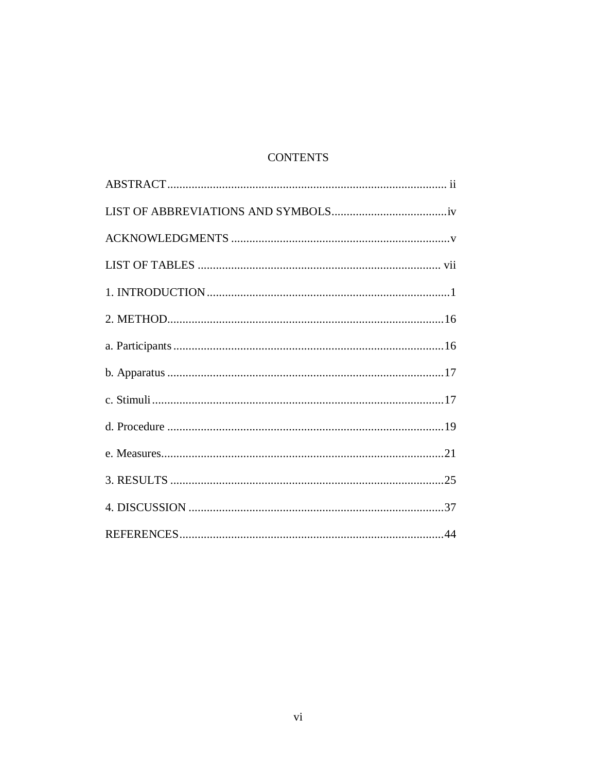# CONTENTS

ABSTRACT........................................................................................... ii

LIST OF ABBREVIATIONS AND SYMBOLS......................................iv

ACKNOWLEDGMENTS .......................................................................v

LIST OF TABLES ................................................................................ vii

1. INTRODUCTION................................................................................1

2. METHOD...........................................................................................16

a. Participants.........................................................................................16

b. Apparatus ...........................................................................................17

c. Stimuli................................................................................................17

d. Procedure ...........................................................................................19

e. Measures.............................................................................................21

3. RESULTS ..........................................................................................25

4. DISCUSSION ....................................................................................37

REFERENCES.......................................................................................44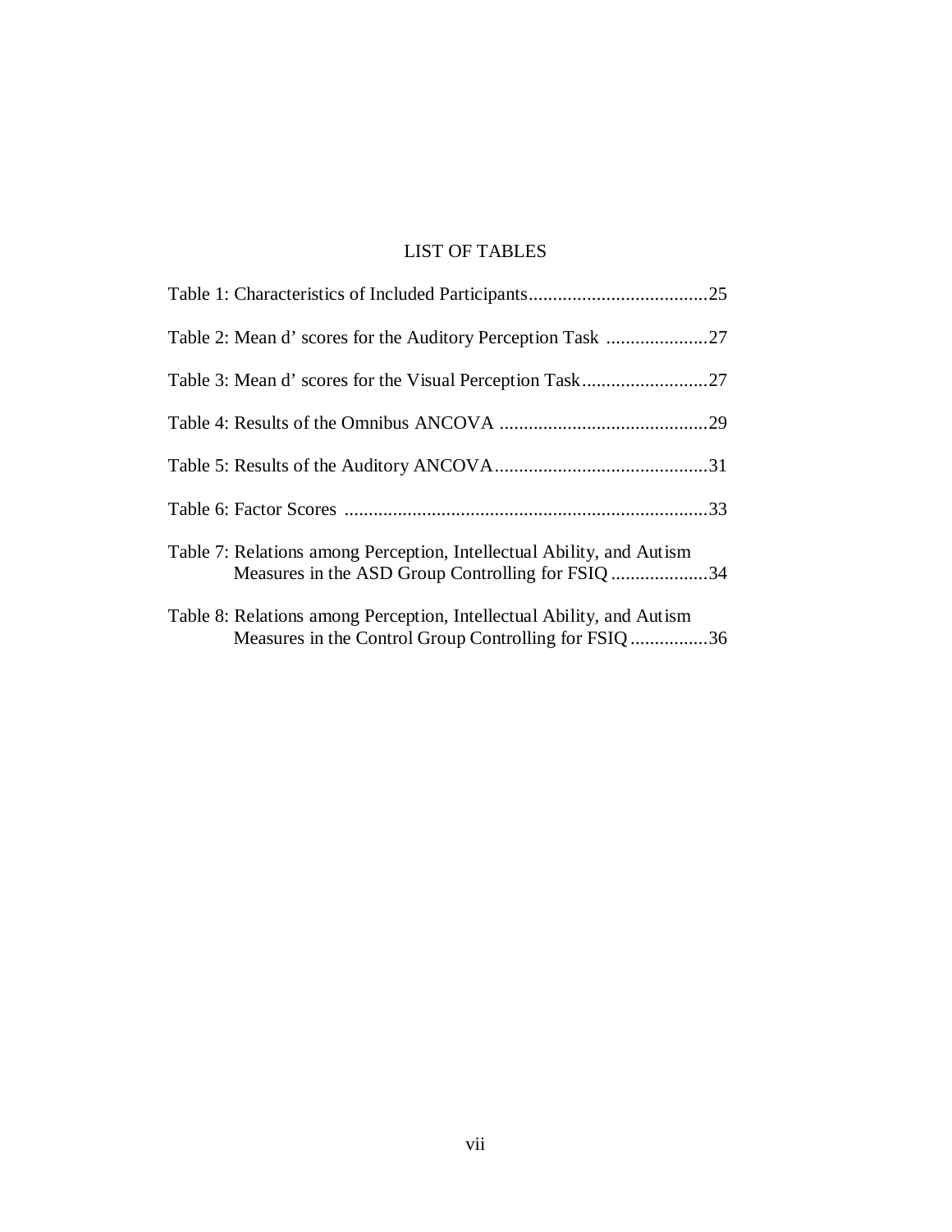# LIST OF TABLES

Table 1: Characteristics of Included Participants.....................................25

Table 2: Mean d' scores for the Auditory Perception Task .....................27

Table 3: Mean d' scores for the Visual Perception Task..........................27

Table 4: Results of the Omnibus ANCOVA ...........................................29

Table 5: Results of the Auditory ANCOVA............................................31

Table 6: Factor Scores ...........................................................................33

Table 7: Relations among Perception, Intellectual Ability, and Autism Measures in the ASD Group Controlling for FSIQ ....................34

Table 8: Relations among Perception, Intellectual Ability, and Autism Measures in the Control Group Controlling for FSIQ ................36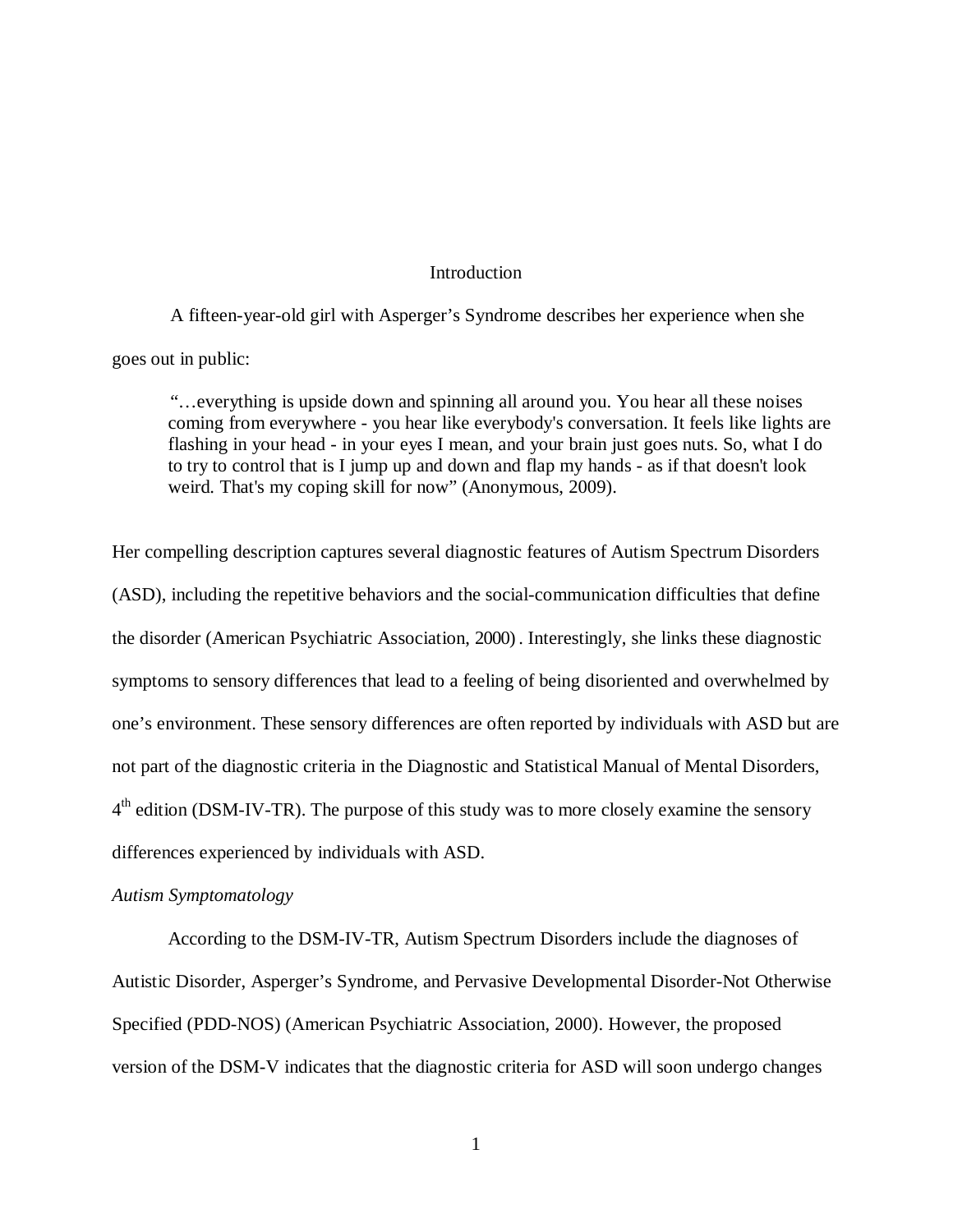# Introduction

A fifteen-year-old girl with Asperger's Syndrome describes her experience when she goes out in public:

> "…everything is upside down and spinning all around you. You hear all these noises coming from everywhere - you hear like everybody's conversation. It feels like lights are flashing in your head - in your eyes I mean, and your brain just goes nuts. So, what I do to try to control that is I jump up and down and flap my hands - as if that doesn't look weird. That's my coping skill for now" (Anonymous, 2009).

Her compelling description captures several diagnostic features of Autism Spectrum Disorders (ASD), including the repetitive behaviors and the social-communication difficulties that define the disorder (American Psychiatric Association, 2000). Interestingly, she links these diagnostic symptoms to sensory differences that lead to a feeling of being disoriented and overwhelmed by one's environment. These sensory differences are often reported by individuals with ASD but are not part of the diagnostic criteria in the Diagnostic and Statistical Manual of Mental Disorders, 4th edition (DSM-IV-TR). The purpose of this study was to more closely examine the sensory differences experienced by individuals with ASD.

*Autism Symptomatology*

According to the DSM-IV-TR, Autism Spectrum Disorders include the diagnoses of Autistic Disorder, Asperger's Syndrome, and Pervasive Developmental Disorder-Not Otherwise Specified (PDD-NOS) (American Psychiatric Association, 2000). However, the proposed version of the DSM-V indicates that the diagnostic criteria for ASD will soon undergo changes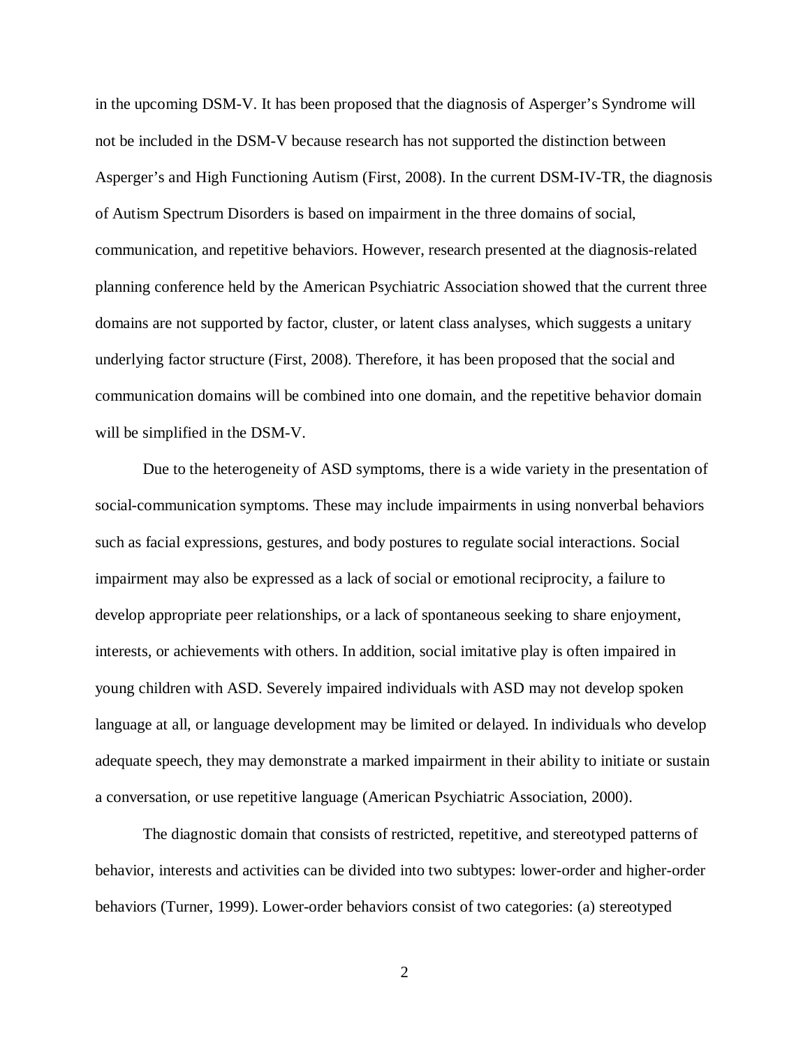in the upcoming DSM-V. It has been proposed that the diagnosis of Asperger's Syndrome will not be included in the DSM-V because research has not supported the distinction between Asperger's and High Functioning Autism (First, 2008). In the current DSM-IV-TR, the diagnosis of Autism Spectrum Disorders is based on impairment in the three domains of social, communication, and repetitive behaviors. However, research presented at the diagnosis-related planning conference held by the American Psychiatric Association showed that the current three domains are not supported by factor, cluster, or latent class analyses, which suggests a unitary underlying factor structure (First, 2008). Therefore, it has been proposed that the social and communication domains will be combined into one domain, and the repetitive behavior domain will be simplified in the DSM-V.

Due to the heterogeneity of ASD symptoms, there is a wide variety in the presentation of social-communication symptoms. These may include impairments in using nonverbal behaviors such as facial expressions, gestures, and body postures to regulate social interactions. Social impairment may also be expressed as a lack of social or emotional reciprocity, a failure to develop appropriate peer relationships, or a lack of spontaneous seeking to share enjoyment, interests, or achievements with others. In addition, social imitative play is often impaired in young children with ASD. Severely impaired individuals with ASD may not develop spoken language at all, or language development may be limited or delayed. In individuals who develop adequate speech, they may demonstrate a marked impairment in their ability to initiate or sustain a conversation, or use repetitive language (American Psychiatric Association, 2000).

The diagnostic domain that consists of restricted, repetitive, and stereotyped patterns of behavior, interests and activities can be divided into two subtypes: lower-order and higher-order behaviors (Turner, 1999). Lower-order behaviors consist of two categories: (a) stereotyped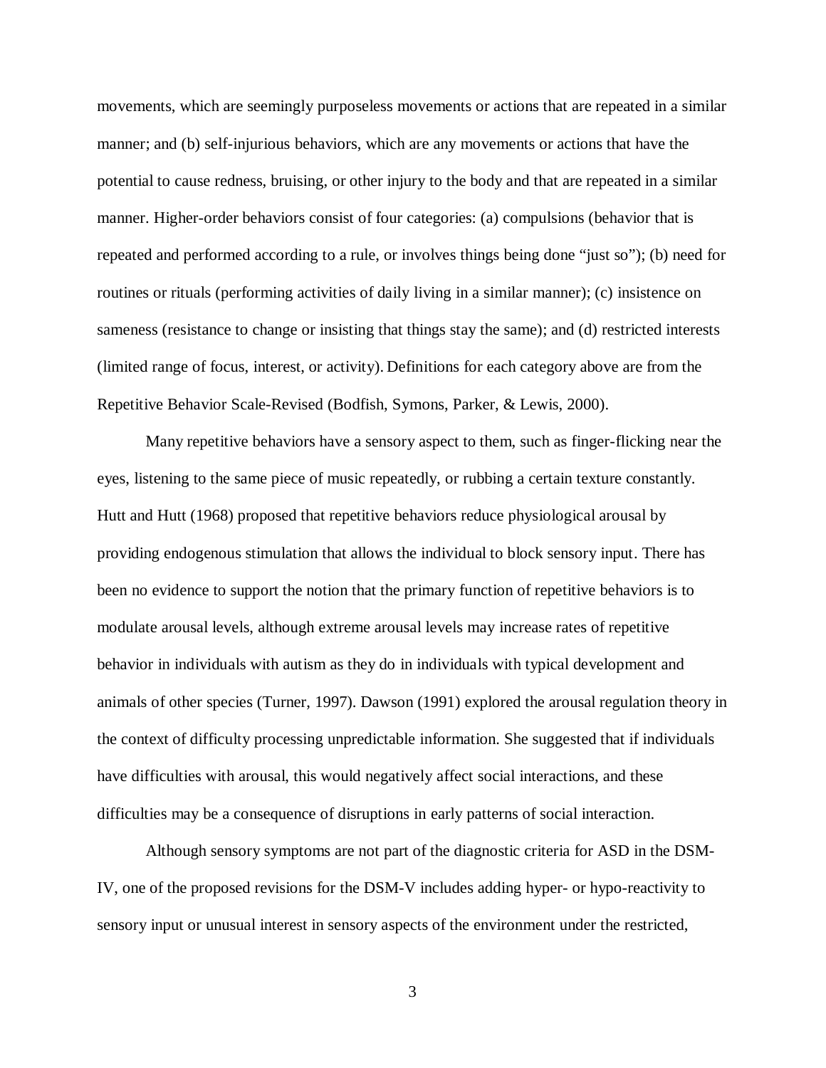movements, which are seemingly purposeless movements or actions that are repeated in a similar manner; and (b) self-injurious behaviors, which are any movements or actions that have the potential to cause redness, bruising, or other injury to the body and that are repeated in a similar manner. Higher-order behaviors consist of four categories: (a) compulsions (behavior that is repeated and performed according to a rule, or involves things being done "just so"); (b) need for routines or rituals (performing activities of daily living in a similar manner); (c) insistence on sameness (resistance to change or insisting that things stay the same); and (d) restricted interests (limited range of focus, interest, or activity). Definitions for each category above are from the Repetitive Behavior Scale-Revised (Bodfish, Symons, Parker, & Lewis, 2000).

Many repetitive behaviors have a sensory aspect to them, such as finger-flicking near the eyes, listening to the same piece of music repeatedly, or rubbing a certain texture constantly. Hutt and Hutt (1968) proposed that repetitive behaviors reduce physiological arousal by providing endogenous stimulation that allows the individual to block sensory input. There has been no evidence to support the notion that the primary function of repetitive behaviors is to modulate arousal levels, although extreme arousal levels may increase rates of repetitive behavior in individuals with autism as they do in individuals with typical development and animals of other species (Turner, 1997). Dawson (1991) explored the arousal regulation theory in the context of difficulty processing unpredictable information. She suggested that if individuals have difficulties with arousal, this would negatively affect social interactions, and these difficulties may be a consequence of disruptions in early patterns of social interaction.

Although sensory symptoms are not part of the diagnostic criteria for ASD in the DSM-IV, one of the proposed revisions for the DSM-V includes adding hyper- or hypo-reactivity to sensory input or unusual interest in sensory aspects of the environment under the restricted,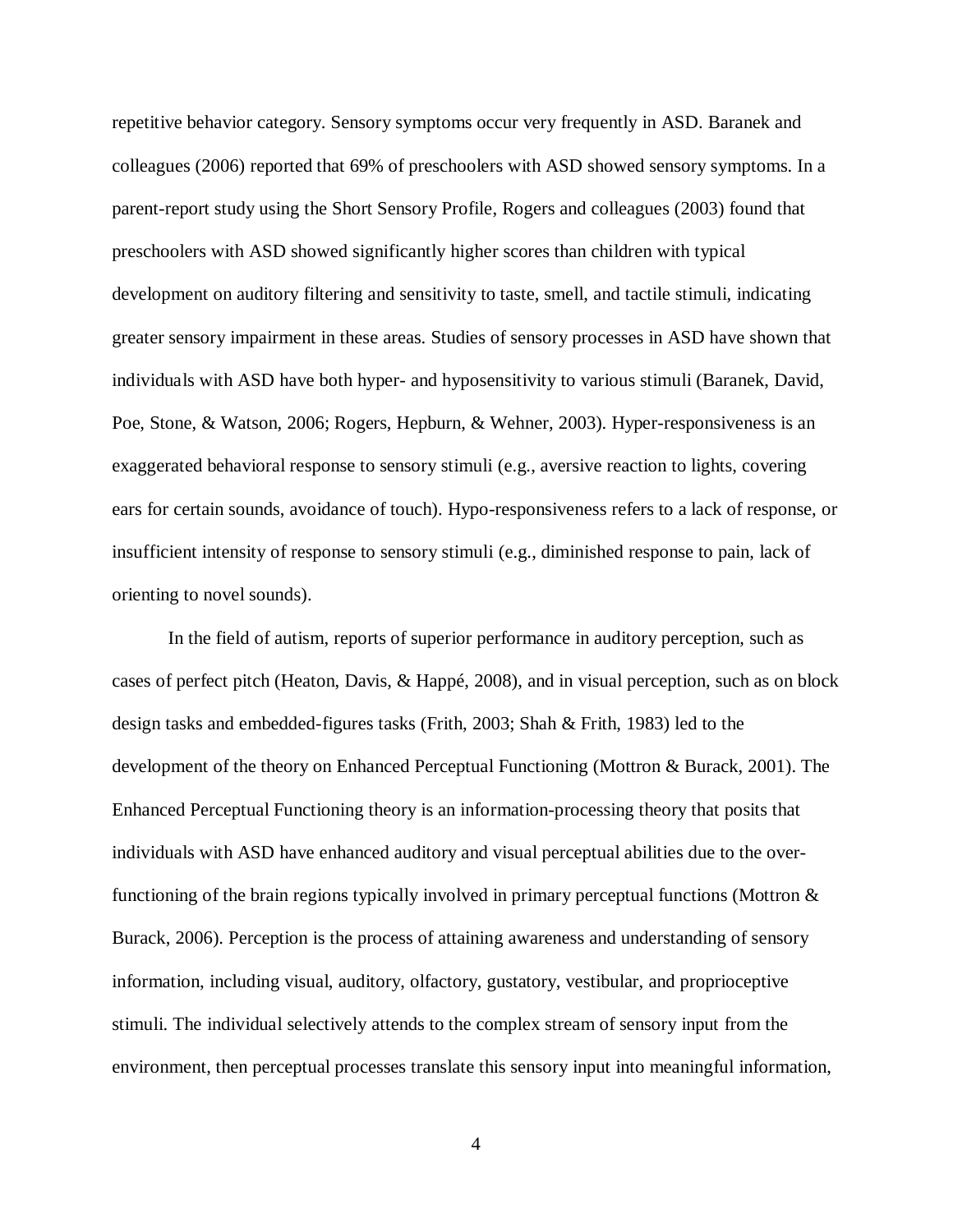repetitive behavior category. Sensory symptoms occur very frequently in ASD. Baranek and colleagues (2006) reported that 69% of preschoolers with ASD showed sensory symptoms. In a parent-report study using the Short Sensory Profile, Rogers and colleagues (2003) found that preschoolers with ASD showed significantly higher scores than children with typical development on auditory filtering and sensitivity to taste, smell, and tactile stimuli, indicating greater sensory impairment in these areas. Studies of sensory processes in ASD have shown that individuals with ASD have both hyper- and hyposensitivity to various stimuli (Baranek, David, Poe, Stone, & Watson, 2006; Rogers, Hepburn, & Wehner, 2003). Hyper-responsiveness is an exaggerated behavioral response to sensory stimuli (e.g., aversive reaction to lights, covering ears for certain sounds, avoidance of touch). Hypo-responsiveness refers to a lack of response, or insufficient intensity of response to sensory stimuli (e.g., diminished response to pain, lack of orienting to novel sounds).

In the field of autism, reports of superior performance in auditory perception, such as cases of perfect pitch (Heaton, Davis, & Happé, 2008), and in visual perception, such as on block design tasks and embedded-figures tasks (Frith, 2003; Shah & Frith, 1983) led to the development of the theory on Enhanced Perceptual Functioning (Mottron & Burack, 2001). The Enhanced Perceptual Functioning theory is an information-processing theory that posits that individuals with ASD have enhanced auditory and visual perceptual abilities due to the over-functioning of the brain regions typically involved in primary perceptual functions (Mottron & Burack, 2006). Perception is the process of attaining awareness and understanding of sensory information, including visual, auditory, olfactory, gustatory, vestibular, and proprioceptive stimuli. The individual selectively attends to the complex stream of sensory input from the environment, then perceptual processes translate this sensory input into meaningful information,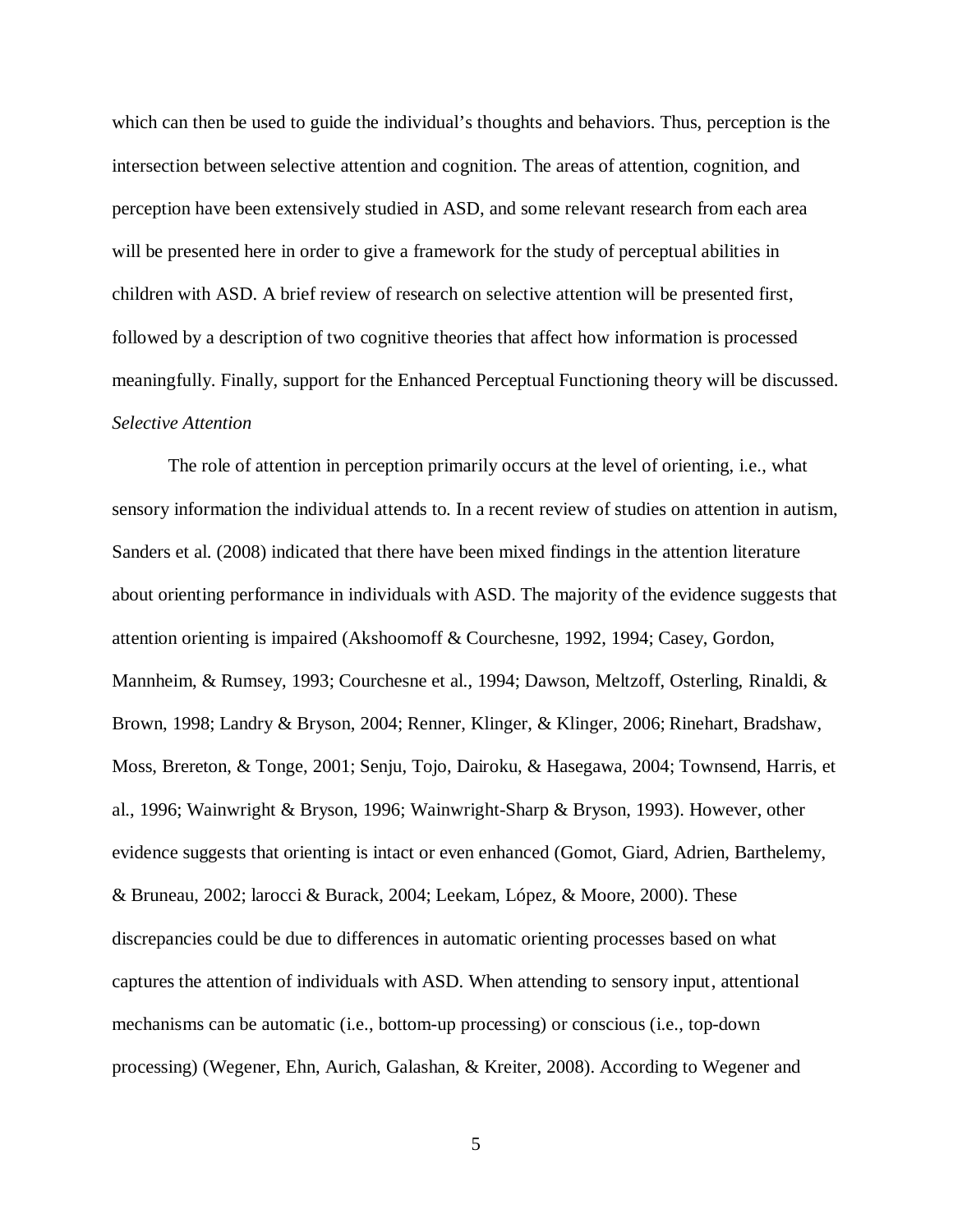which can then be used to guide the individual's thoughts and behaviors. Thus, perception is the intersection between selective attention and cognition. The areas of attention, cognition, and perception have been extensively studied in ASD, and some relevant research from each area will be presented here in order to give a framework for the study of perceptual abilities in children with ASD. A brief review of research on selective attention will be presented first, followed by a description of two cognitive theories that affect how information is processed meaningfully. Finally, support for the Enhanced Perceptual Functioning theory will be discussed.

*Selective Attention*

The role of attention in perception primarily occurs at the level of orienting, i.e., what sensory information the individual attends to. In a recent review of studies on attention in autism, Sanders et al. (2008) indicated that there have been mixed findings in the attention literature about orienting performance in individuals with ASD. The majority of the evidence suggests that attention orienting is impaired (Akshoomoff & Courchesne, 1992, 1994; Casey, Gordon, Mannheim, & Rumsey, 1993; Courchesne et al., 1994; Dawson, Meltzoff, Osterling, Rinaldi, & Brown, 1998; Landry & Bryson, 2004; Renner, Klinger, & Klinger, 2006; Rinehart, Bradshaw, Moss, Brereton, & Tonge, 2001; Senju, Tojo, Dairoku, & Hasegawa, 2004; Townsend, Harris, et al., 1996; Wainwright & Bryson, 1996; Wainwright-Sharp & Bryson, 1993). However, other evidence suggests that orienting is intact or even enhanced (Gomot, Giard, Adrien, Barthelemy, & Bruneau, 2002; Iarocci & Burack, 2004; Leekam, López, & Moore, 2000). These discrepancies could be due to differences in automatic orienting processes based on what captures the attention of individuals with ASD. When attending to sensory input, attentional mechanisms can be automatic (i.e., bottom-up processing) or conscious (i.e., top-down processing) (Wegener, Ehn, Aurich, Galashan, & Kreiter, 2008). According to Wegener and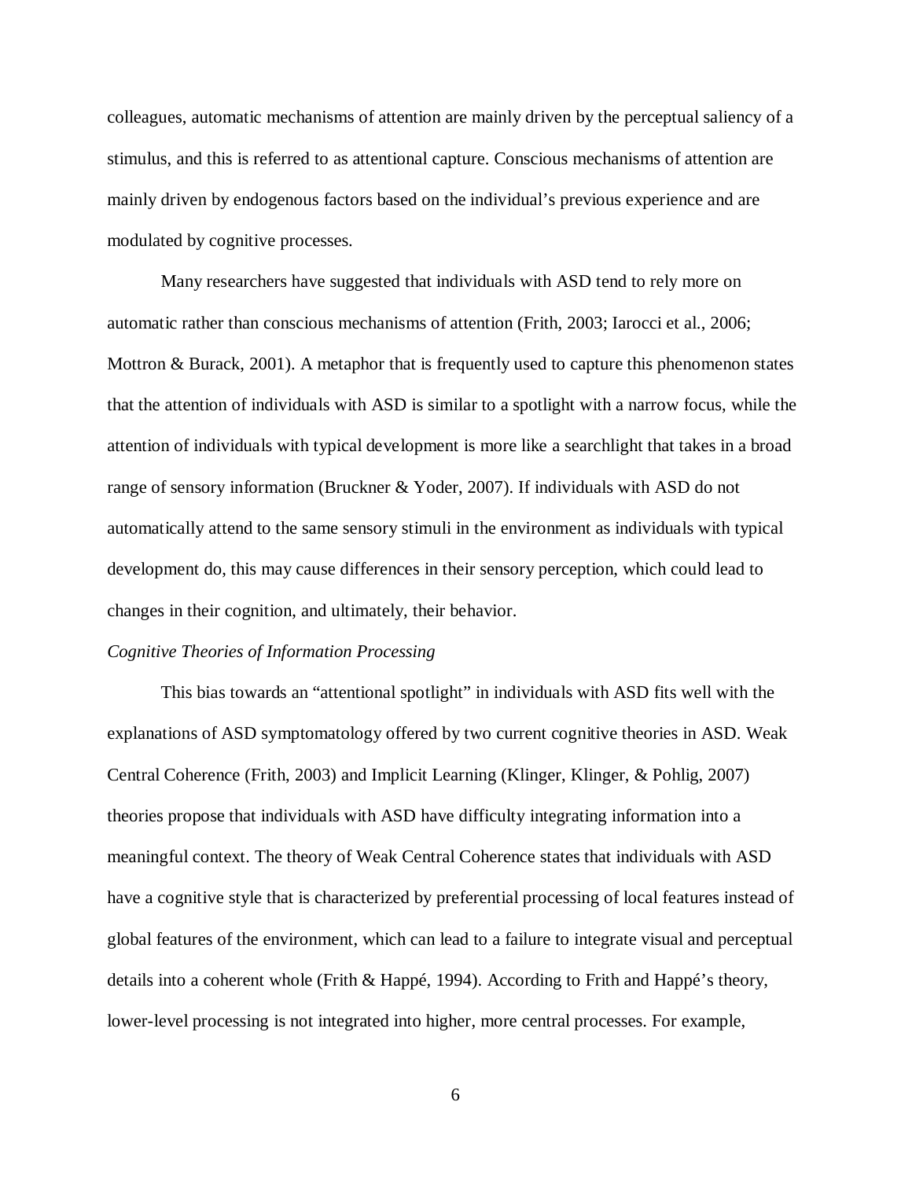colleagues, automatic mechanisms of attention are mainly driven by the perceptual saliency of a stimulus, and this is referred to as attentional capture. Conscious mechanisms of attention are mainly driven by endogenous factors based on the individual's previous experience and are modulated by cognitive processes.

Many researchers have suggested that individuals with ASD tend to rely more on automatic rather than conscious mechanisms of attention (Frith, 2003; Iarocci et al., 2006; Mottron & Burack, 2001). A metaphor that is frequently used to capture this phenomenon states that the attention of individuals with ASD is similar to a spotlight with a narrow focus, while the attention of individuals with typical development is more like a searchlight that takes in a broad range of sensory information (Bruckner & Yoder, 2007). If individuals with ASD do not automatically attend to the same sensory stimuli in the environment as individuals with typical development do, this may cause differences in their sensory perception, which could lead to changes in their cognition, and ultimately, their behavior.

*Cognitive Theories of Information Processing*

This bias towards an "attentional spotlight" in individuals with ASD fits well with the explanations of ASD symptomatology offered by two current cognitive theories in ASD. Weak Central Coherence (Frith, 2003) and Implicit Learning (Klinger, Klinger, & Pohlig, 2007) theories propose that individuals with ASD have difficulty integrating information into a meaningful context. The theory of Weak Central Coherence states that individuals with ASD have a cognitive style that is characterized by preferential processing of local features instead of global features of the environment, which can lead to a failure to integrate visual and perceptual details into a coherent whole (Frith & Happé, 1994). According to Frith and Happé's theory, lower-level processing is not integrated into higher, more central processes. For example,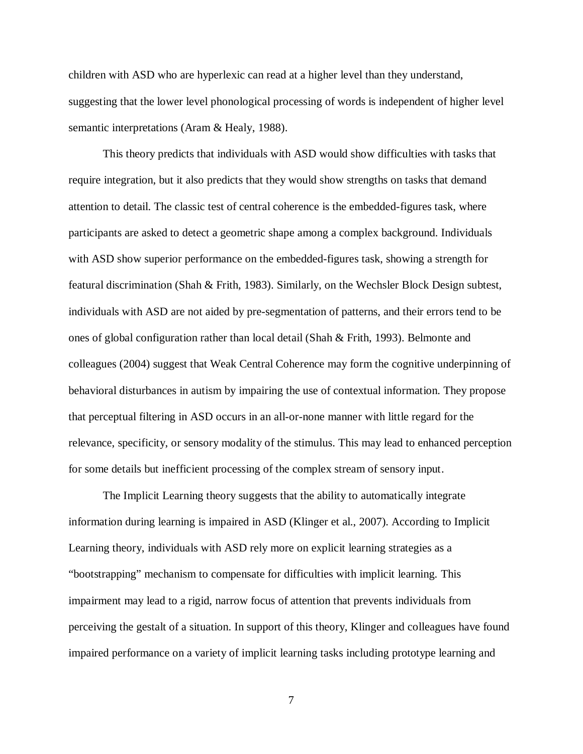children with ASD who are hyperlexic can read at a higher level than they understand, suggesting that the lower level phonological processing of words is independent of higher level semantic interpretations (Aram & Healy, 1988).

This theory predicts that individuals with ASD would show difficulties with tasks that require integration, but it also predicts that they would show strengths on tasks that demand attention to detail. The classic test of central coherence is the embedded-figures task, where participants are asked to detect a geometric shape among a complex background. Individuals with ASD show superior performance on the embedded-figures task, showing a strength for featural discrimination (Shah & Frith, 1983). Similarly, on the Wechsler Block Design subtest, individuals with ASD are not aided by pre-segmentation of patterns, and their errors tend to be ones of global configuration rather than local detail (Shah & Frith, 1993). Belmonte and colleagues (2004) suggest that Weak Central Coherence may form the cognitive underpinning of behavioral disturbances in autism by impairing the use of contextual information. They propose that perceptual filtering in ASD occurs in an all-or-none manner with little regard for the relevance, specificity, or sensory modality of the stimulus. This may lead to enhanced perception for some details but inefficient processing of the complex stream of sensory input.

The Implicit Learning theory suggests that the ability to automatically integrate information during learning is impaired in ASD (Klinger et al., 2007). According to Implicit Learning theory, individuals with ASD rely more on explicit learning strategies as a "bootstrapping" mechanism to compensate for difficulties with implicit learning. This impairment may lead to a rigid, narrow focus of attention that prevents individuals from perceiving the gestalt of a situation. In support of this theory, Klinger and colleagues have found impaired performance on a variety of implicit learning tasks including prototype learning and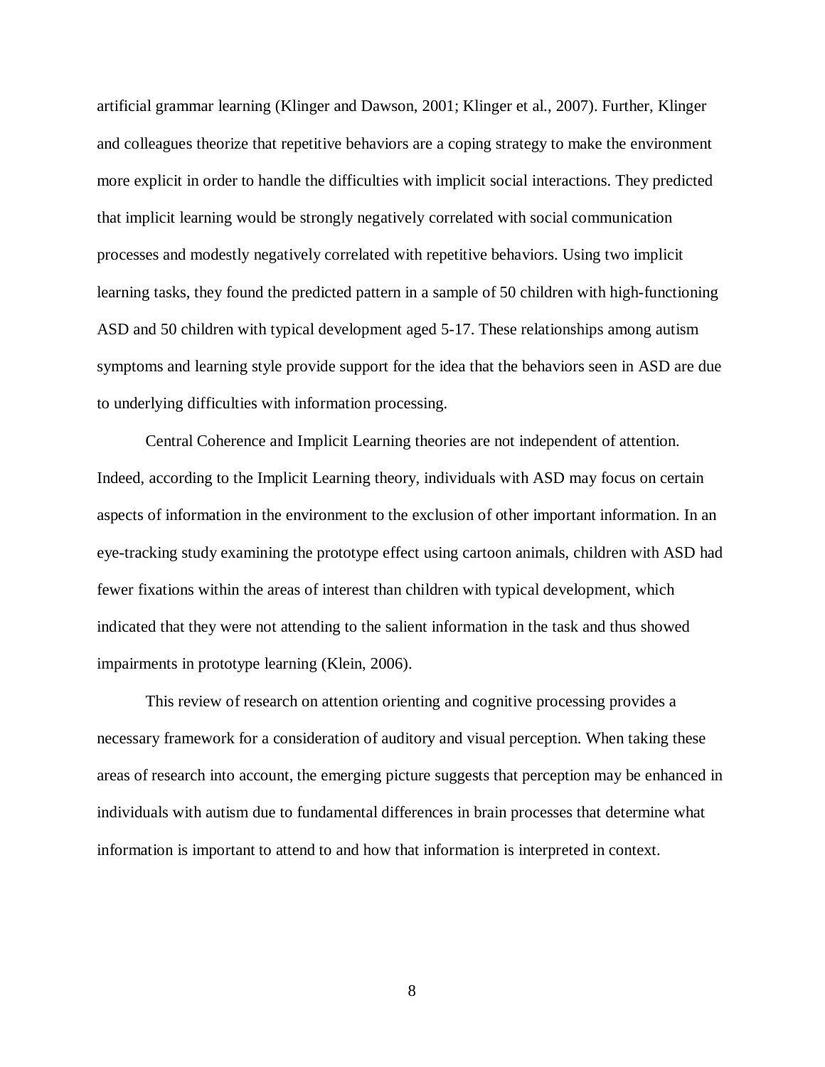artificial grammar learning (Klinger and Dawson, 2001; Klinger et al., 2007). Further, Klinger and colleagues theorize that repetitive behaviors are a coping strategy to make the environment more explicit in order to handle the difficulties with implicit social interactions. They predicted that implicit learning would be strongly negatively correlated with social communication processes and modestly negatively correlated with repetitive behaviors. Using two implicit learning tasks, they found the predicted pattern in a sample of 50 children with high-functioning ASD and 50 children with typical development aged 5-17. These relationships among autism symptoms and learning style provide support for the idea that the behaviors seen in ASD are due to underlying difficulties with information processing.

Central Coherence and Implicit Learning theories are not independent of attention. Indeed, according to the Implicit Learning theory, individuals with ASD may focus on certain aspects of information in the environment to the exclusion of other important information. In an eye-tracking study examining the prototype effect using cartoon animals, children with ASD had fewer fixations within the areas of interest than children with typical development, which indicated that they were not attending to the salient information in the task and thus showed impairments in prototype learning (Klein, 2006).

This review of research on attention orienting and cognitive processing provides a necessary framework for a consideration of auditory and visual perception. When taking these areas of research into account, the emerging picture suggests that perception may be enhanced in individuals with autism due to fundamental differences in brain processes that determine what information is important to attend to and how that information is interpreted in context.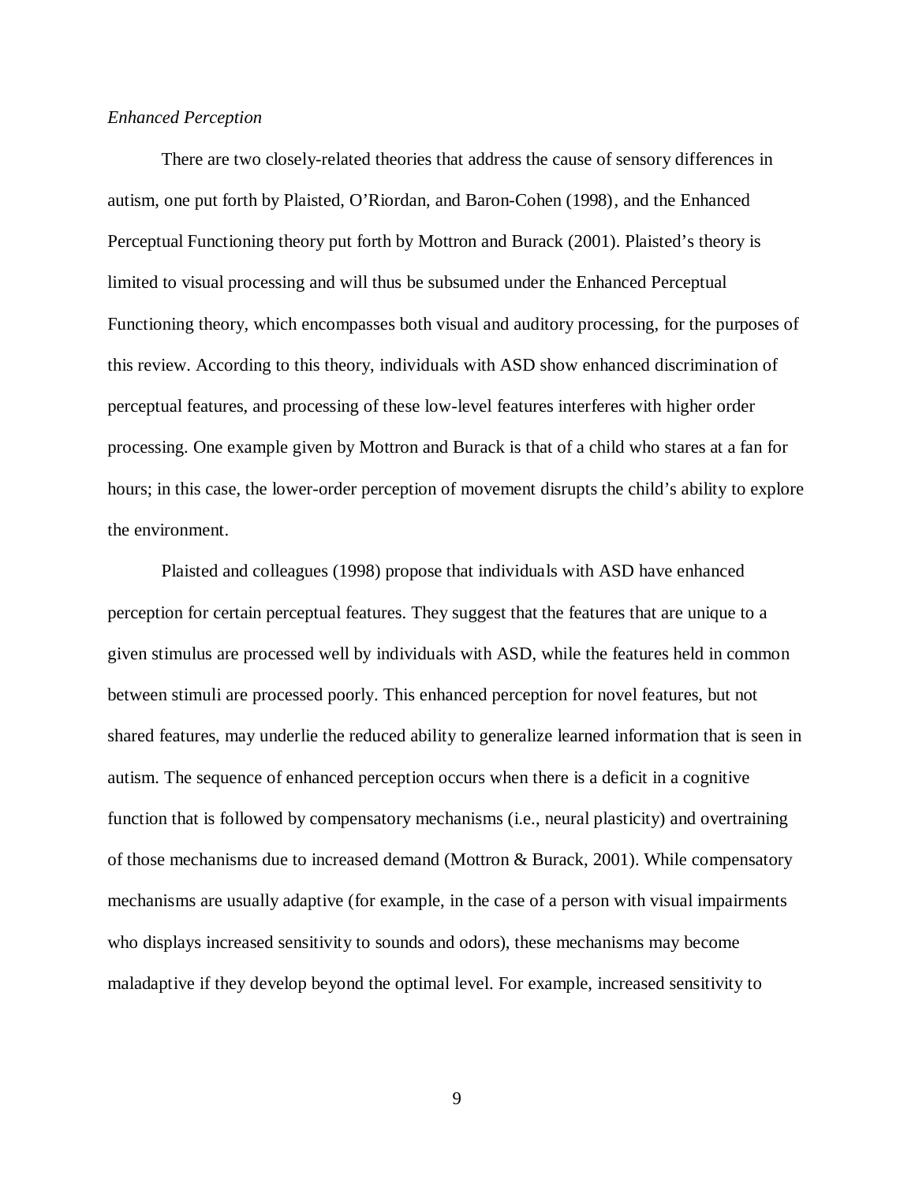*Enhanced Perception*

There are two closely-related theories that address the cause of sensory differences in autism, one put forth by Plaisted, O'Riordan, and Baron-Cohen (1998), and the Enhanced Perceptual Functioning theory put forth by Mottron and Burack (2001). Plaisted's theory is limited to visual processing and will thus be subsumed under the Enhanced Perceptual Functioning theory, which encompasses both visual and auditory processing, for the purposes of this review. According to this theory, individuals with ASD show enhanced discrimination of perceptual features, and processing of these low-level features interferes with higher order processing. One example given by Mottron and Burack is that of a child who stares at a fan for hours; in this case, the lower-order perception of movement disrupts the child's ability to explore the environment.

Plaisted and colleagues (1998) propose that individuals with ASD have enhanced perception for certain perceptual features. They suggest that the features that are unique to a given stimulus are processed well by individuals with ASD, while the features held in common between stimuli are processed poorly. This enhanced perception for novel features, but not shared features, may underlie the reduced ability to generalize learned information that is seen in autism. The sequence of enhanced perception occurs when there is a deficit in a cognitive function that is followed by compensatory mechanisms (i.e., neural plasticity) and overtraining of those mechanisms due to increased demand (Mottron & Burack, 2001). While compensatory mechanisms are usually adaptive (for example, in the case of a person with visual impairments who displays increased sensitivity to sounds and odors), these mechanisms may become maladaptive if they develop beyond the optimal level. For example, increased sensitivity to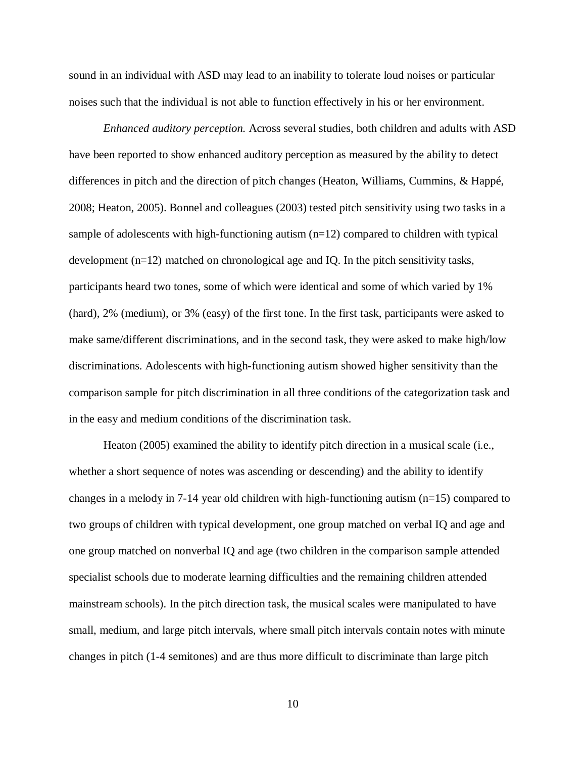sound in an individual with ASD may lead to an inability to tolerate loud noises or particular noises such that the individual is not able to function effectively in his or her environment.

*Enhanced auditory perception.* Across several studies, both children and adults with ASD have been reported to show enhanced auditory perception as measured by the ability to detect differences in pitch and the direction of pitch changes (Heaton, Williams, Cummins, & Happé, 2008; Heaton, 2005). Bonnel and colleagues (2003) tested pitch sensitivity using two tasks in a sample of adolescents with high-functioning autism (n=12) compared to children with typical development (n=12) matched on chronological age and IQ. In the pitch sensitivity tasks, participants heard two tones, some of which were identical and some of which varied by 1% (hard), 2% (medium), or 3% (easy) of the first tone. In the first task, participants were asked to make same/different discriminations, and in the second task, they were asked to make high/low discriminations. Adolescents with high-functioning autism showed higher sensitivity than the comparison sample for pitch discrimination in all three conditions of the categorization task and in the easy and medium conditions of the discrimination task.

Heaton (2005) examined the ability to identify pitch direction in a musical scale (i.e., whether a short sequence of notes was ascending or descending) and the ability to identify changes in a melody in 7-14 year old children with high-functioning autism (n=15) compared to two groups of children with typical development, one group matched on verbal IQ and age and one group matched on nonverbal IQ and age (two children in the comparison sample attended specialist schools due to moderate learning difficulties and the remaining children attended mainstream schools). In the pitch direction task, the musical scales were manipulated to have small, medium, and large pitch intervals, where small pitch intervals contain notes with minute changes in pitch (1-4 semitones) and are thus more difficult to discriminate than large pitch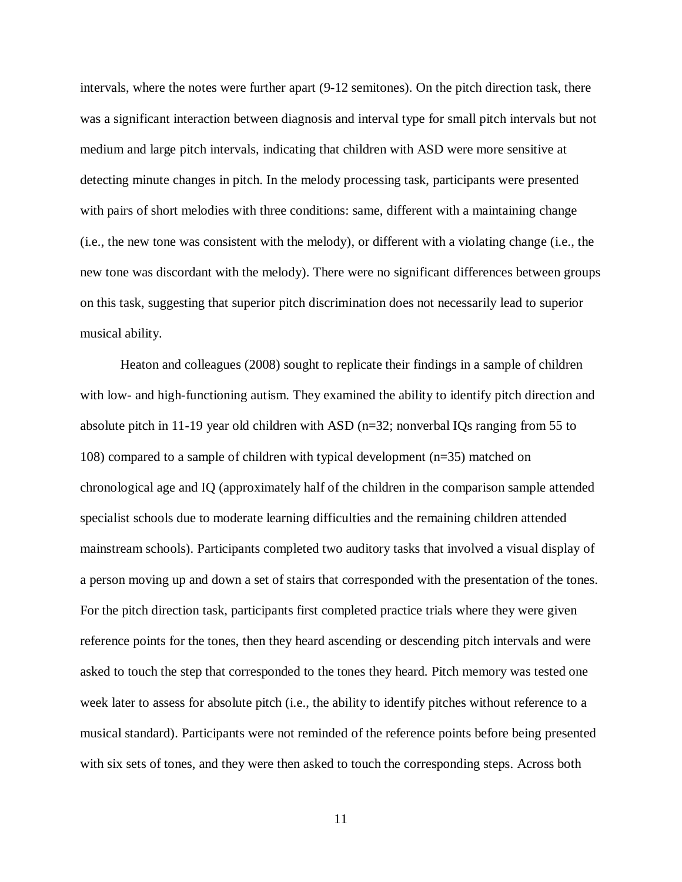intervals, where the notes were further apart (9-12 semitones). On the pitch direction task, there was a significant interaction between diagnosis and interval type for small pitch intervals but not medium and large pitch intervals, indicating that children with ASD were more sensitive at detecting minute changes in pitch. In the melody processing task, participants were presented with pairs of short melodies with three conditions: same, different with a maintaining change (i.e., the new tone was consistent with the melody), or different with a violating change (i.e., the new tone was discordant with the melody). There were no significant differences between groups on this task, suggesting that superior pitch discrimination does not necessarily lead to superior musical ability.

Heaton and colleagues (2008) sought to replicate their findings in a sample of children with low- and high-functioning autism. They examined the ability to identify pitch direction and absolute pitch in 11-19 year old children with ASD (n=32; nonverbal IQs ranging from 55 to 108) compared to a sample of children with typical development (n=35) matched on chronological age and IQ (approximately half of the children in the comparison sample attended specialist schools due to moderate learning difficulties and the remaining children attended mainstream schools). Participants completed two auditory tasks that involved a visual display of a person moving up and down a set of stairs that corresponded with the presentation of the tones. For the pitch direction task, participants first completed practice trials where they were given reference points for the tones, then they heard ascending or descending pitch intervals and were asked to touch the step that corresponded to the tones they heard. Pitch memory was tested one week later to assess for absolute pitch (i.e., the ability to identify pitches without reference to a musical standard). Participants were not reminded of the reference points before being presented with six sets of tones, and they were then asked to touch the corresponding steps. Across both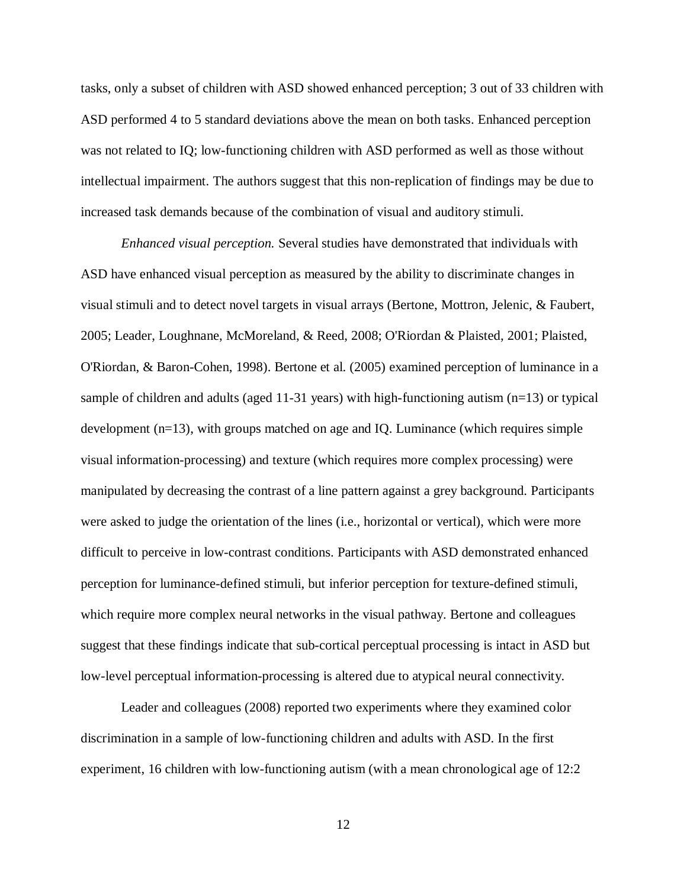tasks, only a subset of children with ASD showed enhanced perception; 3 out of 33 children with ASD performed 4 to 5 standard deviations above the mean on both tasks. Enhanced perception was not related to IQ; low-functioning children with ASD performed as well as those without intellectual impairment. The authors suggest that this non-replication of findings may be due to increased task demands because of the combination of visual and auditory stimuli.

*Enhanced visual perception.* Several studies have demonstrated that individuals with ASD have enhanced visual perception as measured by the ability to discriminate changes in visual stimuli and to detect novel targets in visual arrays (Bertone, Mottron, Jelenic, & Faubert, 2005; Leader, Loughnane, McMoreland, & Reed, 2008; O'Riordan & Plaisted, 2001; Plaisted, O'Riordan, & Baron-Cohen, 1998). Bertone et al. (2005) examined perception of luminance in a sample of children and adults (aged 11-31 years) with high-functioning autism (n=13) or typical development (n=13), with groups matched on age and IQ. Luminance (which requires simple visual information-processing) and texture (which requires more complex processing) were manipulated by decreasing the contrast of a line pattern against a grey background. Participants were asked to judge the orientation of the lines (i.e., horizontal or vertical), which were more difficult to perceive in low-contrast conditions. Participants with ASD demonstrated enhanced perception for luminance-defined stimuli, but inferior perception for texture-defined stimuli, which require more complex neural networks in the visual pathway. Bertone and colleagues suggest that these findings indicate that sub-cortical perceptual processing is intact in ASD but low-level perceptual information-processing is altered due to atypical neural connectivity.

Leader and colleagues (2008) reported two experiments where they examined color discrimination in a sample of low-functioning children and adults with ASD. In the first experiment, 16 children with low-functioning autism (with a mean chronological age of 12:2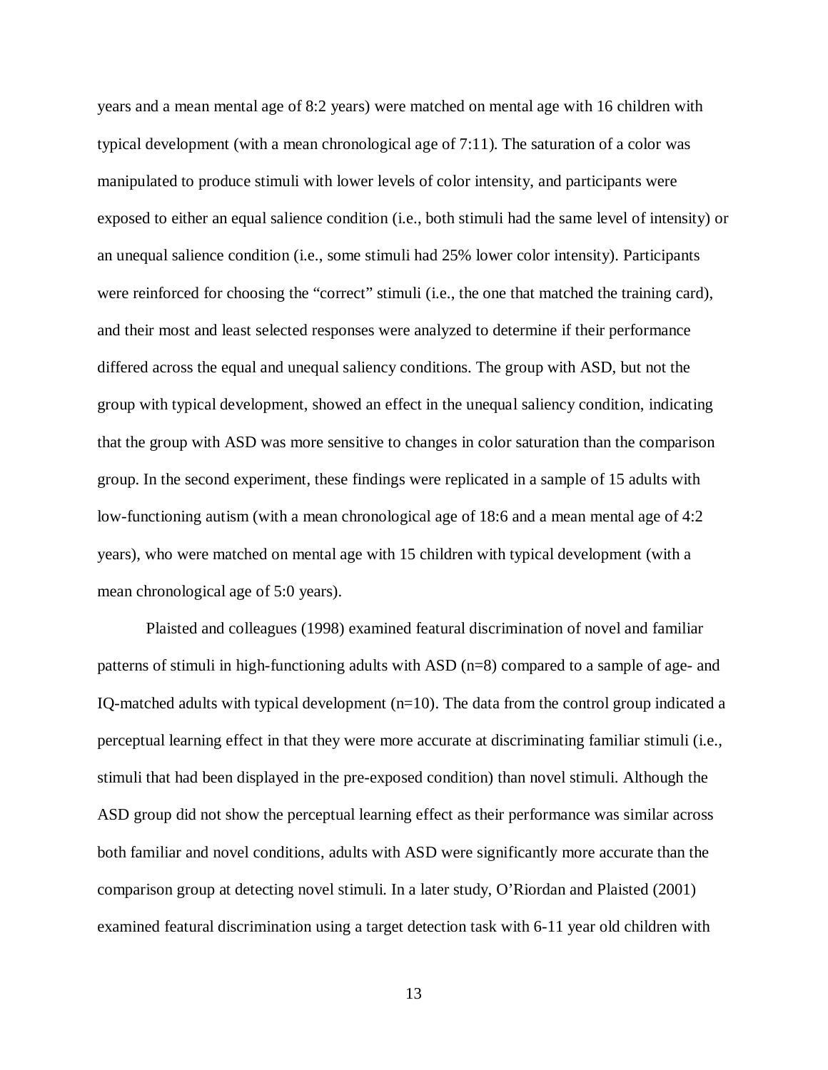years and a mean mental age of 8:2 years) were matched on mental age with 16 children with typical development (with a mean chronological age of 7:11). The saturation of a color was manipulated to produce stimuli with lower levels of color intensity, and participants were exposed to either an equal salience condition (i.e., both stimuli had the same level of intensity) or an unequal salience condition (i.e., some stimuli had 25% lower color intensity). Participants were reinforced for choosing the "correct" stimuli (i.e., the one that matched the training card), and their most and least selected responses were analyzed to determine if their performance differed across the equal and unequal saliency conditions. The group with ASD, but not the group with typical development, showed an effect in the unequal saliency condition, indicating that the group with ASD was more sensitive to changes in color saturation than the comparison group. In the second experiment, these findings were replicated in a sample of 15 adults with low-functioning autism (with a mean chronological age of 18:6 and a mean mental age of 4:2 years), who were matched on mental age with 15 children with typical development (with a mean chronological age of 5:0 years).

Plaisted and colleagues (1998) examined featural discrimination of novel and familiar patterns of stimuli in high-functioning adults with ASD (n=8) compared to a sample of age- and IQ-matched adults with typical development (n=10). The data from the control group indicated a perceptual learning effect in that they were more accurate at discriminating familiar stimuli (i.e., stimuli that had been displayed in the pre-exposed condition) than novel stimuli. Although the ASD group did not show the perceptual learning effect as their performance was similar across both familiar and novel conditions, adults with ASD were significantly more accurate than the comparison group at detecting novel stimuli. In a later study, O'Riordan and Plaisted (2001) examined featural discrimination using a target detection task with 6-11 year old children with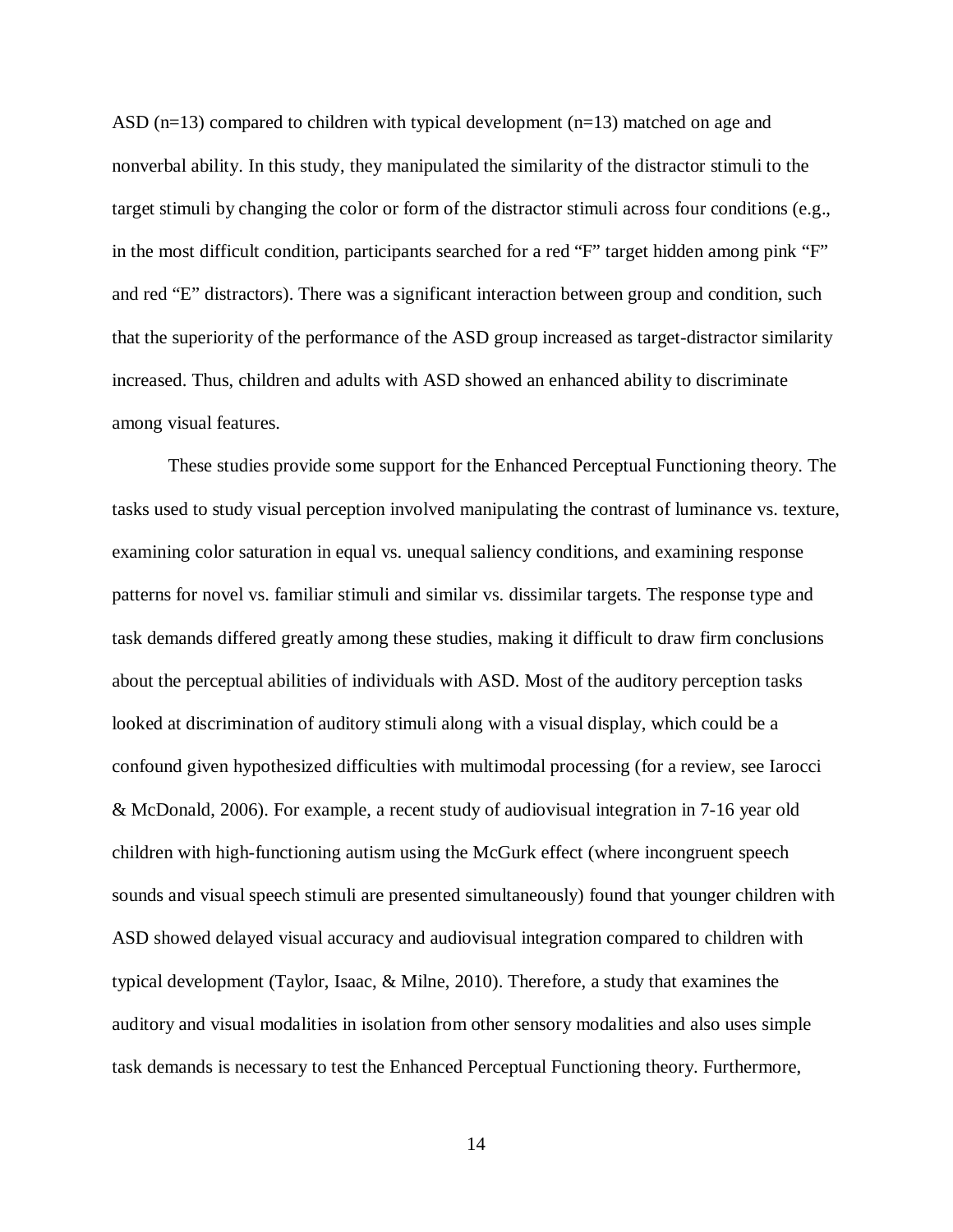ASD (n=13) compared to children with typical development (n=13) matched on age and nonverbal ability. In this study, they manipulated the similarity of the distractor stimuli to the target stimuli by changing the color or form of the distractor stimuli across four conditions (e.g., in the most difficult condition, participants searched for a red "F" target hidden among pink "F" and red "E" distractors). There was a significant interaction between group and condition, such that the superiority of the performance of the ASD group increased as target-distractor similarity increased. Thus, children and adults with ASD showed an enhanced ability to discriminate among visual features.

These studies provide some support for the Enhanced Perceptual Functioning theory. The tasks used to study visual perception involved manipulating the contrast of luminance vs. texture, examining color saturation in equal vs. unequal saliency conditions, and examining response patterns for novel vs. familiar stimuli and similar vs. dissimilar targets. The response type and task demands differed greatly among these studies, making it difficult to draw firm conclusions about the perceptual abilities of individuals with ASD. Most of the auditory perception tasks looked at discrimination of auditory stimuli along with a visual display, which could be a confound given hypothesized difficulties with multimodal processing (for a review, see Iarocci & McDonald, 2006). For example, a recent study of audiovisual integration in 7-16 year old children with high-functioning autism using the McGurk effect (where incongruent speech sounds and visual speech stimuli are presented simultaneously) found that younger children with ASD showed delayed visual accuracy and audiovisual integration compared to children with typical development (Taylor, Isaac, & Milne, 2010). Therefore, a study that examines the auditory and visual modalities in isolation from other sensory modalities and also uses simple task demands is necessary to test the Enhanced Perceptual Functioning theory. Furthermore,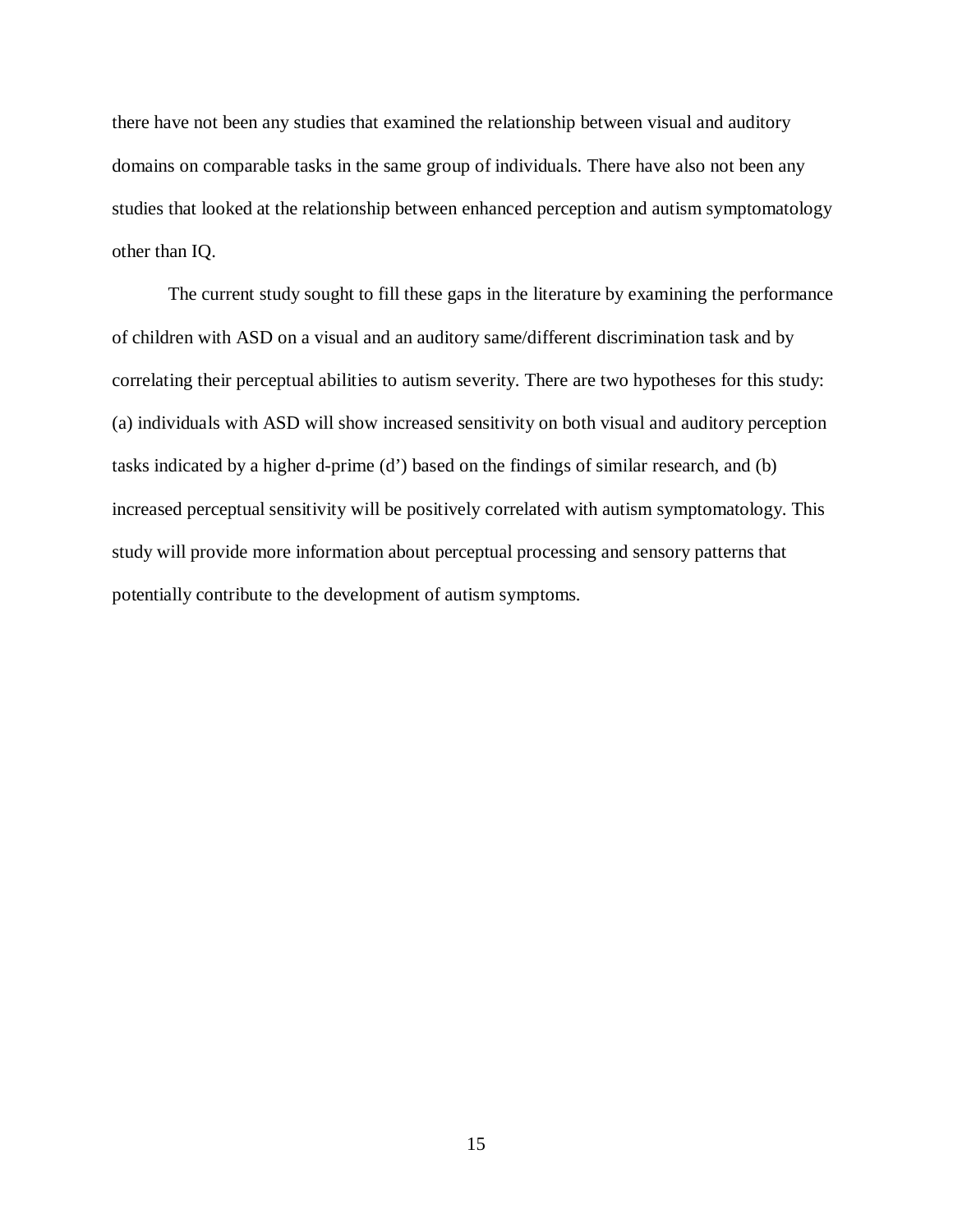there have not been any studies that examined the relationship between visual and auditory domains on comparable tasks in the same group of individuals. There have also not been any studies that looked at the relationship between enhanced perception and autism symptomatology other than IQ.

The current study sought to fill these gaps in the literature by examining the performance of children with ASD on a visual and an auditory same/different discrimination task and by correlating their perceptual abilities to autism severity. There are two hypotheses for this study: (a) individuals with ASD will show increased sensitivity on both visual and auditory perception tasks indicated by a higher d-prime (d') based on the findings of similar research, and (b) increased perceptual sensitivity will be positively correlated with autism symptomatology. This study will provide more information about perceptual processing and sensory patterns that potentially contribute to the development of autism symptoms.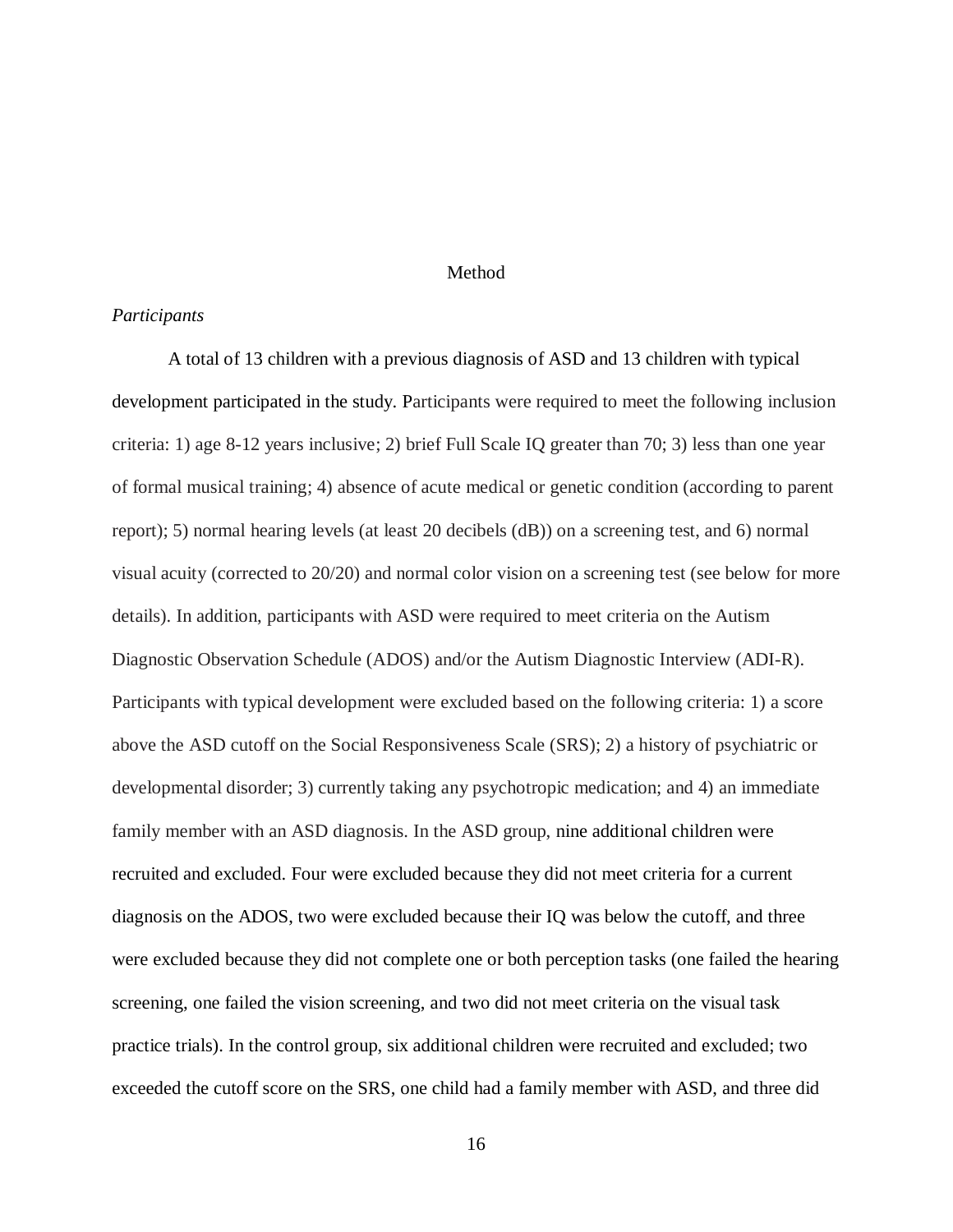# Method

*Participants*

A total of 13 children with a previous diagnosis of ASD and 13 children with typical development participated in the study. Participants were required to meet the following inclusion criteria: 1) age 8-12 years inclusive; 2) brief Full Scale IQ greater than 70; 3) less than one year of formal musical training; 4) absence of acute medical or genetic condition (according to parent report); 5) normal hearing levels (at least 20 decibels (dB)) on a screening test, and 6) normal visual acuity (corrected to 20/20) and normal color vision on a screening test (see below for more details). In addition, participants with ASD were required to meet criteria on the Autism Diagnostic Observation Schedule (ADOS) and/or the Autism Diagnostic Interview (ADI-R). Participants with typical development were excluded based on the following criteria: 1) a score above the ASD cutoff on the Social Responsiveness Scale (SRS); 2) a history of psychiatric or developmental disorder; 3) currently taking any psychotropic medication; and 4) an immediate family member with an ASD diagnosis. In the ASD group, nine additional children were recruited and excluded. Four were excluded because they did not meet criteria for a current diagnosis on the ADOS, two were excluded because their IQ was below the cutoff, and three were excluded because they did not complete one or both perception tasks (one failed the hearing screening, one failed the vision screening, and two did not meet criteria on the visual task practice trials). In the control group, six additional children were recruited and excluded; two exceeded the cutoff score on the SRS, one child had a family member with ASD, and three did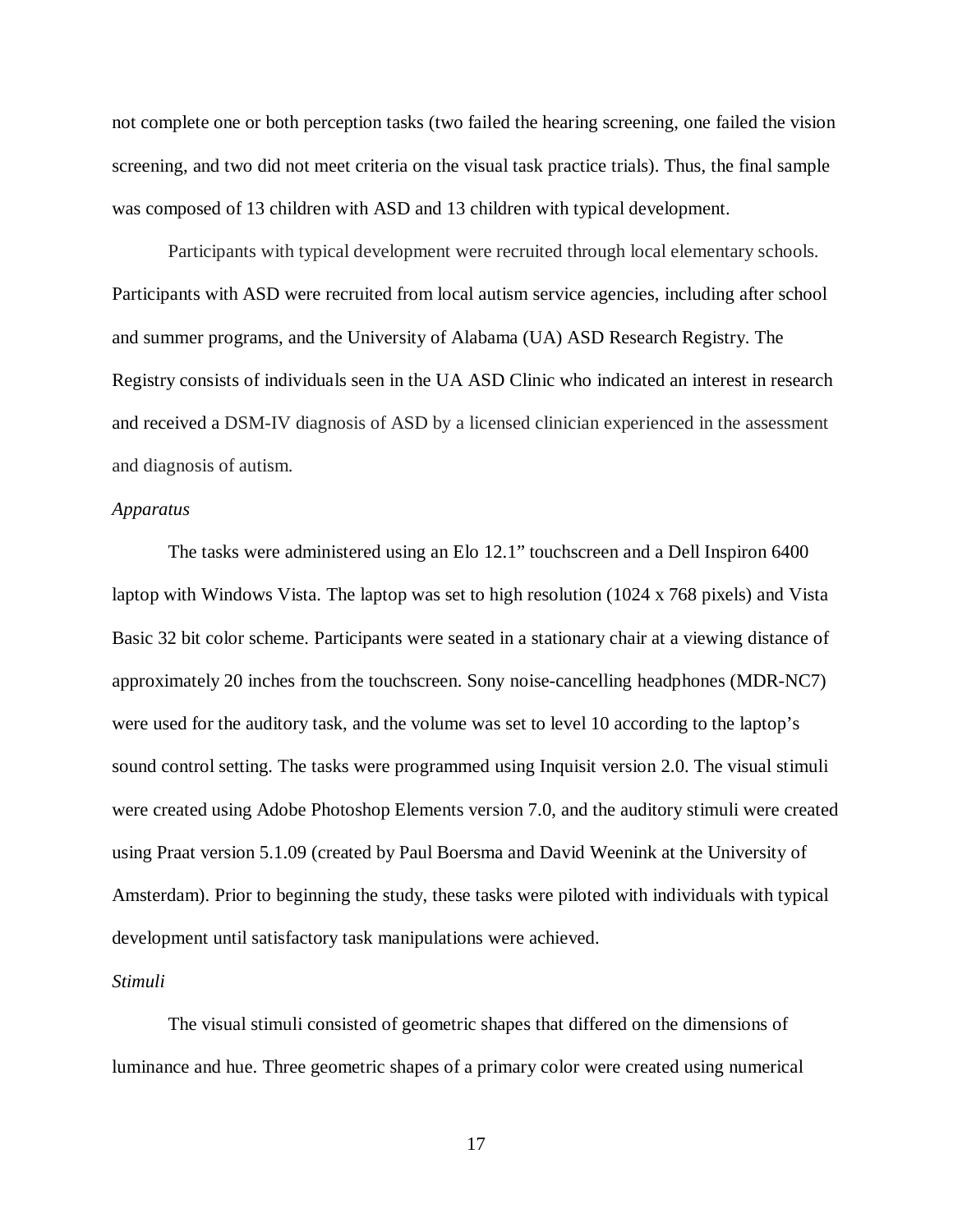not complete one or both perception tasks (two failed the hearing screening, one failed the vision screening, and two did not meet criteria on the visual task practice trials). Thus, the final sample was composed of 13 children with ASD and 13 children with typical development.

Participants with typical development were recruited through local elementary schools. Participants with ASD were recruited from local autism service agencies, including after school and summer programs, and the University of Alabama (UA) ASD Research Registry. The Registry consists of individuals seen in the UA ASD Clinic who indicated an interest in research and received a DSM-IV diagnosis of ASD by a licensed clinician experienced in the assessment and diagnosis of autism.

*Apparatus*

The tasks were administered using an Elo 12.1" touchscreen and a Dell Inspiron 6400 laptop with Windows Vista. The laptop was set to high resolution (1024 x 768 pixels) and Vista Basic 32 bit color scheme. Participants were seated in a stationary chair at a viewing distance of approximately 20 inches from the touchscreen. Sony noise-cancelling headphones (MDR-NC7) were used for the auditory task, and the volume was set to level 10 according to the laptop's sound control setting. The tasks were programmed using Inquisit version 2.0. The visual stimuli were created using Adobe Photoshop Elements version 7.0, and the auditory stimuli were created using Praat version 5.1.09 (created by Paul Boersma and David Weenink at the University of Amsterdam). Prior to beginning the study, these tasks were piloted with individuals with typical development until satisfactory task manipulations were achieved.

*Stimuli*

The visual stimuli consisted of geometric shapes that differed on the dimensions of luminance and hue. Three geometric shapes of a primary color were created using numerical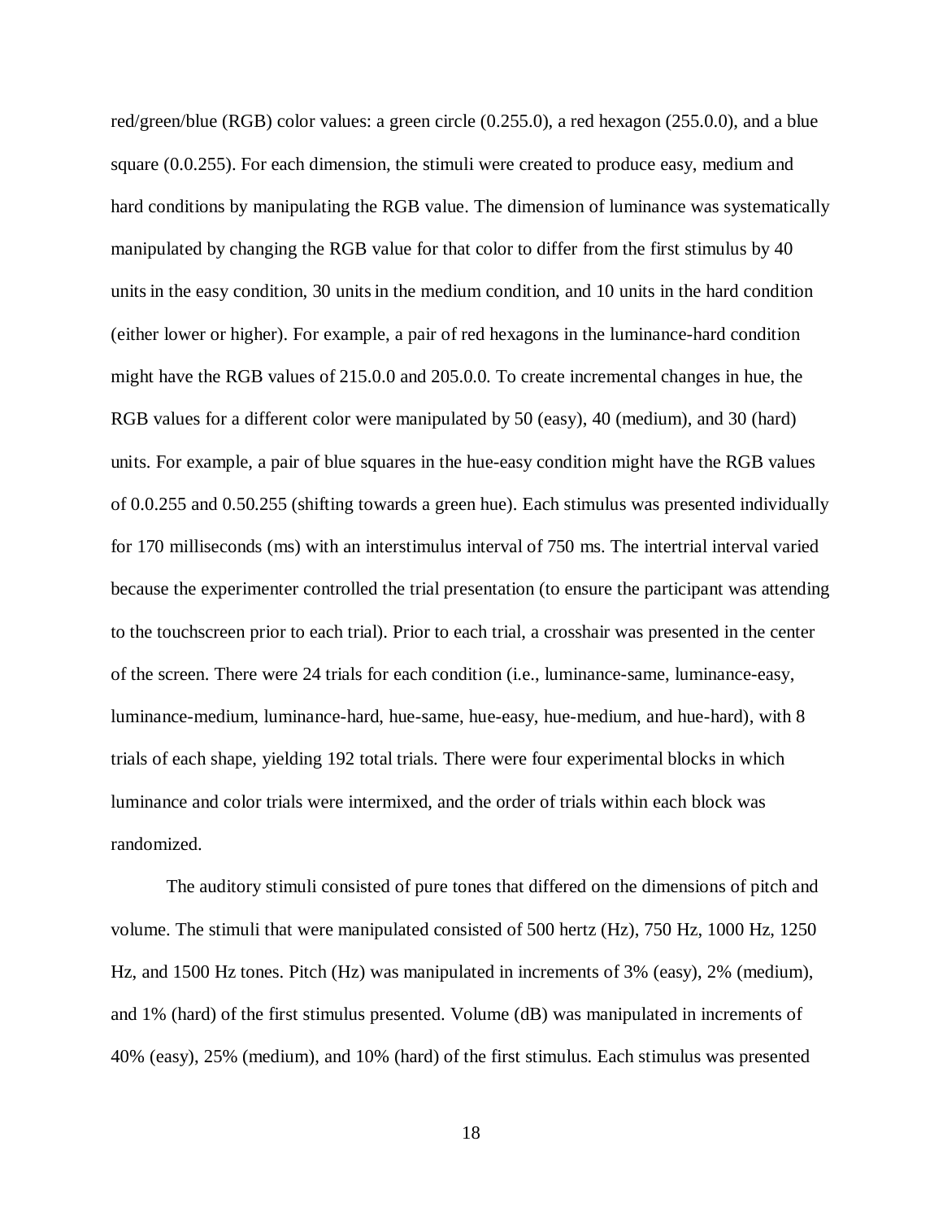red/green/blue (RGB) color values: a green circle (0.255.0), a red hexagon (255.0.0), and a blue square (0.0.255). For each dimension, the stimuli were created to produce easy, medium and hard conditions by manipulating the RGB value. The dimension of luminance was systematically manipulated by changing the RGB value for that color to differ from the first stimulus by 40 units in the easy condition, 30 units in the medium condition, and 10 units in the hard condition (either lower or higher). For example, a pair of red hexagons in the luminance-hard condition might have the RGB values of 215.0.0 and 205.0.0. To create incremental changes in hue, the RGB values for a different color were manipulated by 50 (easy), 40 (medium), and 30 (hard) units. For example, a pair of blue squares in the hue-easy condition might have the RGB values of 0.0.255 and 0.50.255 (shifting towards a green hue). Each stimulus was presented individually for 170 milliseconds (ms) with an interstimulus interval of 750 ms. The intertrial interval varied because the experimenter controlled the trial presentation (to ensure the participant was attending to the touchscreen prior to each trial). Prior to each trial, a crosshair was presented in the center of the screen. There were 24 trials for each condition (i.e., luminance-same, luminance-easy, luminance-medium, luminance-hard, hue-same, hue-easy, hue-medium, and hue-hard), with 8 trials of each shape, yielding 192 total trials. There were four experimental blocks in which luminance and color trials were intermixed, and the order of trials within each block was randomized.

The auditory stimuli consisted of pure tones that differed on the dimensions of pitch and volume. The stimuli that were manipulated consisted of 500 hertz (Hz), 750 Hz, 1000 Hz, 1250 Hz, and 1500 Hz tones. Pitch (Hz) was manipulated in increments of 3% (easy), 2% (medium), and 1% (hard) of the first stimulus presented. Volume (dB) was manipulated in increments of 40% (easy), 25% (medium), and 10% (hard) of the first stimulus. Each stimulus was presented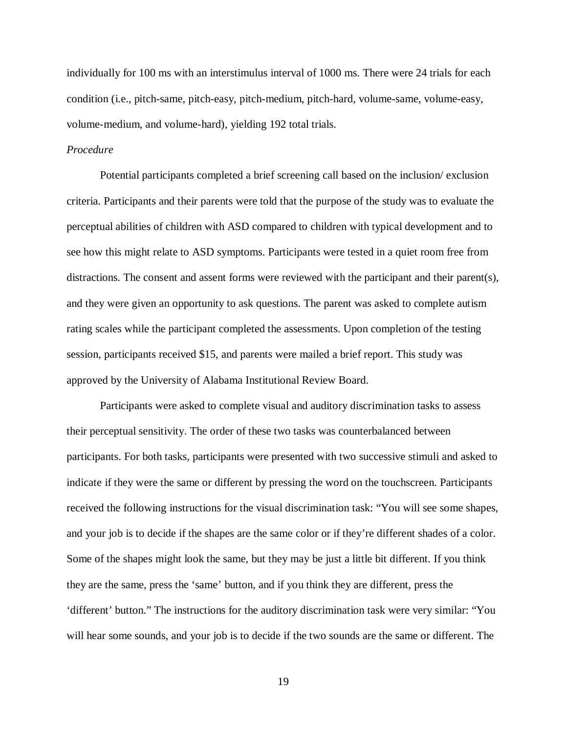individually for 100 ms with an interstimulus interval of 1000 ms. There were 24 trials for each condition (i.e., pitch-same, pitch-easy, pitch-medium, pitch-hard, volume-same, volume-easy, volume-medium, and volume-hard), yielding 192 total trials.

*Procedure*

Potential participants completed a brief screening call based on the inclusion/ exclusion criteria. Participants and their parents were told that the purpose of the study was to evaluate the perceptual abilities of children with ASD compared to children with typical development and to see how this might relate to ASD symptoms. Participants were tested in a quiet room free from distractions. The consent and assent forms were reviewed with the participant and their parent(s), and they were given an opportunity to ask questions. The parent was asked to complete autism rating scales while the participant completed the assessments. Upon completion of the testing session, participants received $15, and parents were mailed a brief report. This study was approved by the University of Alabama Institutional Review Board.

Participants were asked to complete visual and auditory discrimination tasks to assess their perceptual sensitivity. The order of these two tasks was counterbalanced between participants. For both tasks, participants were presented with two successive stimuli and asked to indicate if they were the same or different by pressing the word on the touchscreen. Participants received the following instructions for the visual discrimination task: "You will see some shapes, and your job is to decide if the shapes are the same color or if they're different shades of a color. Some of the shapes might look the same, but they may be just a little bit different. If you think they are the same, press the 'same' button, and if you think they are different, press the 'different' button." The instructions for the auditory discrimination task were very similar: "You will hear some sounds, and your job is to decide if the two sounds are the same or different. The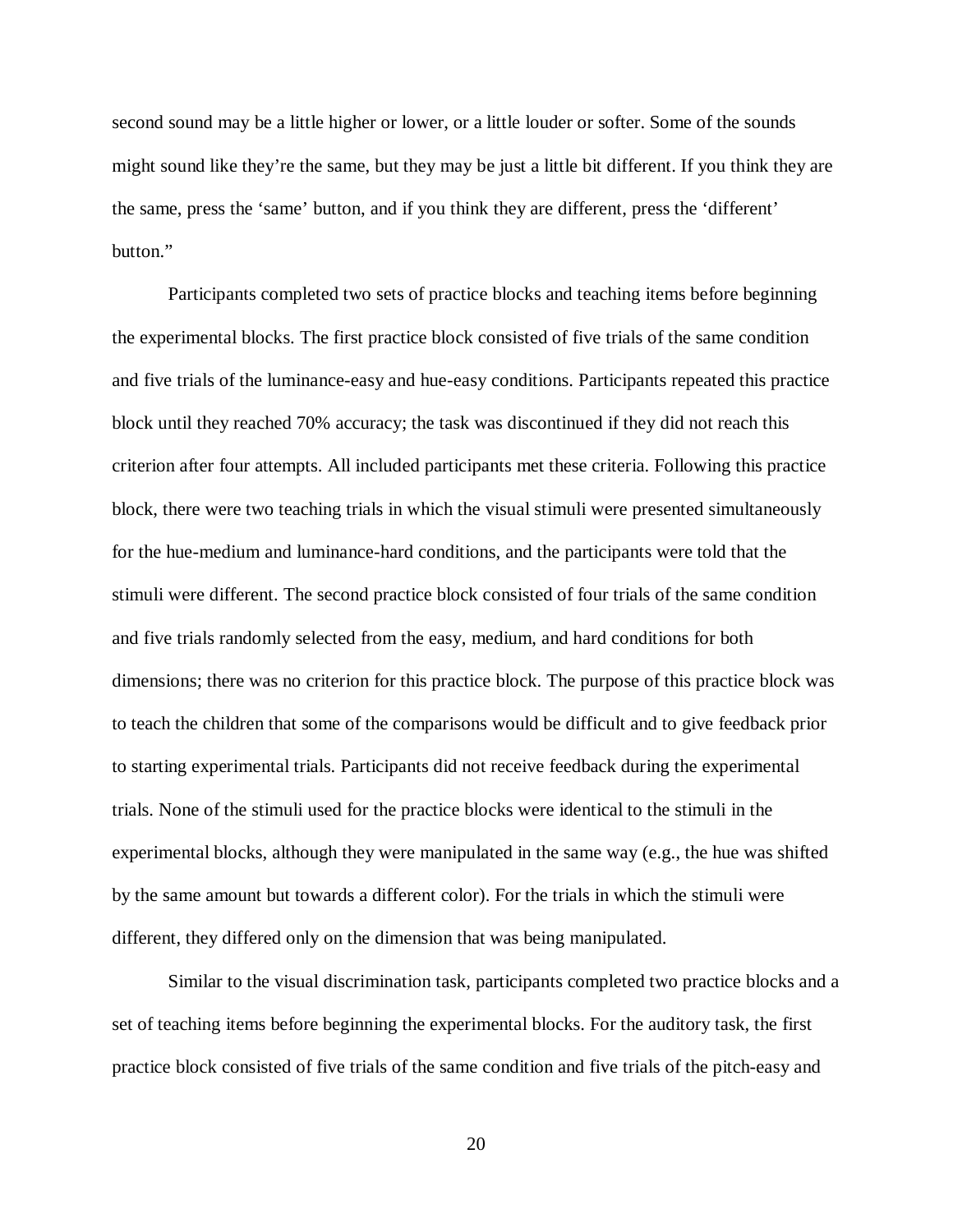second sound may be a little higher or lower, or a little louder or softer. Some of the sounds might sound like they're the same, but they may be just a little bit different. If you think they are the same, press the 'same' button, and if you think they are different, press the 'different' button."

Participants completed two sets of practice blocks and teaching items before beginning the experimental blocks. The first practice block consisted of five trials of the same condition and five trials of the luminance-easy and hue-easy conditions. Participants repeated this practice block until they reached 70% accuracy; the task was discontinued if they did not reach this criterion after four attempts. All included participants met these criteria. Following this practice block, there were two teaching trials in which the visual stimuli were presented simultaneously for the hue-medium and luminance-hard conditions, and the participants were told that the stimuli were different. The second practice block consisted of four trials of the same condition and five trials randomly selected from the easy, medium, and hard conditions for both dimensions; there was no criterion for this practice block. The purpose of this practice block was to teach the children that some of the comparisons would be difficult and to give feedback prior to starting experimental trials. Participants did not receive feedback during the experimental trials. None of the stimuli used for the practice blocks were identical to the stimuli in the experimental blocks, although they were manipulated in the same way (e.g., the hue was shifted by the same amount but towards a different color). For the trials in which the stimuli were different, they differed only on the dimension that was being manipulated.

Similar to the visual discrimination task, participants completed two practice blocks and a set of teaching items before beginning the experimental blocks. For the auditory task, the first practice block consisted of five trials of the same condition and five trials of the pitch-easy and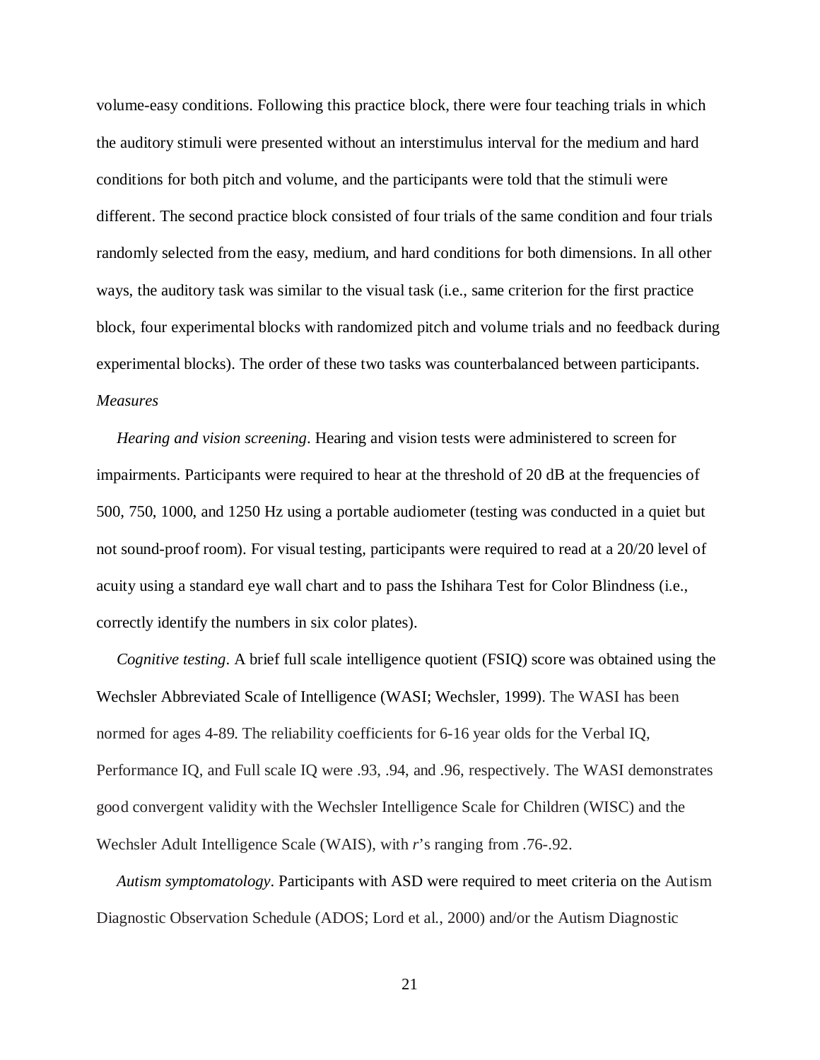volume-easy conditions. Following this practice block, there were four teaching trials in which the auditory stimuli were presented without an interstimulus interval for the medium and hard conditions for both pitch and volume, and the participants were told that the stimuli were different. The second practice block consisted of four trials of the same condition and four trials randomly selected from the easy, medium, and hard conditions for both dimensions. In all other ways, the auditory task was similar to the visual task (i.e., same criterion for the first practice block, four experimental blocks with randomized pitch and volume trials and no feedback during experimental blocks). The order of these two tasks was counterbalanced between participants.

*Measures*

*Hearing and vision screening*. Hearing and vision tests were administered to screen for impairments. Participants were required to hear at the threshold of 20 dB at the frequencies of 500, 750, 1000, and 1250 Hz using a portable audiometer (testing was conducted in a quiet but not sound-proof room). For visual testing, participants were required to read at a 20/20 level of acuity using a standard eye wall chart and to pass the Ishihara Test for Color Blindness (i.e., correctly identify the numbers in six color plates).

*Cognitive testing*. A brief full scale intelligence quotient (FSIQ) score was obtained using the Wechsler Abbreviated Scale of Intelligence (WASI; Wechsler, 1999). The WASI has been normed for ages 4-89. The reliability coefficients for 6-16 year olds for the Verbal IQ, Performance IQ, and Full scale IQ were .93, .94, and .96, respectively. The WASI demonstrates good convergent validity with the Wechsler Intelligence Scale for Children (WISC) and the Wechsler Adult Intelligence Scale (WAIS), with *r*'s ranging from .76-.92.

*Autism symptomatology*. Participants with ASD were required to meet criteria on the Autism Diagnostic Observation Schedule (ADOS; Lord et al., 2000) and/or the Autism Diagnostic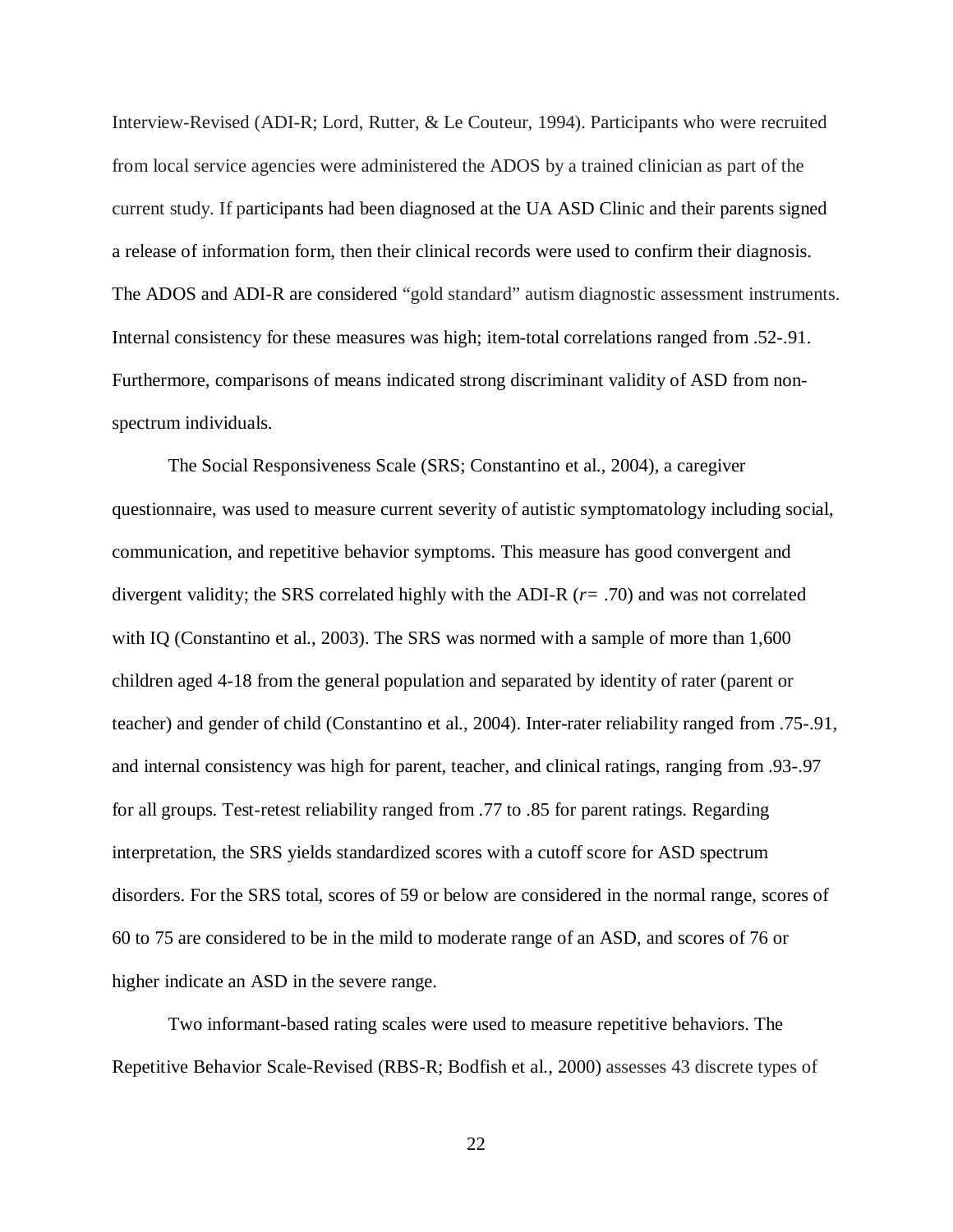Interview-Revised (ADI-R; Lord, Rutter, & Le Couteur, 1994). Participants who were recruited from local service agencies were administered the ADOS by a trained clinician as part of the current study. If participants had been diagnosed at the UA ASD Clinic and their parents signed a release of information form, then their clinical records were used to confirm their diagnosis. The ADOS and ADI-R are considered "gold standard" autism diagnostic assessment instruments. Internal consistency for these measures was high; item-total correlations ranged from .52-.91. Furthermore, comparisons of means indicated strong discriminant validity of ASD from non-spectrum individuals.

The Social Responsiveness Scale (SRS; Constantino et al., 2004), a caregiver questionnaire, was used to measure current severity of autistic symptomatology including social, communication, and repetitive behavior symptoms. This measure has good convergent and divergent validity; the SRS correlated highly with the ADI-R ($r = .70$) and was not correlated with IQ (Constantino et al., 2003). The SRS was normed with a sample of more than 1,600 children aged 4-18 from the general population and separated by identity of rater (parent or teacher) and gender of child (Constantino et al., 2004). Inter-rater reliability ranged from .75-.91, and internal consistency was high for parent, teacher, and clinical ratings, ranging from .93-.97 for all groups. Test-retest reliability ranged from .77 to .85 for parent ratings. Regarding interpretation, the SRS yields standardized scores with a cutoff score for ASD spectrum disorders. For the SRS total, scores of 59 or below are considered in the normal range, scores of 60 to 75 are considered to be in the mild to moderate range of an ASD, and scores of 76 or higher indicate an ASD in the severe range.

Two informant-based rating scales were used to measure repetitive behaviors. The Repetitive Behavior Scale-Revised (RBS-R; Bodfish et al., 2000) assesses 43 discrete types of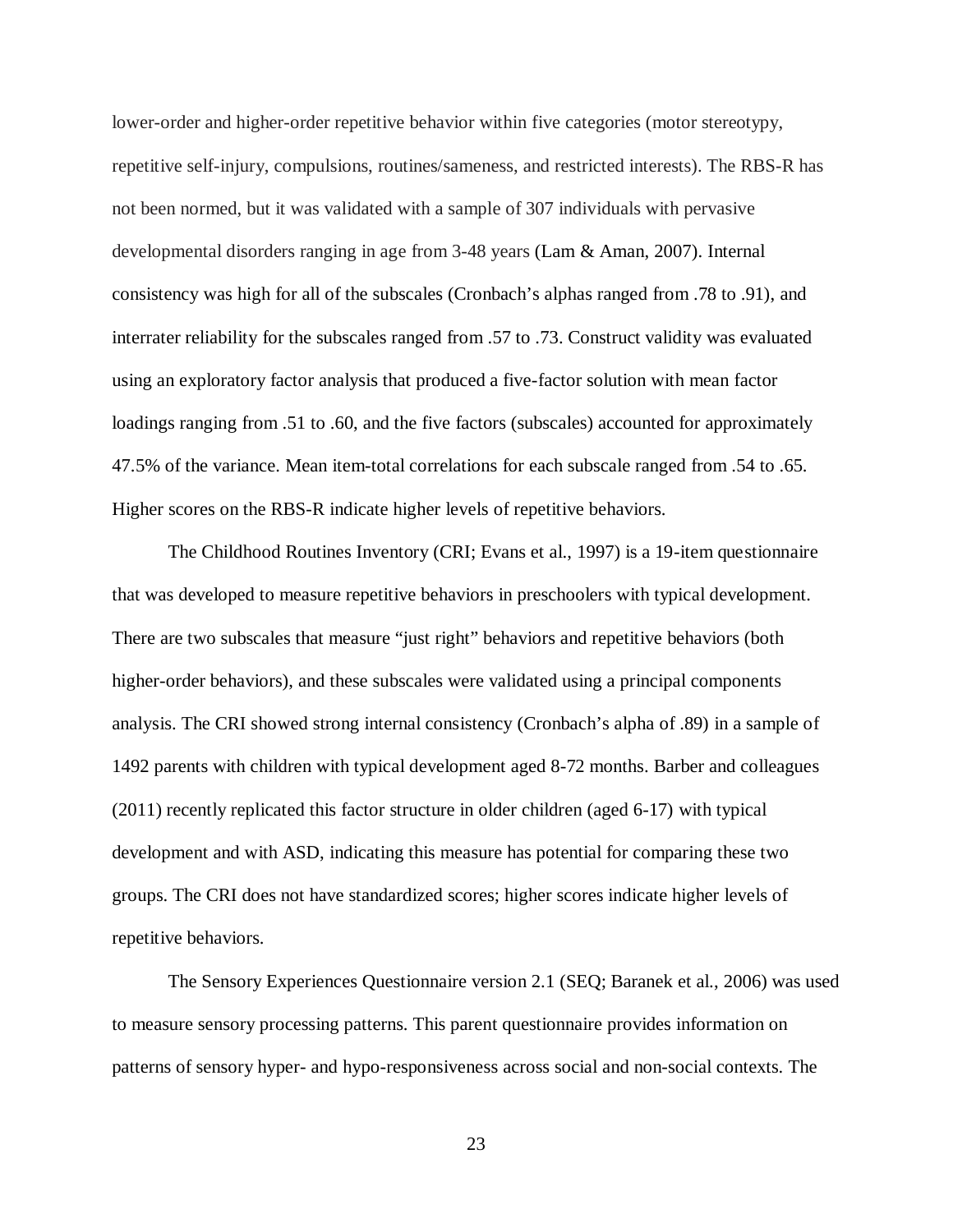lower-order and higher-order repetitive behavior within five categories (motor stereotypy, repetitive self-injury, compulsions, routines/sameness, and restricted interests). The RBS-R has not been normed, but it was validated with a sample of 307 individuals with pervasive developmental disorders ranging in age from 3-48 years (Lam & Aman, 2007). Internal consistency was high for all of the subscales (Cronbach's alphas ranged from .78 to .91), and interrater reliability for the subscales ranged from .57 to .73. Construct validity was evaluated using an exploratory factor analysis that produced a five-factor solution with mean factor loadings ranging from .51 to .60, and the five factors (subscales) accounted for approximately 47.5% of the variance. Mean item-total correlations for each subscale ranged from .54 to .65. Higher scores on the RBS-R indicate higher levels of repetitive behaviors.

The Childhood Routines Inventory (CRI; Evans et al., 1997) is a 19-item questionnaire that was developed to measure repetitive behaviors in preschoolers with typical development. There are two subscales that measure "just right" behaviors and repetitive behaviors (both higher-order behaviors), and these subscales were validated using a principal components analysis. The CRI showed strong internal consistency (Cronbach's alpha of .89) in a sample of 1492 parents with children with typical development aged 8-72 months. Barber and colleagues (2011) recently replicated this factor structure in older children (aged 6-17) with typical development and with ASD, indicating this measure has potential for comparing these two groups. The CRI does not have standardized scores; higher scores indicate higher levels of repetitive behaviors.

The Sensory Experiences Questionnaire version 2.1 (SEQ; Baranek et al., 2006) was used to measure sensory processing patterns. This parent questionnaire provides information on patterns of sensory hyper- and hypo-responsiveness across social and non-social contexts. The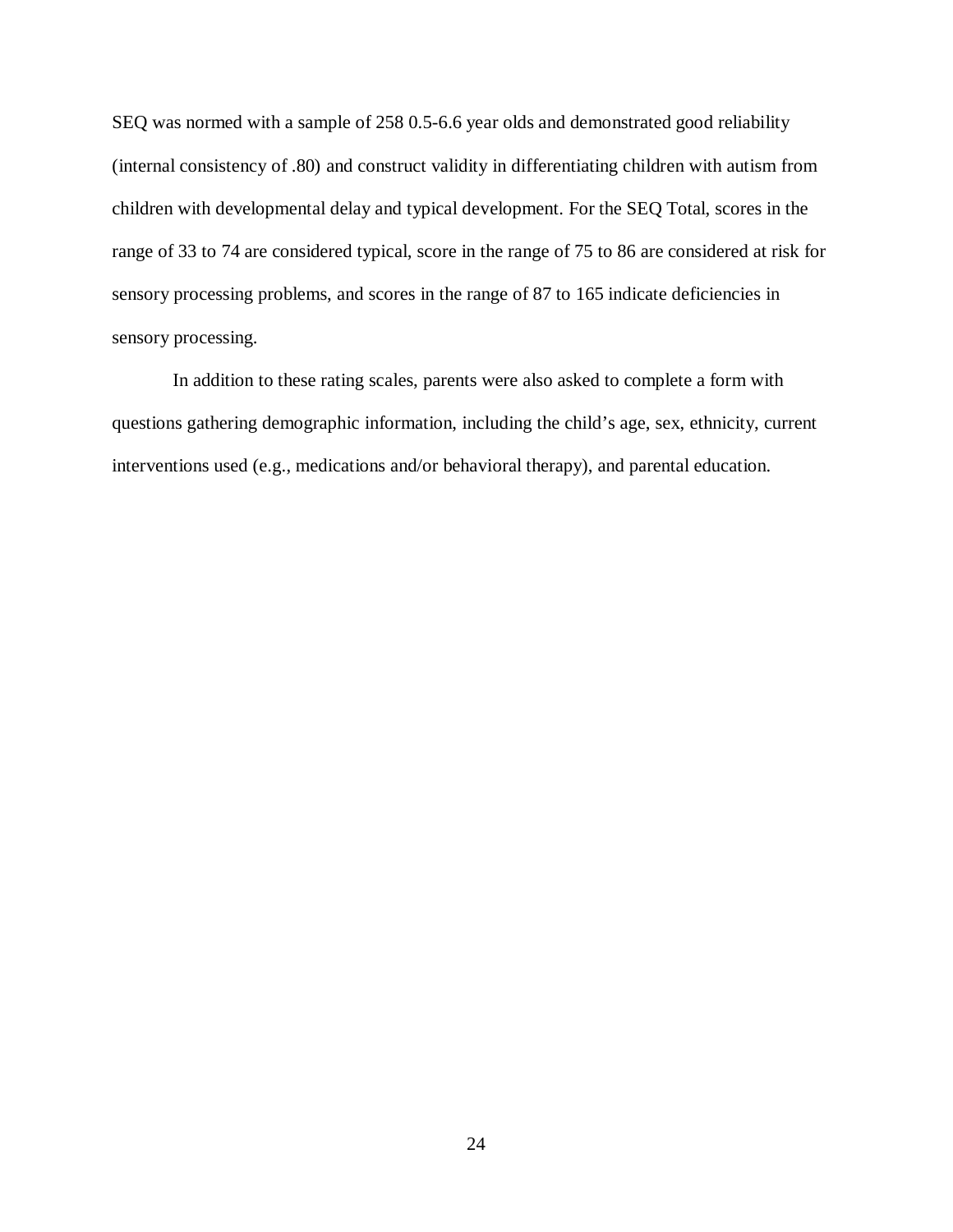SEQ was normed with a sample of 258 0.5-6.6 year olds and demonstrated good reliability (internal consistency of .80) and construct validity in differentiating children with autism from children with developmental delay and typical development. For the SEQ Total, scores in the range of 33 to 74 are considered typical, score in the range of 75 to 86 are considered at risk for sensory processing problems, and scores in the range of 87 to 165 indicate deficiencies in sensory processing.

In addition to these rating scales, parents were also asked to complete a form with questions gathering demographic information, including the child's age, sex, ethnicity, current interventions used (e.g., medications and/or behavioral therapy), and parental education.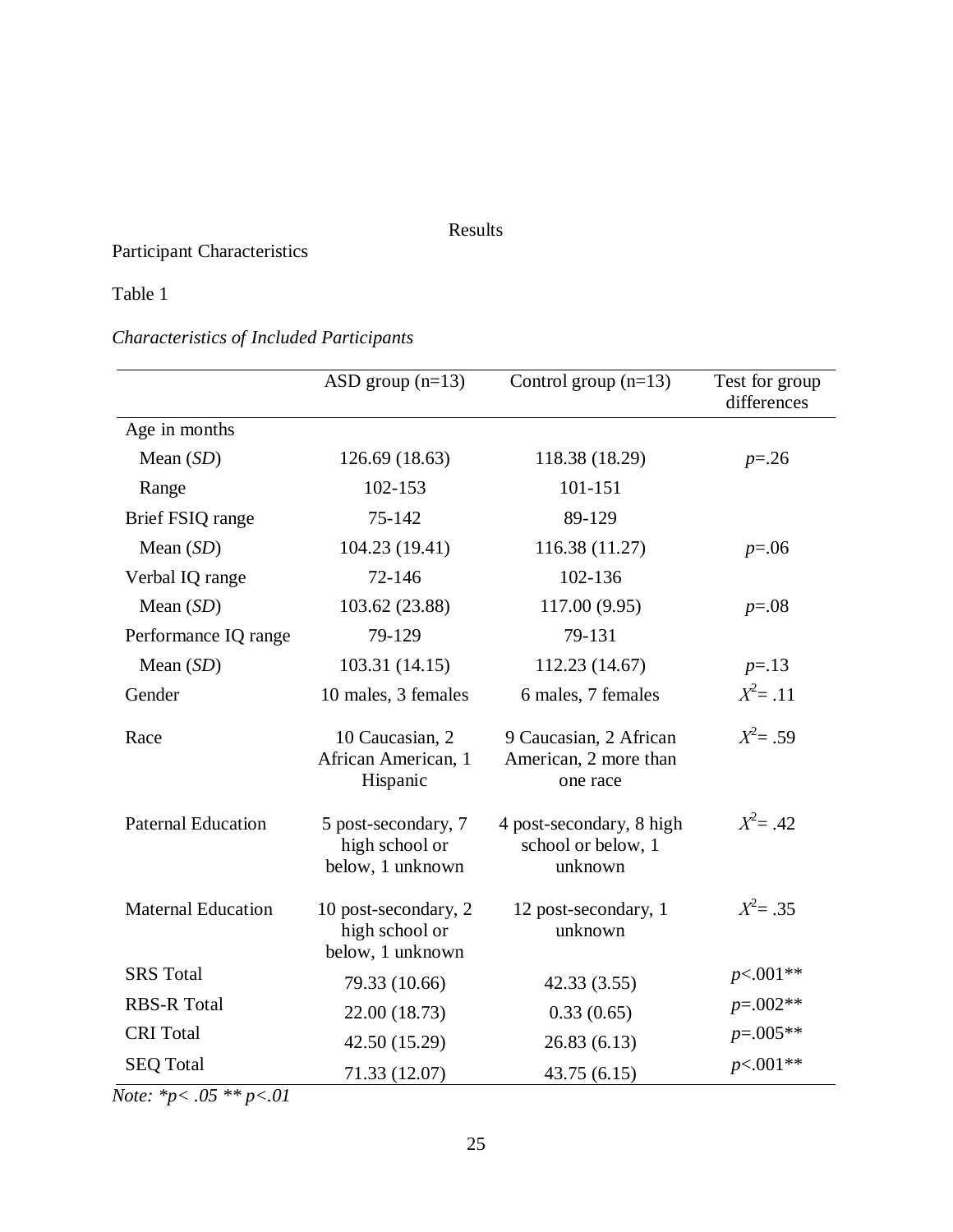# Results

## Participant Characteristics

Table 1

*Characteristics of Included Participants*

| | ASD group (n=13) | Control group (n=13) | Test for group differences |
|---|---|---|---|
| Age in months | | | |
| Mean (*SD*) | 126.69 (18.63) | 118.38 (18.29) | $p$=.26 |
| Range | 102-153 | 101-151 | |
| Brief FSIQ range | 75-142 | 89-129 | |
| Mean (*SD*) | 104.23 (19.41) | 116.38 (11.27) | $p$=.06 |
| Verbal IQ range | 72-146 | 102-136 | |
| Mean (*SD*) | 103.62 (23.88) | 117.00 (9.95) | $p$=.08 |
| Performance IQ range | 79-129 | 79-131 | |
| Mean (*SD*) | 103.31 (14.15) | 112.23 (14.67) | $p$=.13 |
| Gender | 10 males, 3 females | 6 males, 7 females | $X^2$= .11 |
| Race | 10 Caucasian, 2 African American, 1 Hispanic | 9 Caucasian, 2 African American, 2 more than one race | $X^2$= .59 |
| Paternal Education | 5 post-secondary, 7 high school or below, 1 unknown | 4 post-secondary, 8 high school or below, 1 unknown | $X^2$= .42 |
| Maternal Education | 10 post-secondary, 2 high school or below, 1 unknown | 12 post-secondary, 1 unknown | $X^2$= .35 |
| SRS Total | 79.33 (10.66) | 42.33 (3.55) | $p$<.001** |
| RBS-R Total | 22.00 (18.73) | 0.33 (0.65) | $p$=.002** |
| CRI Total | 42.50 (15.29) | 26.83 (6.13) | $p$=.005** |
| SEQ Total | 71.33 (12.07) | 43.75 (6.15) | $p$<.001** |

*Note: *p< .05 ** p<.01*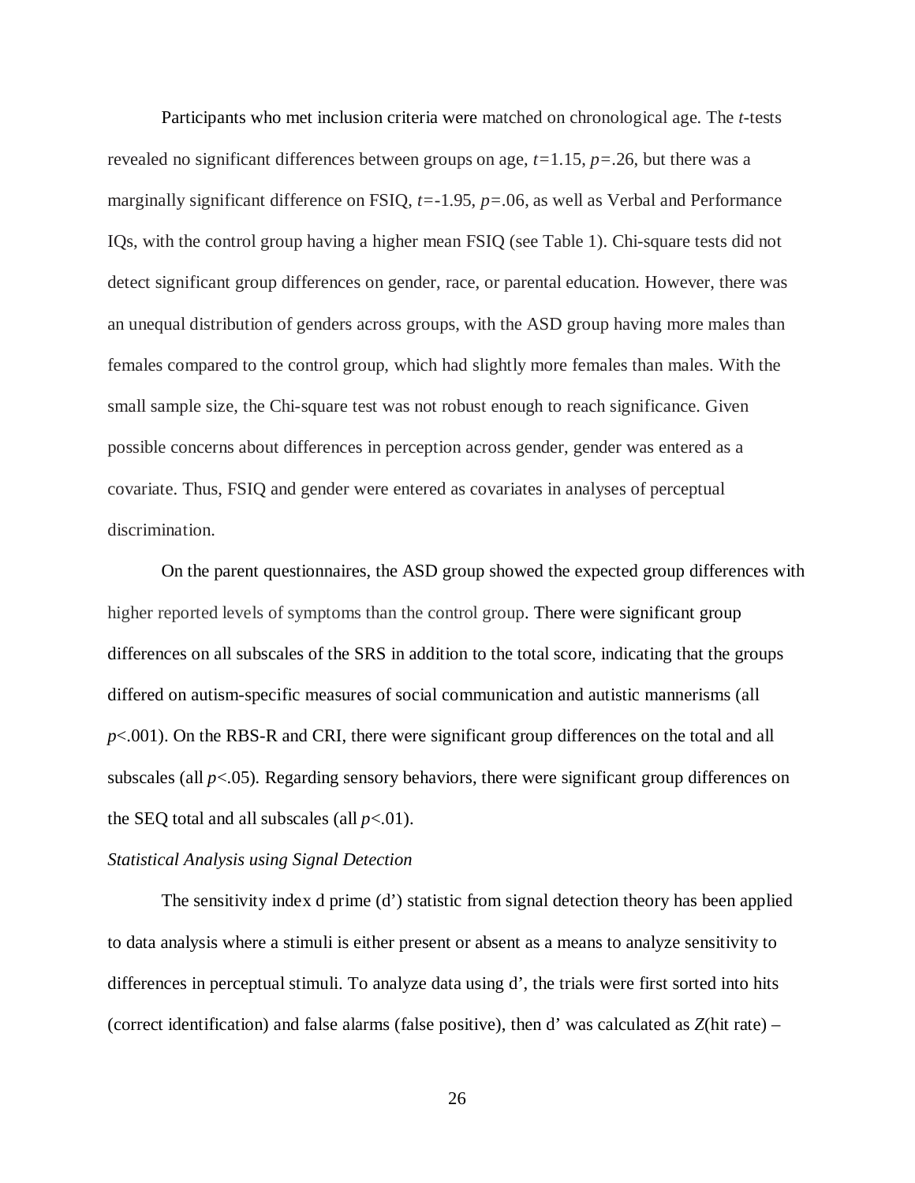Participants who met inclusion criteria were matched on chronological age. The *t*-tests revealed no significant differences between groups on age, $t=1.15$, $p=.26$, but there was a marginally significant difference on FSIQ, $t=-1.95$, $p=.06$, as well as Verbal and Performance IQs, with the control group having a higher mean FSIQ (see Table 1). Chi-square tests did not detect significant group differences on gender, race, or parental education. However, there was an unequal distribution of genders across groups, with the ASD group having more males than females compared to the control group, which had slightly more females than males. With the small sample size, the Chi-square test was not robust enough to reach significance. Given possible concerns about differences in perception across gender, gender was entered as a covariate. Thus, FSIQ and gender were entered as covariates in analyses of perceptual discrimination.

On the parent questionnaires, the ASD group showed the expected group differences with higher reported levels of symptoms than the control group. There were significant group differences on all subscales of the SRS in addition to the total score, indicating that the groups differed on autism-specific measures of social communication and autistic mannerisms (all $p<.001$). On the RBS-R and CRI, there were significant group differences on the total and all subscales (all $p<.05$). Regarding sensory behaviors, there were significant group differences on the SEQ total and all subscales (all $p<.01$).

*Statistical Analysis using Signal Detection*

The sensitivity index d prime (d') statistic from signal detection theory has been applied to data analysis where a stimuli is either present or absent as a means to analyze sensitivity to differences in perceptual stimuli. To analyze data using d', the trials were first sorted into hits (correct identification) and false alarms (false positive), then d' was calculated as *Z*(hit rate) –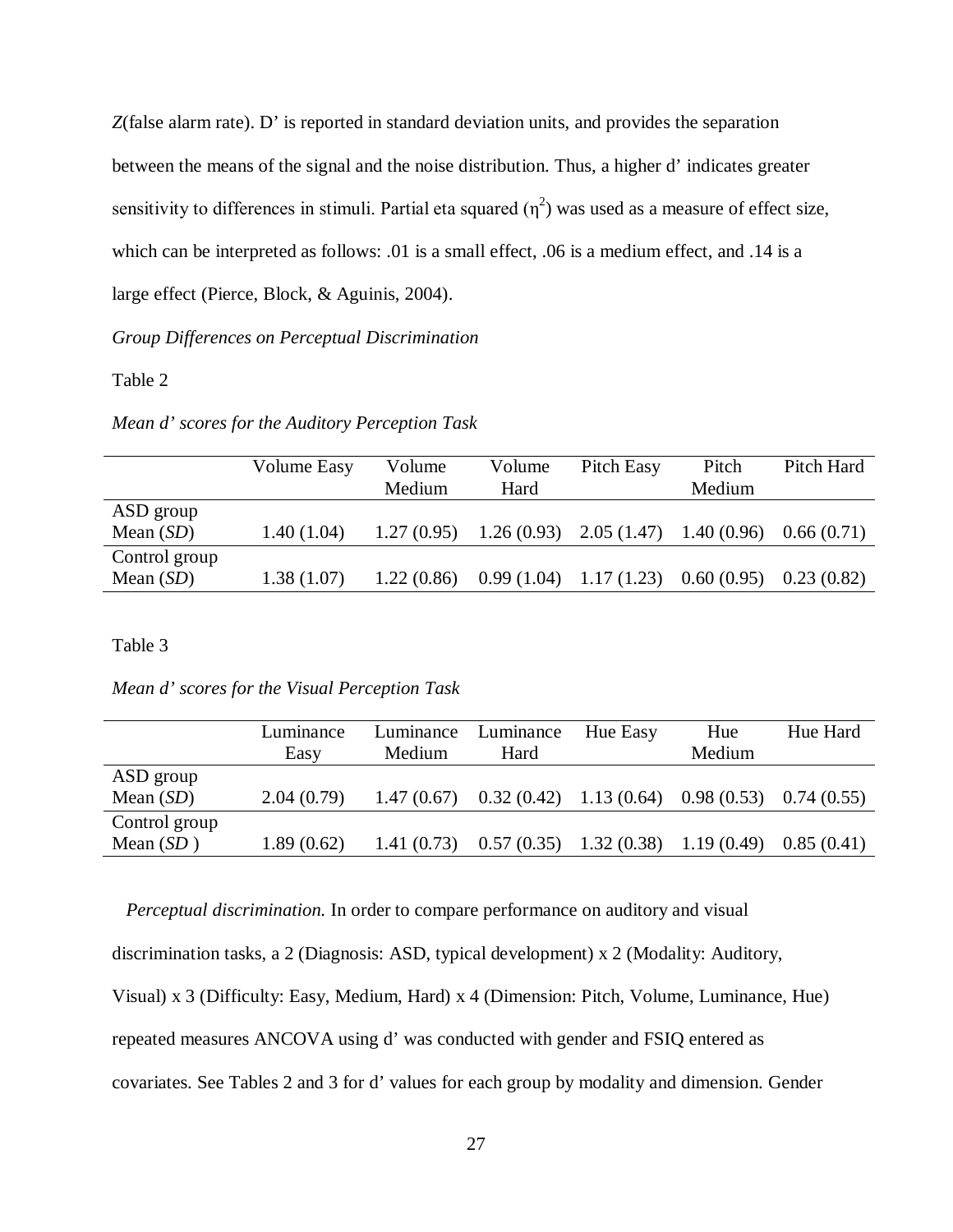*Z*(false alarm rate). D' is reported in standard deviation units, and provides the separation between the means of the signal and the noise distribution. Thus, a higher d' indicates greater sensitivity to differences in stimuli. Partial eta squared ($\eta^2$) was used as a measure of effect size, which can be interpreted as follows: .01 is a small effect, .06 is a medium effect, and .14 is a large effect (Pierce, Block, & Aguinis, 2004).

*Group Differences on Perceptual Discrimination*

Table 2

*Mean d' scores for the Auditory Perception Task*

| | Volume Easy | Volume Medium | Volume Hard | Pitch Easy | Pitch Medium | Pitch Hard |
|---|---|---|---|---|---|---|
| ASD group Mean (*SD*) | 1.40 (1.04) | 1.27 (0.95) | 1.26 (0.93) | 2.05 (1.47) | 1.40 (0.96) | 0.66 (0.71) |
| Control group Mean (*SD*) | 1.38 (1.07) | 1.22 (0.86) | 0.99 (1.04) | 1.17 (1.23) | 0.60 (0.95) | 0.23 (0.82) |

Table 3

*Mean d' scores for the Visual Perception Task*

| | Luminance Easy | Luminance Medium | Luminance Hard | Hue Easy | Hue Medium | Hue Hard |
|---|---|---|---|---|---|---|
| ASD group Mean (*SD*) | 2.04 (0.79) | 1.47 (0.67) | 0.32 (0.42) | 1.13 (0.64) | 0.98 (0.53) | 0.74 (0.55) |
| Control group Mean (*SD* ) | 1.89 (0.62) | 1.41 (0.73) | 0.57 (0.35) | 1.32 (0.38) | 1.19 (0.49) | 0.85 (0.41) |

*Perceptual discrimination.* In order to compare performance on auditory and visual discrimination tasks, a 2 (Diagnosis: ASD, typical development) x 2 (Modality: Auditory, Visual) x 3 (Difficulty: Easy, Medium, Hard) x 4 (Dimension: Pitch, Volume, Luminance, Hue) repeated measures ANCOVA using d' was conducted with gender and FSIQ entered as covariates. See Tables 2 and 3 for d' values for each group by modality and dimension. Gender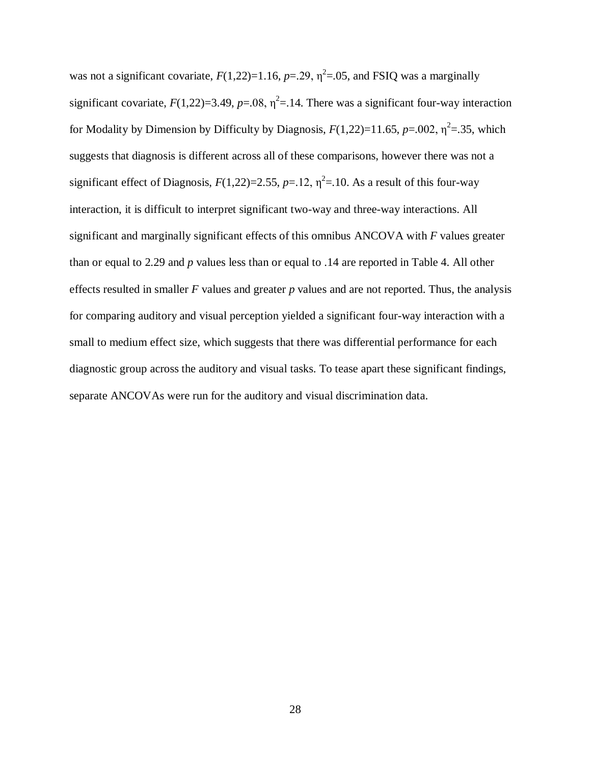was not a significant covariate, $F(1,22)=1.16$, $p=.29$, $\eta^2=.05$, and FSIQ was a marginally significant covariate, $F(1,22)=3.49$, $p=.08$, $\eta^2=.14$. There was a significant four-way interaction for Modality by Dimension by Difficulty by Diagnosis, $F(1,22)=11.65$, $p=.002$, $\eta^2=.35$, which suggests that diagnosis is different across all of these comparisons, however there was not a significant effect of Diagnosis, $F(1,22)=2.55$, $p=.12$, $\eta^2=.10$. As a result of this four-way interaction, it is difficult to interpret significant two-way and three-way interactions. All significant and marginally significant effects of this omnibus ANCOVA with $F$ values greater than or equal to 2.29 and $p$ values less than or equal to .14 are reported in Table 4. All other effects resulted in smaller $F$ values and greater $p$ values and are not reported. Thus, the analysis for comparing auditory and visual perception yielded a significant four-way interaction with a small to medium effect size, which suggests that there was differential performance for each diagnostic group across the auditory and visual tasks. To tease apart these significant findings, separate ANCOVAs were run for the auditory and visual discrimination data.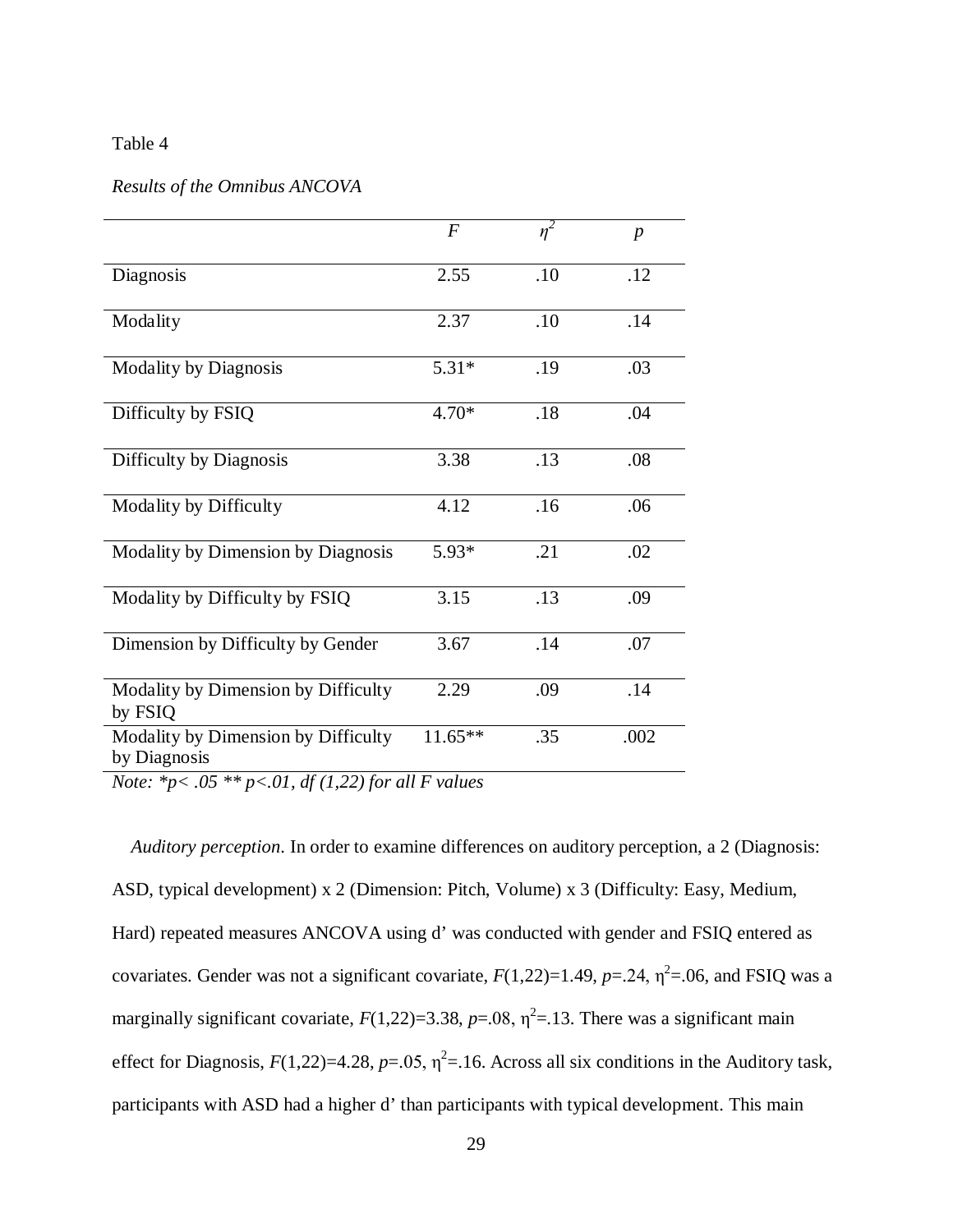Table 4

*Results of the Omnibus ANCOVA*

| | $F$ | $\eta^2$ | $p$ |
|---|---|---|---|
| Diagnosis | 2.55 | .10 | .12 |
| Modality | 2.37 | .10 | .14 |
| Modality by Diagnosis | 5.31* | .19 | .03 |
| Difficulty by FSIQ | 4.70* | .18 | .04 |
| Difficulty by Diagnosis | 3.38 | .13 | .08 |
| Modality by Difficulty | 4.12 | .16 | .06 |
| Modality by Dimension by Diagnosis | 5.93* | .21 | .02 |
| Modality by Difficulty by FSIQ | 3.15 | .13 | .09 |
| Dimension by Difficulty by Gender | 3.67 | .14 | .07 |
| Modality by Dimension by Difficulty by FSIQ | 2.29 | .09 | .14 |
| Modality by Dimension by Difficulty by Diagnosis | 11.65** | .35 | .002 |

*Note: \*p< .05 \*\* p<.01, df (1,22) for all F values*

*Auditory perception*. In order to examine differences on auditory perception, a 2 (Diagnosis: ASD, typical development) x 2 (Dimension: Pitch, Volume) x 3 (Difficulty: Easy, Medium, Hard) repeated measures ANCOVA using d' was conducted with gender and FSIQ entered as covariates. Gender was not a significant covariate, $F(1,22)=1.49$, $p=.24$, $\eta^2=.06$, and FSIQ was a marginally significant covariate, $F(1,22)=3.38$, $p=.08$, $\eta^2=.13$. There was a significant main effect for Diagnosis, $F(1,22)=4.28$, $p=.05$, $\eta^2=.16$. Across all six conditions in the Auditory task, participants with ASD had a higher d' than participants with typical development. This main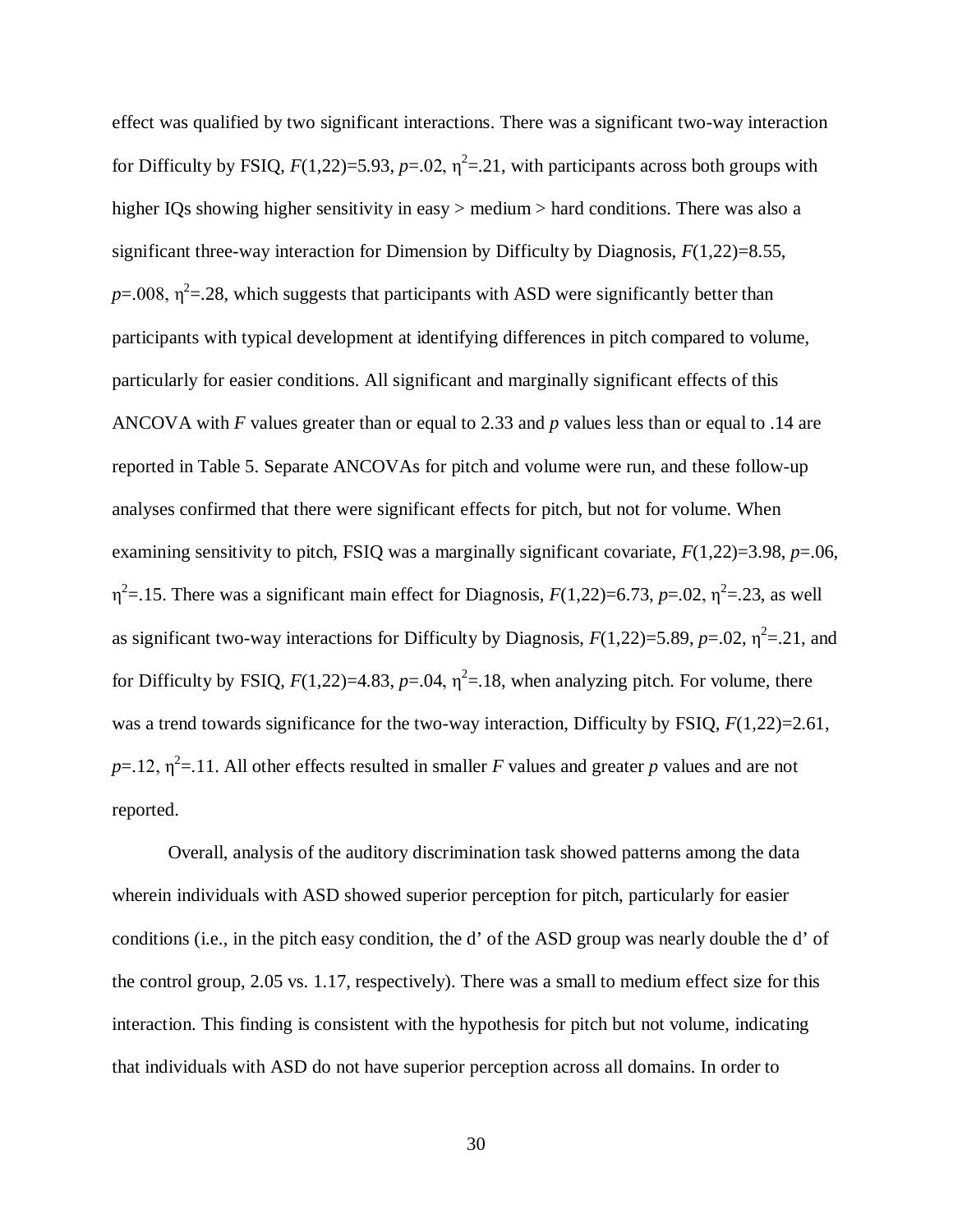effect was qualified by two significant interactions. There was a significant two-way interaction for Difficulty by FSIQ, $F(1,22)=5.93$, $p=.02$, $\eta^2=.21$, with participants across both groups with higher IQs showing higher sensitivity in easy > medium > hard conditions. There was also a significant three-way interaction for Dimension by Difficulty by Diagnosis, $F(1,22)=8.55$, $p=.008$, $\eta^2=.28$, which suggests that participants with ASD were significantly better than participants with typical development at identifying differences in pitch compared to volume, particularly for easier conditions. All significant and marginally significant effects of this ANCOVA with $F$ values greater than or equal to 2.33 and $p$ values less than or equal to .14 are reported in Table 5. Separate ANCOVAs for pitch and volume were run, and these follow-up analyses confirmed that there were significant effects for pitch, but not for volume. When examining sensitivity to pitch, FSIQ was a marginally significant covariate, $F(1,22)=3.98$, $p=.06$, $\eta^2=.15$. There was a significant main effect for Diagnosis, $F(1,22)=6.73$, $p=.02$, $\eta^2=.23$, as well as significant two-way interactions for Difficulty by Diagnosis, $F(1,22)=5.89$, $p=.02$, $\eta^2=.21$, and for Difficulty by FSIQ, $F(1,22)=4.83$, $p=.04$, $\eta^2=.18$, when analyzing pitch. For volume, there was a trend towards significance for the two-way interaction, Difficulty by FSIQ, $F(1,22)=2.61$, $p=.12$, $\eta^2=.11$. All other effects resulted in smaller $F$ values and greater $p$ values and are not reported.

Overall, analysis of the auditory discrimination task showed patterns among the data wherein individuals with ASD showed superior perception for pitch, particularly for easier conditions (i.e., in the pitch easy condition, the d' of the ASD group was nearly double the d' of the control group, 2.05 vs. 1.17, respectively). There was a small to medium effect size for this interaction. This finding is consistent with the hypothesis for pitch but not volume, indicating that individuals with ASD do not have superior perception across all domains. In order to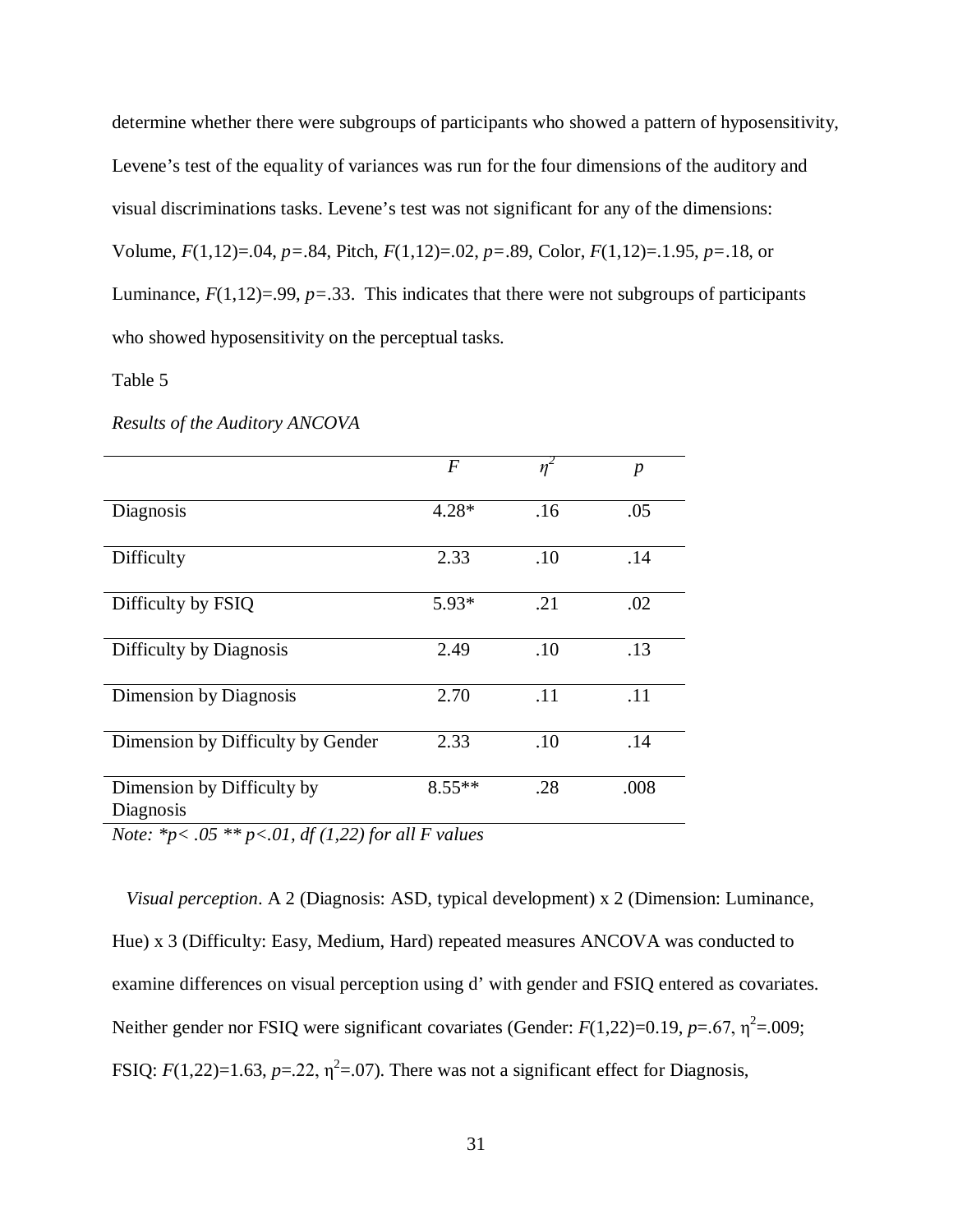determine whether there were subgroups of participants who showed a pattern of hyposensitivity, Levene's test of the equality of variances was run for the four dimensions of the auditory and visual discriminations tasks. Levene's test was not significant for any of the dimensions: Volume, $F(1,12)=.04$, $p=.84$, Pitch, $F(1,12)=.02$, $p=.89$, Color, $F(1,12)=.1.95$, $p=.18$, or Luminance, $F(1,12)=.99$, $p=.33$. This indicates that there were not subgroups of participants who showed hyposensitivity on the perceptual tasks.

Table 5

*Results of the Auditory ANCOVA*

| | $F$ | $\eta^2$ | $p$ |
|---|---|---|---|
| Diagnosis | 4.28* | .16 | .05 |
| Difficulty | 2.33 | .10 | .14 |
| Difficulty by FSIQ | 5.93* | .21 | .02 |
| Difficulty by Diagnosis | 2.49 | .10 | .13 |
| Dimension by Diagnosis | 2.70 | .11 | .11 |
| Dimension by Difficulty by Gender | 2.33 | .10 | .14 |
| Dimension by Difficulty by Diagnosis | 8.55** | .28 | .008 |

*Note: *p< .05 ** p<.01, df (1,22) for all F values*

*Visual perception*. A 2 (Diagnosis: ASD, typical development) x 2 (Dimension: Luminance, Hue) x 3 (Difficulty: Easy, Medium, Hard) repeated measures ANCOVA was conducted to examine differences on visual perception using d' with gender and FSIQ entered as covariates. Neither gender nor FSIQ were significant covariates (Gender: $F(1,22)=0.19$, $p=.67$, $\eta^2=.009$; FSIQ: $F(1,22)=1.63$, $p=.22$, $\eta^2=.07$). There was not a significant effect for Diagnosis,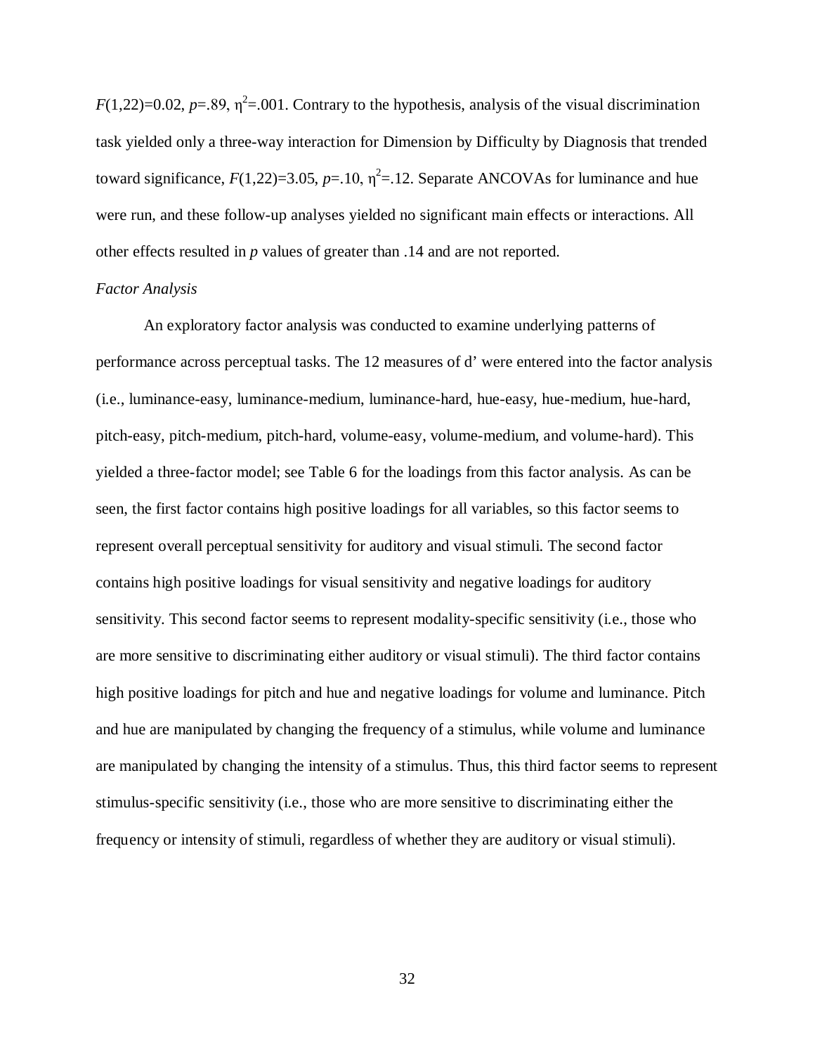$F(1,22)=0.02$, $p=.89$, $\eta^2=.001$. Contrary to the hypothesis, analysis of the visual discrimination task yielded only a three-way interaction for Dimension by Difficulty by Diagnosis that trended toward significance, $F(1,22)=3.05$, $p=.10$, $\eta^2=.12$. Separate ANCOVAs for luminance and hue were run, and these follow-up analyses yielded no significant main effects or interactions. All other effects resulted in $p$ values of greater than .14 and are not reported.

*Factor Analysis*

An exploratory factor analysis was conducted to examine underlying patterns of performance across perceptual tasks. The 12 measures of d' were entered into the factor analysis (i.e., luminance-easy, luminance-medium, luminance-hard, hue-easy, hue-medium, hue-hard, pitch-easy, pitch-medium, pitch-hard, volume-easy, volume-medium, and volume-hard). This yielded a three-factor model; see Table 6 for the loadings from this factor analysis. As can be seen, the first factor contains high positive loadings for all variables, so this factor seems to represent overall perceptual sensitivity for auditory and visual stimuli. The second factor contains high positive loadings for visual sensitivity and negative loadings for auditory sensitivity. This second factor seems to represent modality-specific sensitivity (i.e., those who are more sensitive to discriminating either auditory or visual stimuli). The third factor contains high positive loadings for pitch and hue and negative loadings for volume and luminance. Pitch and hue are manipulated by changing the frequency of a stimulus, while volume and luminance are manipulated by changing the intensity of a stimulus. Thus, this third factor seems to represent stimulus-specific sensitivity (i.e., those who are more sensitive to discriminating either the frequency or intensity of stimuli, regardless of whether they are auditory or visual stimuli).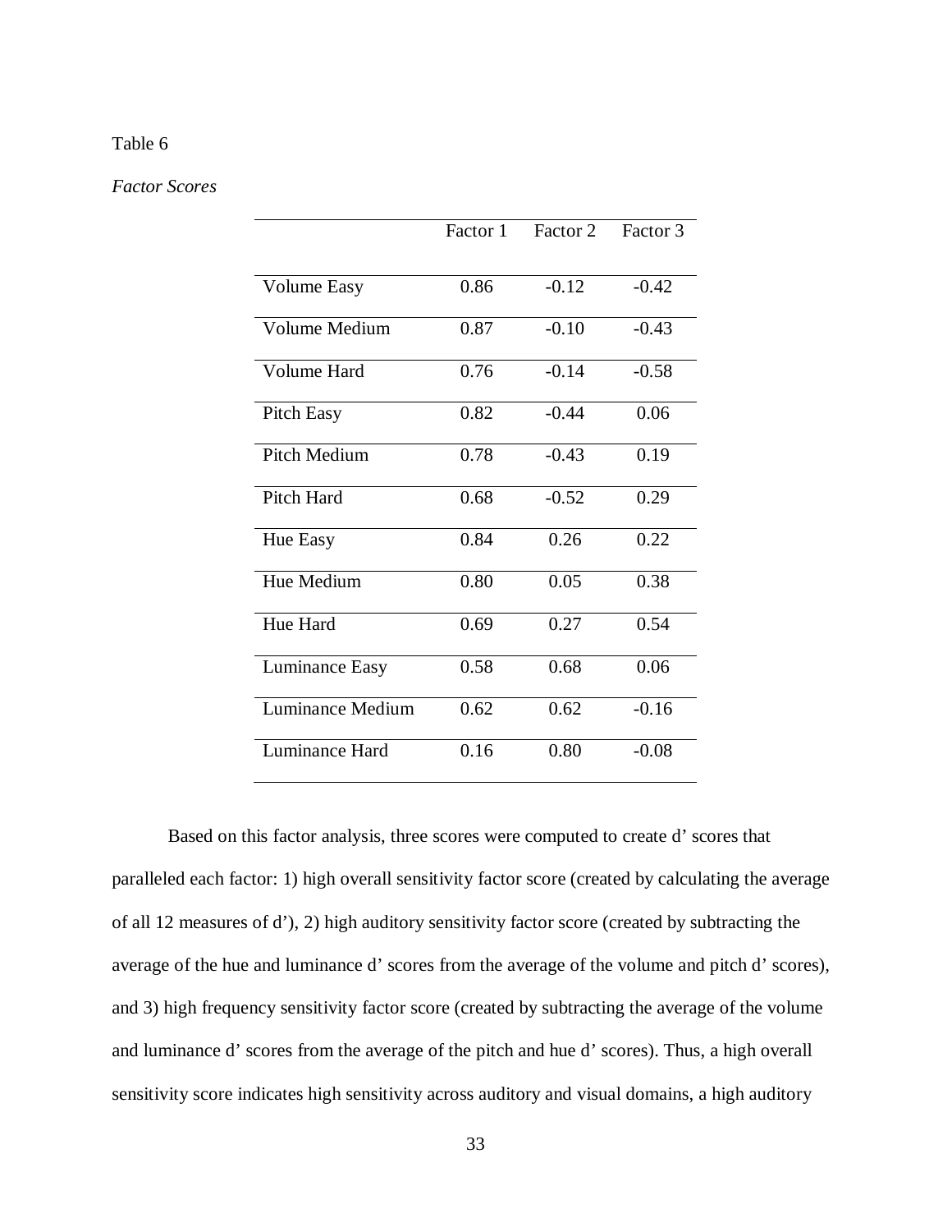Table 6

*Factor Scores*

| | Factor 1 | Factor 2 | Factor 3 |
|---|---|---|---|
| Volume Easy | 0.86 | -0.12 | -0.42 |
| Volume Medium | 0.87 | -0.10 | -0.43 |
| Volume Hard | 0.76 | -0.14 | -0.58 |
| Pitch Easy | 0.82 | -0.44 | 0.06 |
| Pitch Medium | 0.78 | -0.43 | 0.19 |
| Pitch Hard | 0.68 | -0.52 | 0.29 |
| Hue Easy | 0.84 | 0.26 | 0.22 |
| Hue Medium | 0.80 | 0.05 | 0.38 |
| Hue Hard | 0.69 | 0.27 | 0.54 |
| Luminance Easy | 0.58 | 0.68 | 0.06 |
| Luminance Medium | 0.62 | 0.62 | -0.16 |
| Luminance Hard | 0.16 | 0.80 | -0.08 |

Based on this factor analysis, three scores were computed to create d' scores that paralleled each factor: 1) high overall sensitivity factor score (created by calculating the average of all 12 measures of d'), 2) high auditory sensitivity factor score (created by subtracting the average of the hue and luminance d' scores from the average of the volume and pitch d' scores), and 3) high frequency sensitivity factor score (created by subtracting the average of the volume and luminance d' scores from the average of the pitch and hue d' scores). Thus, a high overall sensitivity score indicates high sensitivity across auditory and visual domains, a high auditory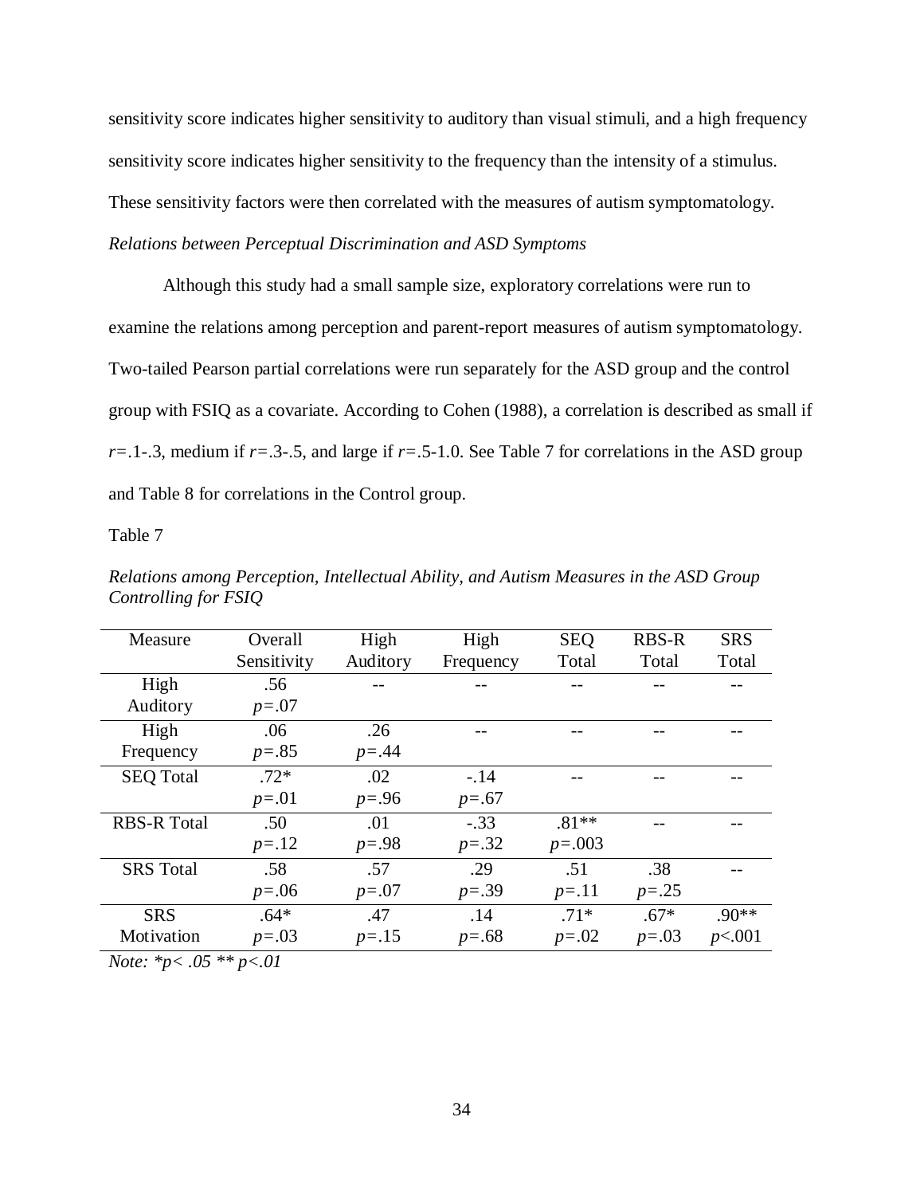sensitivity score indicates higher sensitivity to auditory than visual stimuli, and a high frequency sensitivity score indicates higher sensitivity to the frequency than the intensity of a stimulus. These sensitivity factors were then correlated with the measures of autism symptomatology.

*Relations between Perceptual Discrimination and ASD Symptoms*

Although this study had a small sample size, exploratory correlations were run to examine the relations among perception and parent-report measures of autism symptomatology. Two-tailed Pearson partial correlations were run separately for the ASD group and the control group with FSIQ as a covariate. According to Cohen (1988), a correlation is described as small if $r$=.1-.3, medium if $r$=.3-.5, and large if $r$=.5-1.0. See Table 7 for correlations in the ASD group and Table 8 for correlations in the Control group.

Table 7

*Relations among Perception, Intellectual Ability, and Autism Measures in the ASD Group Controlling for FSIQ*

| Measure | Overall Sensitivity | High Auditory | High Frequency | SEQ Total | RBS-R Total | SRS Total |
|---|---|---|---|---|---|---|
| High Auditory | .56 $p$=.07 | -- | -- | -- | -- | -- |
| High Frequency | .06 $p$=.85 | .26 $p$=.44 | -- | -- | -- | -- |
| SEQ Total | .72* $p$=.01 | .02 $p$=.96 | -.14 $p$=.67 | -- | -- | -- |
| RBS-R Total | .50 $p$=.12 | .01 $p$=.98 | -.33 $p$=.32 | .81** $p$=.003 | -- | -- |
| SRS Total | .58 $p$=.06 | .57 $p$=.07 | .29 $p$=.39 | .51 $p$=.11 | .38 $p$=.25 | -- |
| SRS Motivation | .64* $p$=.03 | .47 $p$=.15 | .14 $p$=.68 | .71* $p$=.02 | .67* $p$=.03 | .90** $p$<.001 |

*Note: *p< .05 ** p<.01*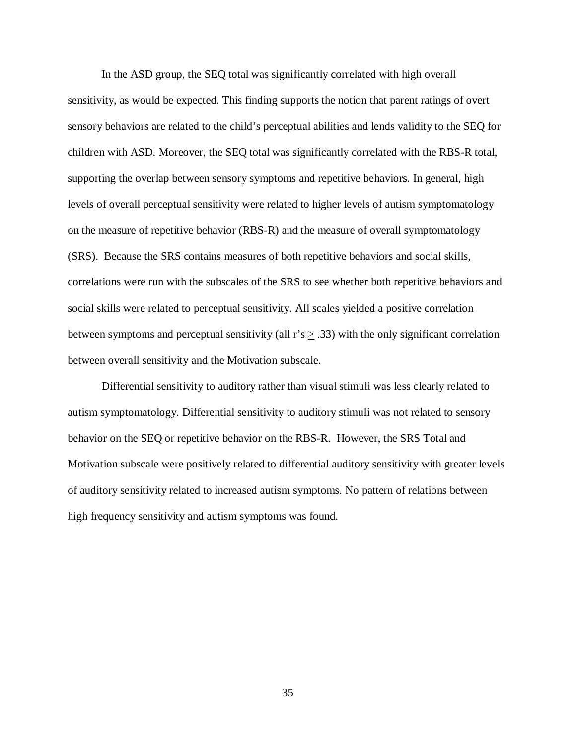In the ASD group, the SEQ total was significantly correlated with high overall sensitivity, as would be expected. This finding supports the notion that parent ratings of overt sensory behaviors are related to the child's perceptual abilities and lends validity to the SEQ for children with ASD. Moreover, the SEQ total was significantly correlated with the RBS-R total, supporting the overlap between sensory symptoms and repetitive behaviors. In general, high levels of overall perceptual sensitivity were related to higher levels of autism symptomatology on the measure of repetitive behavior (RBS-R) and the measure of overall symptomatology (SRS). Because the SRS contains measures of both repetitive behaviors and social skills, correlations were run with the subscales of the SRS to see whether both repetitive behaviors and social skills were related to perceptual sensitivity. All scales yielded a positive correlation between symptoms and perceptual sensitivity (all r's $\geq$ .33) with the only significant correlation between overall sensitivity and the Motivation subscale.

Differential sensitivity to auditory rather than visual stimuli was less clearly related to autism symptomatology. Differential sensitivity to auditory stimuli was not related to sensory behavior on the SEQ or repetitive behavior on the RBS-R. However, the SRS Total and Motivation subscale were positively related to differential auditory sensitivity with greater levels of auditory sensitivity related to increased autism symptoms. No pattern of relations between high frequency sensitivity and autism symptoms was found.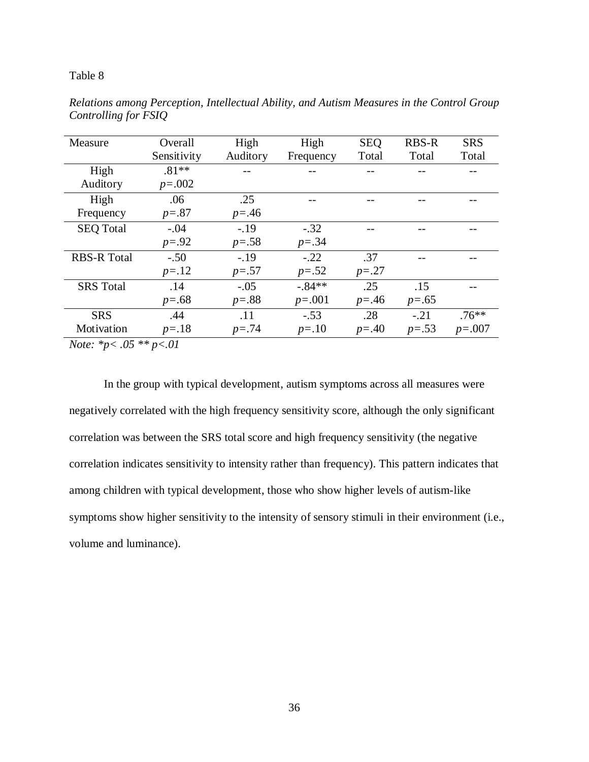Table 8

*Relations among Perception, Intellectual Ability, and Autism Measures in the Control Group Controlling for FSIQ*

| Measure | Overall Sensitivity | High Auditory | High Frequency | SEQ Total | RBS-R Total | SRS Total |
|---|---|---|---|---|---|---|
| High Auditory | .81** $p$=.002 | -- | -- | -- | -- | -- |
| High Frequency | .06 $p$=.87 | .25 $p$=.46 | -- | -- | -- | -- |
| SEQ Total | -.04 $p$=.92 | -.19 $p$=.58 | -.32 $p$=.34 | -- | -- | -- |
| RBS-R Total | -.50 $p$=.12 | -.19 $p$=.57 | -.22 $p$=.52 | .37 $p$=.27 | -- | -- |
| SRS Total | .14 $p$=.68 | -.05 $p$=.88 | -.84** $p$=.001 | .25 $p$=.46 | .15 $p$=.65 | -- |
| SRS Motivation | .44 $p$=.18 | .11 $p$=.74 | -.53 $p$=.10 | .28 $p$=.40 | -.21 $p$=.53 | .76** $p$=.007 |

*Note: *p< .05 ** p<.01*

In the group with typical development, autism symptoms across all measures were negatively correlated with the high frequency sensitivity score, although the only significant correlation was between the SRS total score and high frequency sensitivity (the negative correlation indicates sensitivity to intensity rather than frequency). This pattern indicates that among children with typical development, those who show higher levels of autism-like symptoms show higher sensitivity to the intensity of sensory stimuli in their environment (i.e., volume and luminance).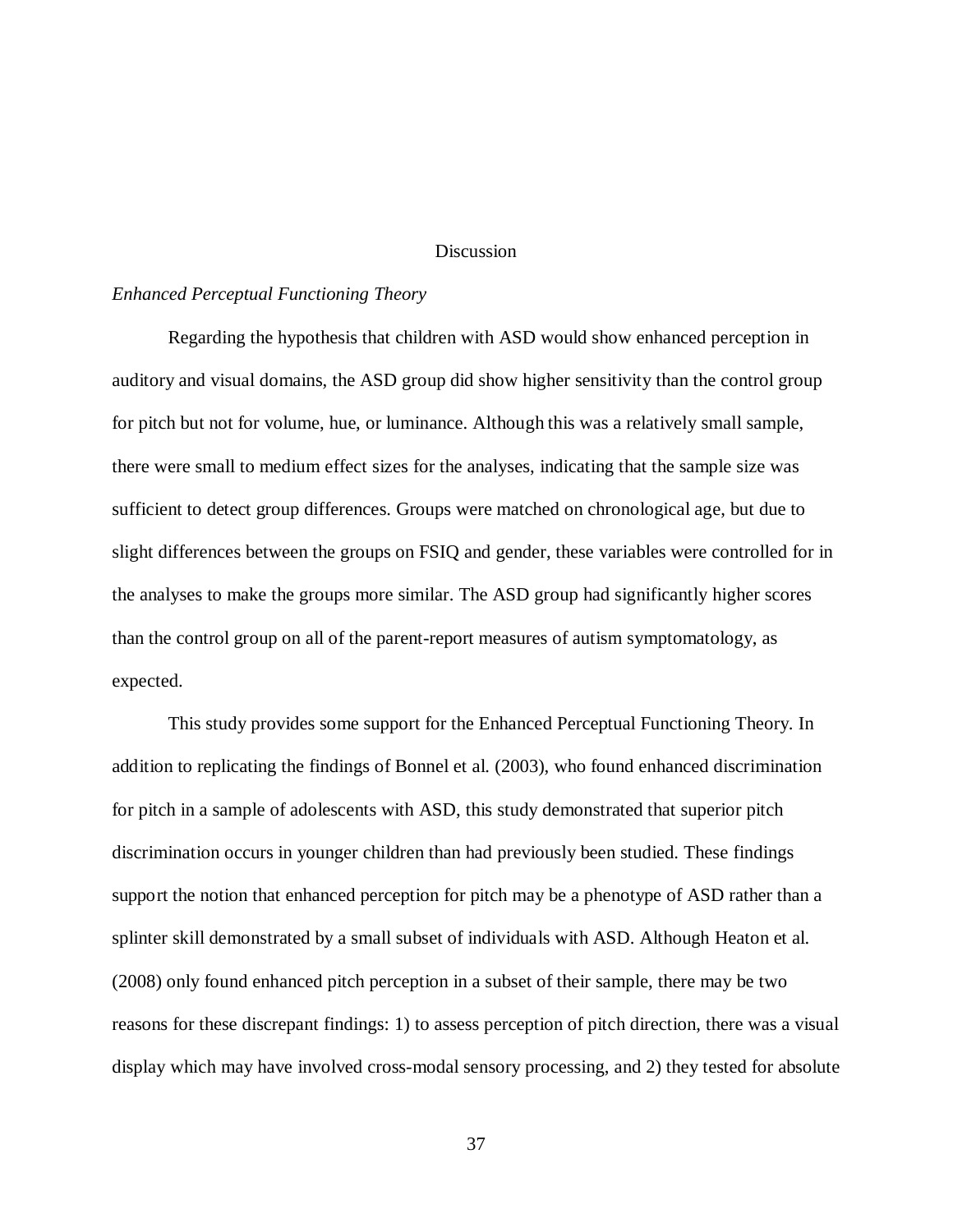# Discussion

*Enhanced Perceptual Functioning Theory*

Regarding the hypothesis that children with ASD would show enhanced perception in auditory and visual domains, the ASD group did show higher sensitivity than the control group for pitch but not for volume, hue, or luminance. Although this was a relatively small sample, there were small to medium effect sizes for the analyses, indicating that the sample size was sufficient to detect group differences. Groups were matched on chronological age, but due to slight differences between the groups on FSIQ and gender, these variables were controlled for in the analyses to make the groups more similar. The ASD group had significantly higher scores than the control group on all of the parent-report measures of autism symptomatology, as expected.

This study provides some support for the Enhanced Perceptual Functioning Theory. In addition to replicating the findings of Bonnel et al. (2003), who found enhanced discrimination for pitch in a sample of adolescents with ASD, this study demonstrated that superior pitch discrimination occurs in younger children than had previously been studied. These findings support the notion that enhanced perception for pitch may be a phenotype of ASD rather than a splinter skill demonstrated by a small subset of individuals with ASD. Although Heaton et al. (2008) only found enhanced pitch perception in a subset of their sample, there may be two reasons for these discrepant findings: 1) to assess perception of pitch direction, there was a visual display which may have involved cross-modal sensory processing, and 2) they tested for absolute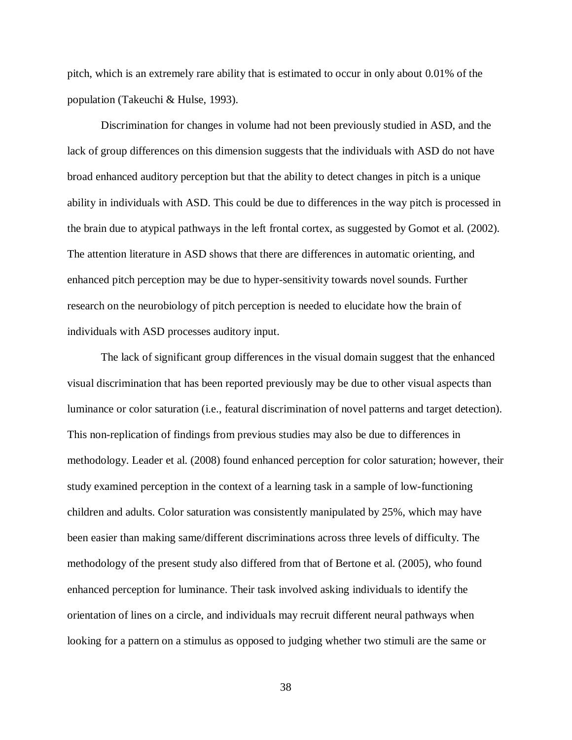pitch, which is an extremely rare ability that is estimated to occur in only about 0.01% of the population (Takeuchi & Hulse, 1993).

Discrimination for changes in volume had not been previously studied in ASD, and the lack of group differences on this dimension suggests that the individuals with ASD do not have broad enhanced auditory perception but that the ability to detect changes in pitch is a unique ability in individuals with ASD. This could be due to differences in the way pitch is processed in the brain due to atypical pathways in the left frontal cortex, as suggested by Gomot et al. (2002). The attention literature in ASD shows that there are differences in automatic orienting, and enhanced pitch perception may be due to hyper-sensitivity towards novel sounds. Further research on the neurobiology of pitch perception is needed to elucidate how the brain of individuals with ASD processes auditory input.

The lack of significant group differences in the visual domain suggest that the enhanced visual discrimination that has been reported previously may be due to other visual aspects than luminance or color saturation (i.e., featural discrimination of novel patterns and target detection). This non-replication of findings from previous studies may also be due to differences in methodology. Leader et al. (2008) found enhanced perception for color saturation; however, their study examined perception in the context of a learning task in a sample of low-functioning children and adults. Color saturation was consistently manipulated by 25%, which may have been easier than making same/different discriminations across three levels of difficulty. The methodology of the present study also differed from that of Bertone et al. (2005), who found enhanced perception for luminance. Their task involved asking individuals to identify the orientation of lines on a circle, and individuals may recruit different neural pathways when looking for a pattern on a stimulus as opposed to judging whether two stimuli are the same or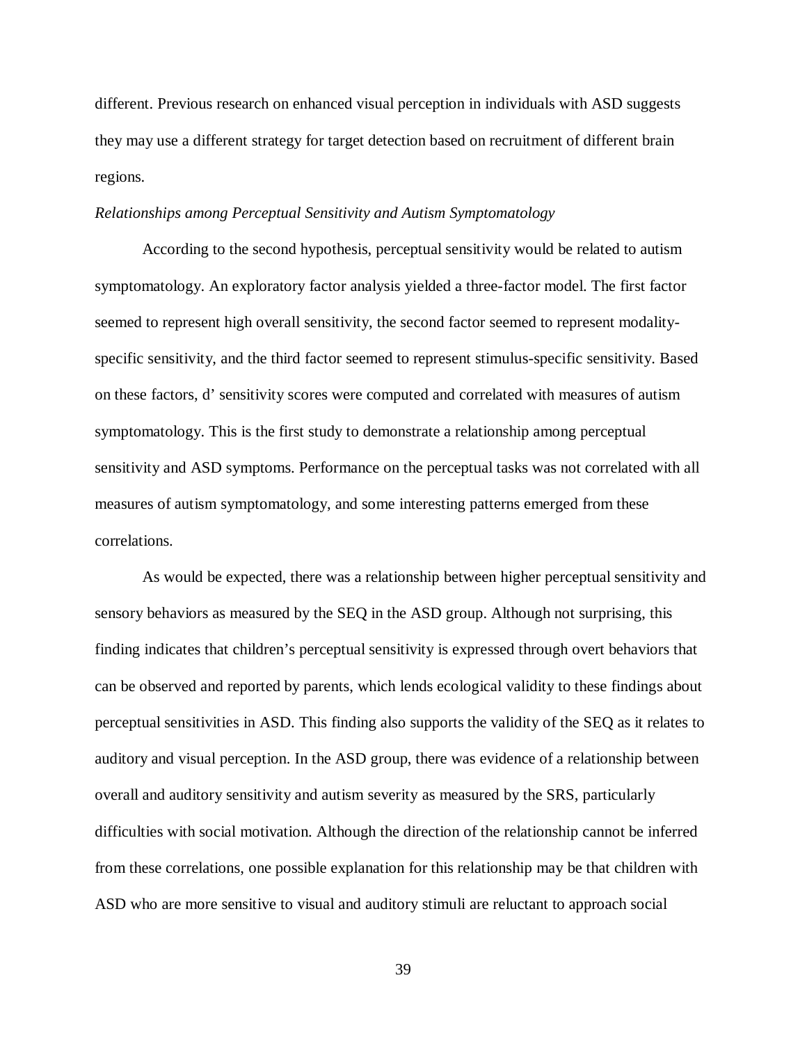different. Previous research on enhanced visual perception in individuals with ASD suggests they may use a different strategy for target detection based on recruitment of different brain regions.

*Relationships among Perceptual Sensitivity and Autism Symptomatology*

According to the second hypothesis, perceptual sensitivity would be related to autism symptomatology. An exploratory factor analysis yielded a three-factor model. The first factor seemed to represent high overall sensitivity, the second factor seemed to represent modality-specific sensitivity, and the third factor seemed to represent stimulus-specific sensitivity. Based on these factors, d' sensitivity scores were computed and correlated with measures of autism symptomatology. This is the first study to demonstrate a relationship among perceptual sensitivity and ASD symptoms. Performance on the perceptual tasks was not correlated with all measures of autism symptomatology, and some interesting patterns emerged from these correlations.

As would be expected, there was a relationship between higher perceptual sensitivity and sensory behaviors as measured by the SEQ in the ASD group. Although not surprising, this finding indicates that children's perceptual sensitivity is expressed through overt behaviors that can be observed and reported by parents, which lends ecological validity to these findings about perceptual sensitivities in ASD. This finding also supports the validity of the SEQ as it relates to auditory and visual perception. In the ASD group, there was evidence of a relationship between overall and auditory sensitivity and autism severity as measured by the SRS, particularly difficulties with social motivation. Although the direction of the relationship cannot be inferred from these correlations, one possible explanation for this relationship may be that children with ASD who are more sensitive to visual and auditory stimuli are reluctant to approach social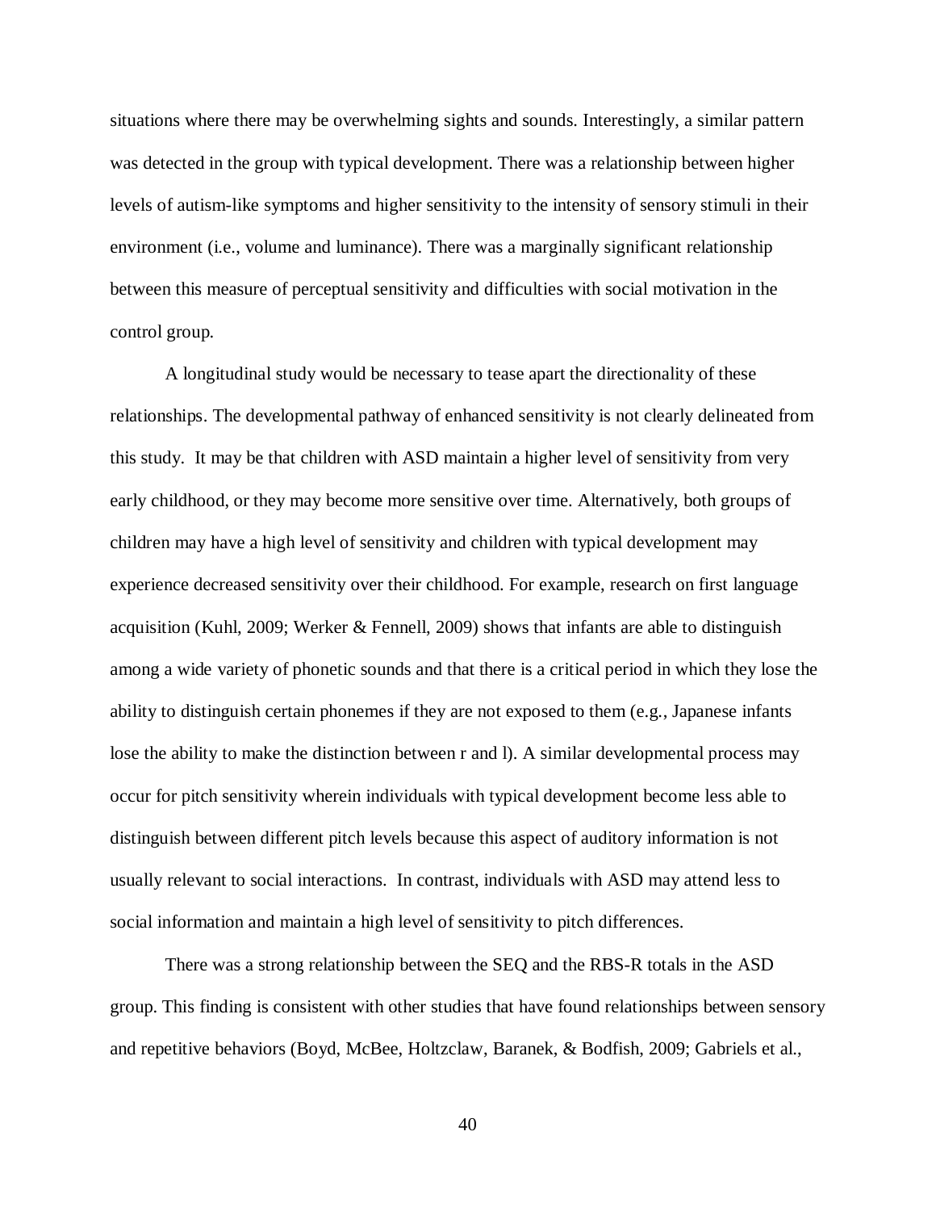situations where there may be overwhelming sights and sounds. Interestingly, a similar pattern was detected in the group with typical development. There was a relationship between higher levels of autism-like symptoms and higher sensitivity to the intensity of sensory stimuli in their environment (i.e., volume and luminance). There was a marginally significant relationship between this measure of perceptual sensitivity and difficulties with social motivation in the control group.

A longitudinal study would be necessary to tease apart the directionality of these relationships. The developmental pathway of enhanced sensitivity is not clearly delineated from this study. It may be that children with ASD maintain a higher level of sensitivity from very early childhood, or they may become more sensitive over time. Alternatively, both groups of children may have a high level of sensitivity and children with typical development may experience decreased sensitivity over their childhood. For example, research on first language acquisition (Kuhl, 2009; Werker & Fennell, 2009) shows that infants are able to distinguish among a wide variety of phonetic sounds and that there is a critical period in which they lose the ability to distinguish certain phonemes if they are not exposed to them (e.g., Japanese infants lose the ability to make the distinction between r and l). A similar developmental process may occur for pitch sensitivity wherein individuals with typical development become less able to distinguish between different pitch levels because this aspect of auditory information is not usually relevant to social interactions. In contrast, individuals with ASD may attend less to social information and maintain a high level of sensitivity to pitch differences.

There was a strong relationship between the SEQ and the RBS-R totals in the ASD group. This finding is consistent with other studies that have found relationships between sensory and repetitive behaviors (Boyd, McBee, Holtzclaw, Baranek, & Bodfish, 2009; Gabriels et al.,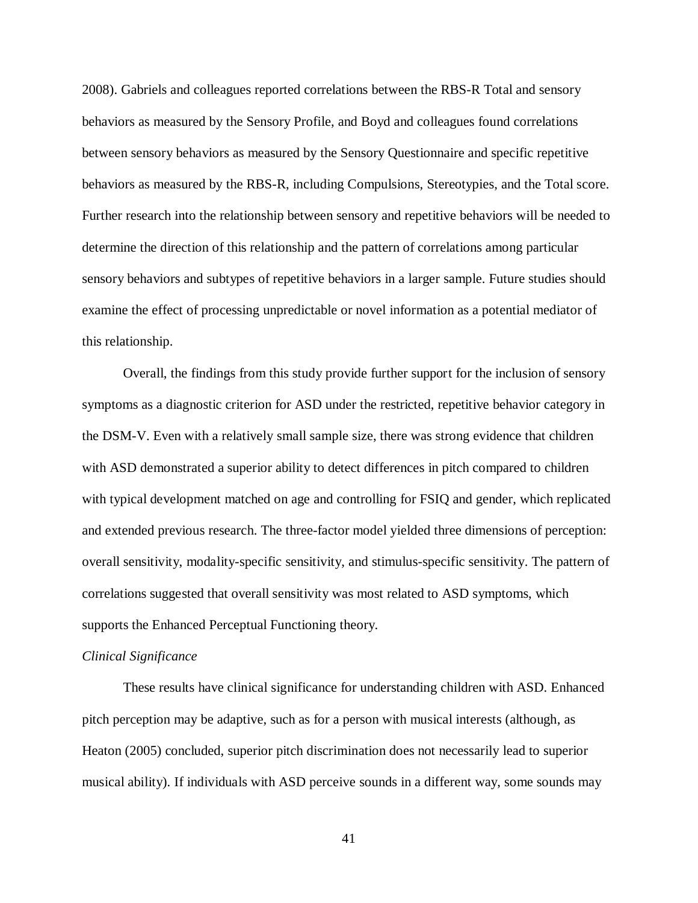2008). Gabriels and colleagues reported correlations between the RBS-R Total and sensory behaviors as measured by the Sensory Profile, and Boyd and colleagues found correlations between sensory behaviors as measured by the Sensory Questionnaire and specific repetitive behaviors as measured by the RBS-R, including Compulsions, Stereotypies, and the Total score. Further research into the relationship between sensory and repetitive behaviors will be needed to determine the direction of this relationship and the pattern of correlations among particular sensory behaviors and subtypes of repetitive behaviors in a larger sample. Future studies should examine the effect of processing unpredictable or novel information as a potential mediator of this relationship.

Overall, the findings from this study provide further support for the inclusion of sensory symptoms as a diagnostic criterion for ASD under the restricted, repetitive behavior category in the DSM-V. Even with a relatively small sample size, there was strong evidence that children with ASD demonstrated a superior ability to detect differences in pitch compared to children with typical development matched on age and controlling for FSIQ and gender, which replicated and extended previous research. The three-factor model yielded three dimensions of perception: overall sensitivity, modality-specific sensitivity, and stimulus-specific sensitivity. The pattern of correlations suggested that overall sensitivity was most related to ASD symptoms, which supports the Enhanced Perceptual Functioning theory.

*Clinical Significance*

These results have clinical significance for understanding children with ASD. Enhanced pitch perception may be adaptive, such as for a person with musical interests (although, as Heaton (2005) concluded, superior pitch discrimination does not necessarily lead to superior musical ability). If individuals with ASD perceive sounds in a different way, some sounds may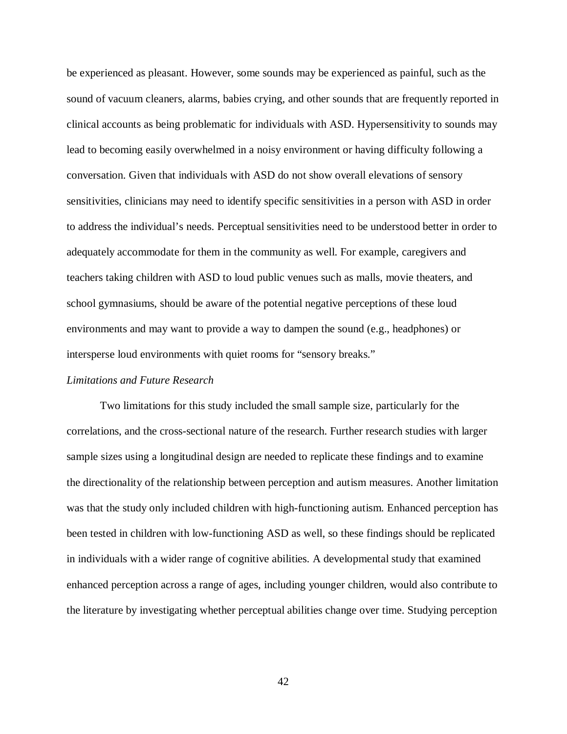be experienced as pleasant. However, some sounds may be experienced as painful, such as the sound of vacuum cleaners, alarms, babies crying, and other sounds that are frequently reported in clinical accounts as being problematic for individuals with ASD. Hypersensitivity to sounds may lead to becoming easily overwhelmed in a noisy environment or having difficulty following a conversation. Given that individuals with ASD do not show overall elevations of sensory sensitivities, clinicians may need to identify specific sensitivities in a person with ASD in order to address the individual's needs. Perceptual sensitivities need to be understood better in order to adequately accommodate for them in the community as well. For example, caregivers and teachers taking children with ASD to loud public venues such as malls, movie theaters, and school gymnasiums, should be aware of the potential negative perceptions of these loud environments and may want to provide a way to dampen the sound (e.g., headphones) or intersperse loud environments with quiet rooms for "sensory breaks."

*Limitations and Future Research*

Two limitations for this study included the small sample size, particularly for the correlations, and the cross-sectional nature of the research. Further research studies with larger sample sizes using a longitudinal design are needed to replicate these findings and to examine the directionality of the relationship between perception and autism measures. Another limitation was that the study only included children with high-functioning autism. Enhanced perception has been tested in children with low-functioning ASD as well, so these findings should be replicated in individuals with a wider range of cognitive abilities. A developmental study that examined enhanced perception across a range of ages, including younger children, would also contribute to the literature by investigating whether perceptual abilities change over time. Studying perception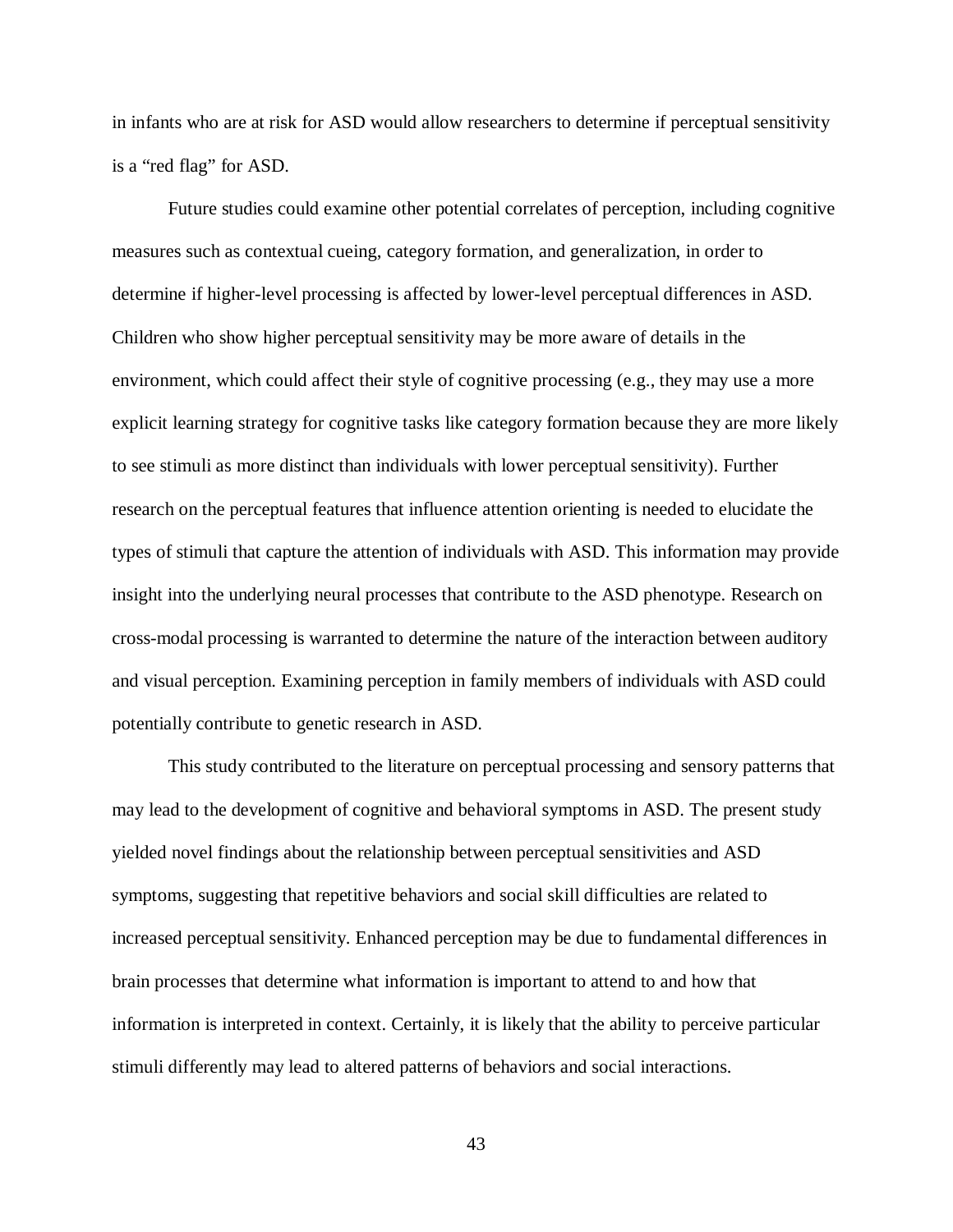in infants who are at risk for ASD would allow researchers to determine if perceptual sensitivity is a “red flag” for ASD.

Future studies could examine other potential correlates of perception, including cognitive measures such as contextual cueing, category formation, and generalization, in order to determine if higher-level processing is affected by lower-level perceptual differences in ASD. Children who show higher perceptual sensitivity may be more aware of details in the environment, which could affect their style of cognitive processing (e.g., they may use a more explicit learning strategy for cognitive tasks like category formation because they are more likely to see stimuli as more distinct than individuals with lower perceptual sensitivity). Further research on the perceptual features that influence attention orienting is needed to elucidate the types of stimuli that capture the attention of individuals with ASD. This information may provide insight into the underlying neural processes that contribute to the ASD phenotype. Research on cross-modal processing is warranted to determine the nature of the interaction between auditory and visual perception. Examining perception in family members of individuals with ASD could potentially contribute to genetic research in ASD.

This study contributed to the literature on perceptual processing and sensory patterns that may lead to the development of cognitive and behavioral symptoms in ASD. The present study yielded novel findings about the relationship between perceptual sensitivities and ASD symptoms, suggesting that repetitive behaviors and social skill difficulties are related to increased perceptual sensitivity. Enhanced perception may be due to fundamental differences in brain processes that determine what information is important to attend to and how that information is interpreted in context. Certainly, it is likely that the ability to perceive particular stimuli differently may lead to altered patterns of behaviors and social interactions.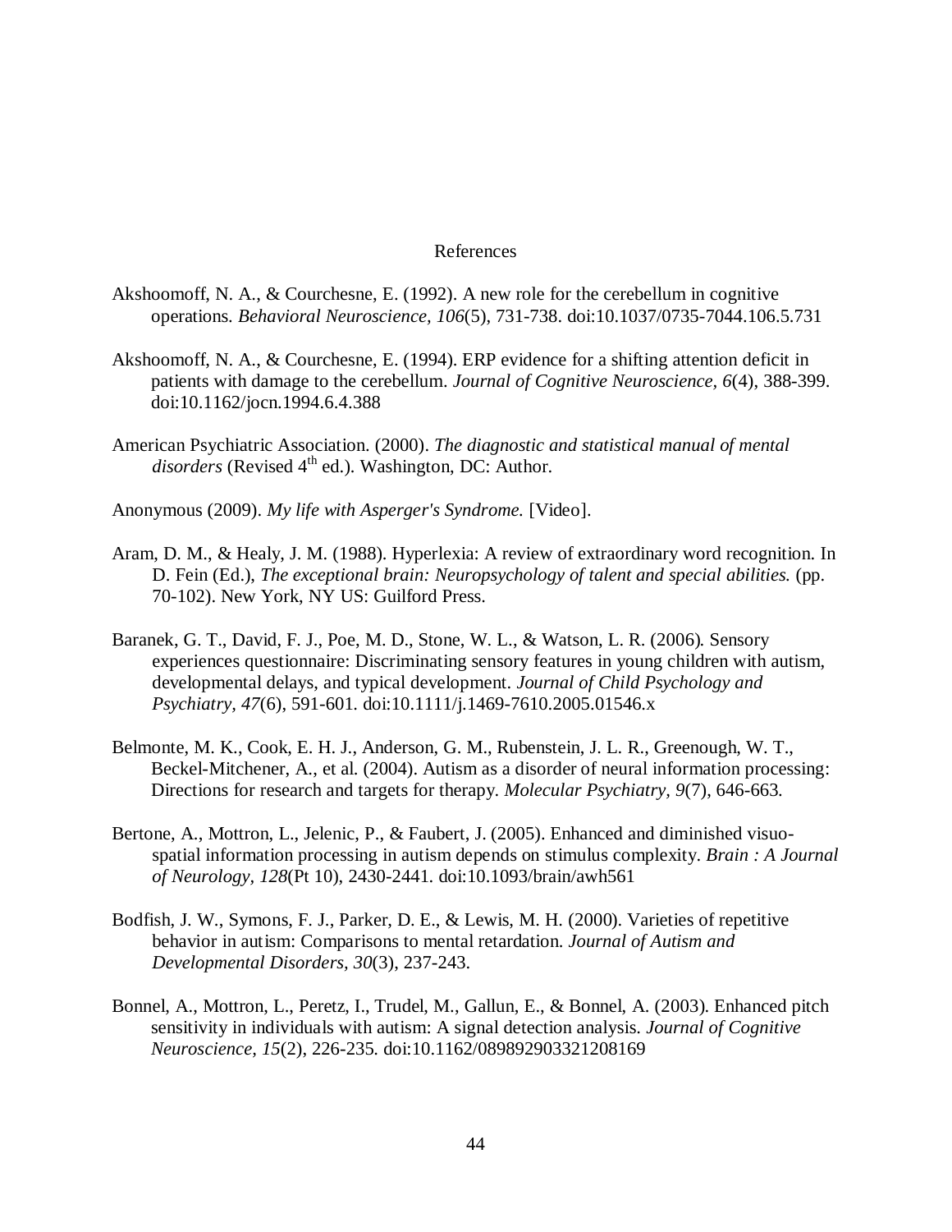# References

Akshoomoff, N. A., & Courchesne, E. (1992). A new role for the cerebellum in cognitive operations. *Behavioral Neuroscience, 106*(5), 731-738. doi:10.1037/0735-7044.106.5.731

Akshoomoff, N. A., & Courchesne, E. (1994). ERP evidence for a shifting attention deficit in patients with damage to the cerebellum. *Journal of Cognitive Neuroscience, 6*(4), 388-399. doi:10.1162/jocn.1994.6.4.388

American Psychiatric Association. (2000). *The diagnostic and statistical manual of mental disorders* (Revised 4th ed.). Washington, DC: Author.

Anonymous (2009). *My life with Asperger's Syndrome.* [Video].

Aram, D. M., & Healy, J. M. (1988). Hyperlexia: A review of extraordinary word recognition. In D. Fein (Ed.), *The exceptional brain: Neuropsychology of talent and special abilities.* (pp. 70-102). New York, NY US: Guilford Press.

Baranek, G. T., David, F. J., Poe, M. D., Stone, W. L., & Watson, L. R. (2006). Sensory experiences questionnaire: Discriminating sensory features in young children with autism, developmental delays, and typical development. *Journal of Child Psychology and Psychiatry, 47*(6), 591-601. doi:10.1111/j.1469-7610.2005.01546.x

Belmonte, M. K., Cook, E. H. J., Anderson, G. M., Rubenstein, J. L. R., Greenough, W. T., Beckel-Mitchener, A., et al. (2004). Autism as a disorder of neural information processing: Directions for research and targets for therapy. *Molecular Psychiatry, 9*(7), 646-663.

Bertone, A., Mottron, L., Jelenic, P., & Faubert, J. (2005). Enhanced and diminished visuo-spatial information processing in autism depends on stimulus complexity. *Brain : A Journal of Neurology, 128*(Pt 10), 2430-2441. doi:10.1093/brain/awh561

Bodfish, J. W., Symons, F. J., Parker, D. E., & Lewis, M. H. (2000). Varieties of repetitive behavior in autism: Comparisons to mental retardation. *Journal of Autism and Developmental Disorders, 30*(3), 237-243.

Bonnel, A., Mottron, L., Peretz, I., Trudel, M., Gallun, E., & Bonnel, A. (2003). Enhanced pitch sensitivity in individuals with autism: A signal detection analysis. *Journal of Cognitive Neuroscience, 15*(2), 226-235. doi:10.1162/089892903321208169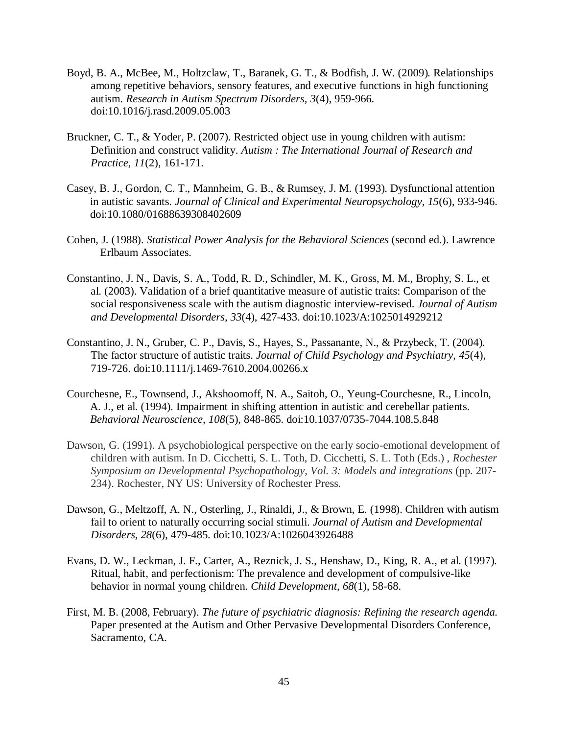Boyd, B. A., McBee, M., Holtzclaw, T., Baranek, G. T., & Bodfish, J. W. (2009). Relationships among repetitive behaviors, sensory features, and executive functions in high functioning autism. *Research in Autism Spectrum Disorders, 3*(4), 959-966. doi:10.1016/j.rasd.2009.05.003

Bruckner, C. T., & Yoder, P. (2007). Restricted object use in young children with autism: Definition and construct validity. *Autism : The International Journal of Research and Practice, 11*(2), 161-171.

Casey, B. J., Gordon, C. T., Mannheim, G. B., & Rumsey, J. M. (1993). Dysfunctional attention in autistic savants. *Journal of Clinical and Experimental Neuropsychology, 15*(6), 933-946. doi:10.1080/01688639308402609

Cohen, J. (1988). *Statistical Power Analysis for the Behavioral Sciences* (second ed.). Lawrence Erlbaum Associates.

Constantino, J. N., Davis, S. A., Todd, R. D., Schindler, M. K., Gross, M. M., Brophy, S. L., et al. (2003). Validation of a brief quantitative measure of autistic traits: Comparison of the social responsiveness scale with the autism diagnostic interview-revised. *Journal of Autism and Developmental Disorders, 33*(4), 427-433. doi:10.1023/A:1025014929212

Constantino, J. N., Gruber, C. P., Davis, S., Hayes, S., Passanante, N., & Przybeck, T. (2004). The factor structure of autistic traits. *Journal of Child Psychology and Psychiatry, 45*(4), 719-726. doi:10.1111/j.1469-7610.2004.00266.x

Courchesne, E., Townsend, J., Akshoomoff, N. A., Saitoh, O., Yeung-Courchesne, R., Lincoln, A. J., et al. (1994). Impairment in shifting attention in autistic and cerebellar patients. *Behavioral Neuroscience, 108*(5), 848-865. doi:10.1037/0735-7044.108.5.848

Dawson, G. (1991). A psychobiological perspective on the early socio-emotional development of children with autism. In D. Cicchetti, S. L. Toth, D. Cicchetti, S. L. Toth (Eds.) , *Rochester Symposium on Developmental Psychopathology, Vol. 3: Models and integrations* (pp. 207-234). Rochester, NY US: University of Rochester Press.

Dawson, G., Meltzoff, A. N., Osterling, J., Rinaldi, J., & Brown, E. (1998). Children with autism fail to orient to naturally occurring social stimuli. *Journal of Autism and Developmental Disorders, 28*(6), 479-485. doi:10.1023/A:1026043926488

Evans, D. W., Leckman, J. F., Carter, A., Reznick, J. S., Henshaw, D., King, R. A., et al. (1997). Ritual, habit, and perfectionism: The prevalence and development of compulsive-like behavior in normal young children. *Child Development, 68*(1), 58-68.

First, M. B. (2008, February). *The future of psychiatric diagnosis: Refining the research agenda.* Paper presented at the Autism and Other Pervasive Developmental Disorders Conference, Sacramento, CA.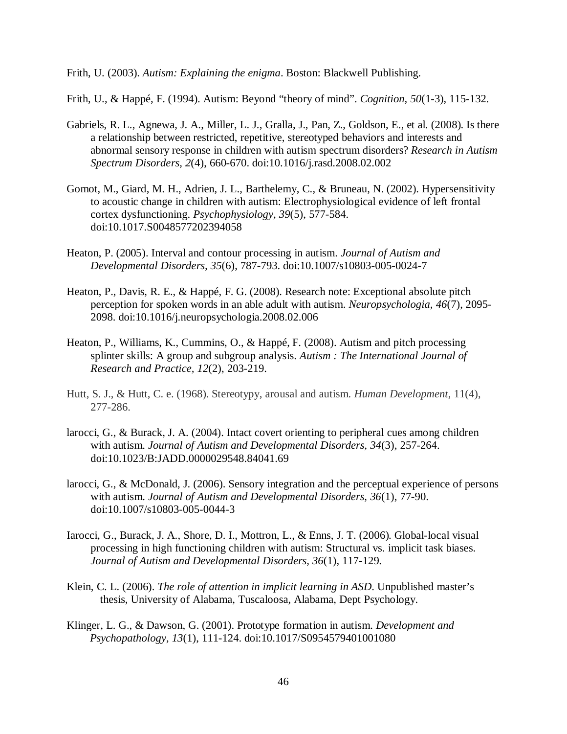Frith, U. (2003). *Autism: Explaining the enigma*. Boston: Blackwell Publishing.

Frith, U., & Happé, F. (1994). Autism: Beyond "theory of mind". *Cognition, 50*(1-3), 115-132.

Gabriels, R. L., Agnewa, J. A., Miller, L. J., Gralla, J., Pan, Z., Goldson, E., et al. (2008). Is there a relationship between restricted, repetitive, stereotyped behaviors and interests and abnormal sensory response in children with autism spectrum disorders? *Research in Autism Spectrum Disorders, 2*(4), 660-670. doi:10.1016/j.rasd.2008.02.002

Gomot, M., Giard, M. H., Adrien, J. L., Barthelemy, C., & Bruneau, N. (2002). Hypersensitivity to acoustic change in children with autism: Electrophysiological evidence of left frontal cortex dysfunctioning. *Psychophysiology, 39*(5), 577-584. doi:10.1017.S0048577202394058

Heaton, P. (2005). Interval and contour processing in autism. *Journal of Autism and Developmental Disorders, 35*(6), 787-793. doi:10.1007/s10803-005-0024-7

Heaton, P., Davis, R. E., & Happé, F. G. (2008). Research note: Exceptional absolute pitch perception for spoken words in an able adult with autism. *Neuropsychologia, 46*(7), 2095-2098. doi:10.1016/j.neuropsychologia.2008.02.006

Heaton, P., Williams, K., Cummins, O., & Happé, F. (2008). Autism and pitch processing splinter skills: A group and subgroup analysis. *Autism : The International Journal of Research and Practice, 12*(2), 203-219.

Hutt, S. J., & Hutt, C. e. (1968). Stereotypy, arousal and autism. *Human Development,* 11(4), 277-286.

larocci, G., & Burack, J. A. (2004). Intact covert orienting to peripheral cues among children with autism. *Journal of Autism and Developmental Disorders, 34*(3), 257-264. doi:10.1023/B:JADD.0000029548.84041.69

larocci, G., & McDonald, J. (2006). Sensory integration and the perceptual experience of persons with autism. *Journal of Autism and Developmental Disorders, 36*(1), 77-90. doi:10.1007/s10803-005-0044-3

Iarocci, G., Burack, J. A., Shore, D. I., Mottron, L., & Enns, J. T. (2006). Global-local visual processing in high functioning children with autism: Structural vs. implicit task biases. *Journal of Autism and Developmental Disorders, 36*(1), 117-129.

Klein, C. L. (2006). *The role of attention in implicit learning in ASD*. Unpublished master's thesis, University of Alabama, Tuscaloosa, Alabama, Dept Psychology.

Klinger, L. G., & Dawson, G. (2001). Prototype formation in autism. *Development and Psychopathology, 13*(1), 111-124. doi:10.1017/S0954579401001080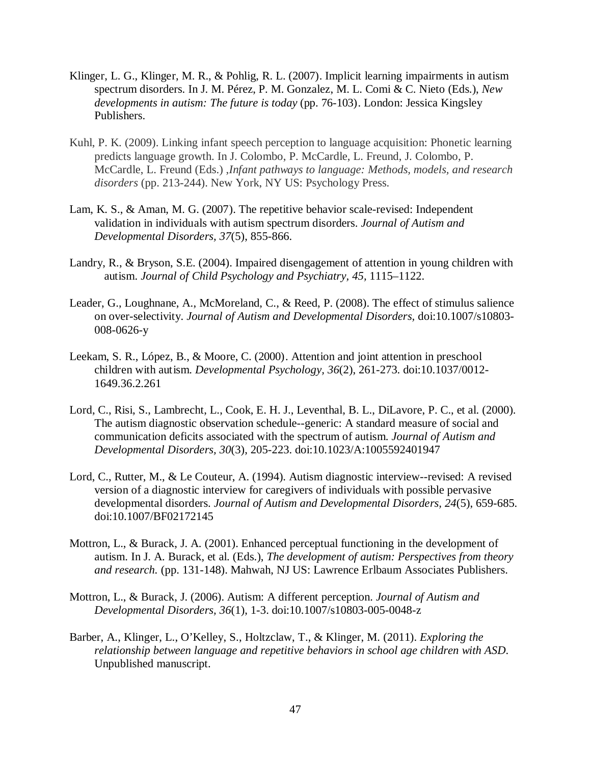Klinger, L. G., Klinger, M. R., & Pohlig, R. L. (2007). Implicit learning impairments in autism spectrum disorders. In J. M. Pérez, P. M. Gonzalez, M. L. Comi & C. Nieto (Eds.), *New developments in autism: The future is today* (pp. 76-103). London: Jessica Kingsley Publishers.

Kuhl, P. K. (2009). Linking infant speech perception to language acquisition: Phonetic learning predicts language growth. In J. Colombo, P. McCardle, L. Freund, J. Colombo, P. McCardle, L. Freund (Eds.) ,*Infant pathways to language: Methods, models, and research disorders* (pp. 213-244). New York, NY US: Psychology Press.

Lam, K. S., & Aman, M. G. (2007). The repetitive behavior scale-revised: Independent validation in individuals with autism spectrum disorders. *Journal of Autism and Developmental Disorders, 37*(5), 855-866.

Landry, R., & Bryson, S.E. (2004). Impaired disengagement of attention in young children with autism. *Journal of Child Psychology and Psychiatry, 45*, 1115–1122.

Leader, G., Loughnane, A., McMoreland, C., & Reed, P. (2008). The effect of stimulus salience on over-selectivity. *Journal of Autism and Developmental Disorders,* doi:10.1007/s10803-008-0626-y

Leekam, S. R., López, B., & Moore, C. (2000). Attention and joint attention in preschool children with autism. *Developmental Psychology, 36*(2), 261-273. doi:10.1037/0012-1649.36.2.261

Lord, C., Risi, S., Lambrecht, L., Cook, E. H. J., Leventhal, B. L., DiLavore, P. C., et al. (2000). The autism diagnostic observation schedule--generic: A standard measure of social and communication deficits associated with the spectrum of autism. *Journal of Autism and Developmental Disorders, 30*(3), 205-223. doi:10.1023/A:1005592401947

Lord, C., Rutter, M., & Le Couteur, A. (1994). Autism diagnostic interview--revised: A revised version of a diagnostic interview for caregivers of individuals with possible pervasive developmental disorders. *Journal of Autism and Developmental Disorders, 24*(5), 659-685. doi:10.1007/BF02172145

Mottron, L., & Burack, J. A. (2001). Enhanced perceptual functioning in the development of autism. In J. A. Burack, et al. (Eds.), *The development of autism: Perspectives from theory and research.* (pp. 131-148). Mahwah, NJ US: Lawrence Erlbaum Associates Publishers.

Mottron, L., & Burack, J. (2006). Autism: A different perception. *Journal of Autism and Developmental Disorders, 36*(1), 1-3. doi:10.1007/s10803-005-0048-z

Barber, A., Klinger, L., O'Kelley, S., Holtzclaw, T., & Klinger, M. (2011). *Exploring the relationship between language and repetitive behaviors in school age children with ASD.* Unpublished manuscript.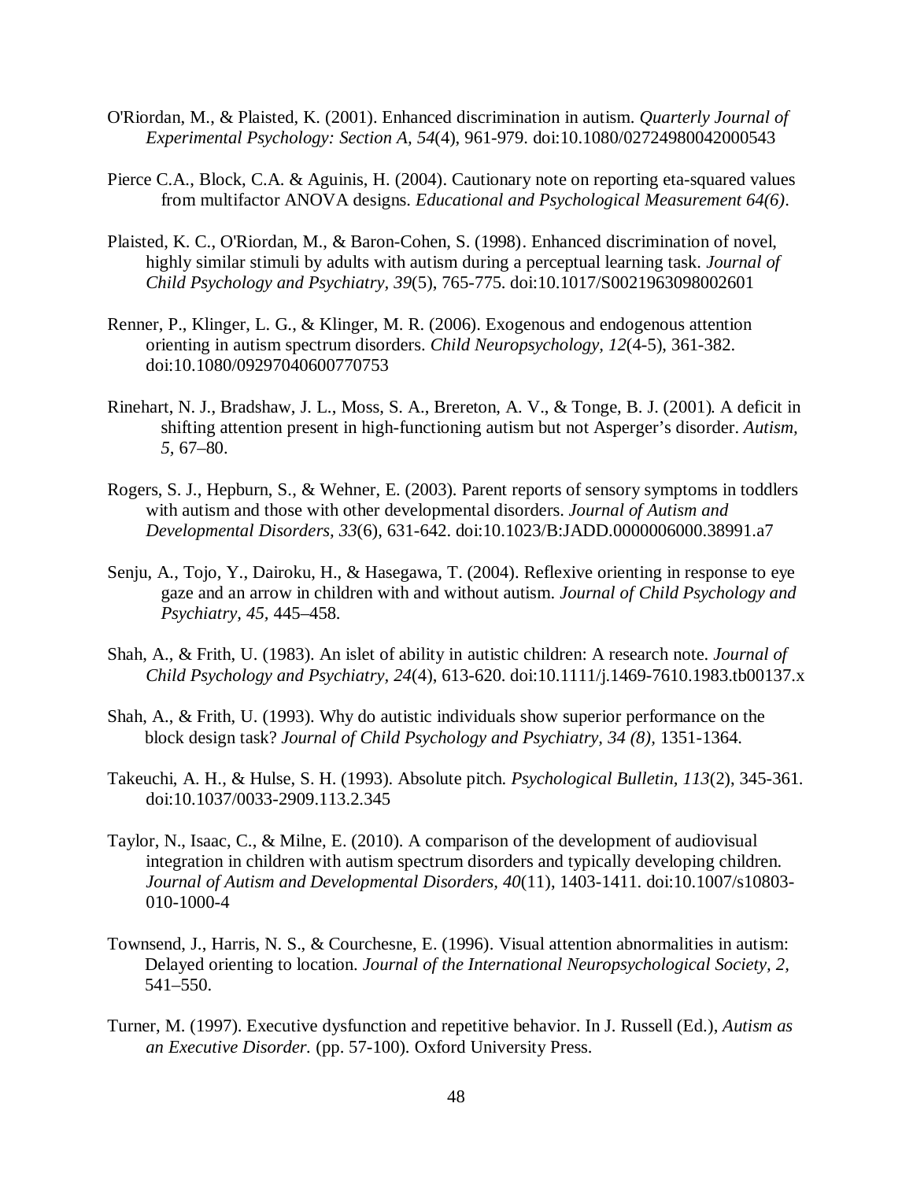O'Riordan, M., & Plaisted, K. (2001). Enhanced discrimination in autism. *Quarterly Journal of Experimental Psychology: Section A, 54*(4), 961-979. doi:10.1080/02724980042000543

Pierce C.A., Block, C.A. & Aguinis, H. (2004). Cautionary note on reporting eta-squared values from multifactor ANOVA designs. *Educational and Psychological Measurement 64(6)*.

Plaisted, K. C., O'Riordan, M., & Baron-Cohen, S. (1998). Enhanced discrimination of novel, highly similar stimuli by adults with autism during a perceptual learning task. *Journal of Child Psychology and Psychiatry, 39*(5), 765-775. doi:10.1017/S0021963098002601

Renner, P., Klinger, L. G., & Klinger, M. R. (2006). Exogenous and endogenous attention orienting in autism spectrum disorders. *Child Neuropsychology, 12*(4-5), 361-382. doi:10.1080/09297040600770753

Rinehart, N. J., Bradshaw, J. L., Moss, S. A., Brereton, A. V., & Tonge, B. J. (2001). A deficit in shifting attention present in high-functioning autism but not Asperger's disorder. *Autism, 5*, 67–80.

Rogers, S. J., Hepburn, S., & Wehner, E. (2003). Parent reports of sensory symptoms in toddlers with autism and those with other developmental disorders. *Journal of Autism and Developmental Disorders, 33*(6), 631-642. doi:10.1023/B:JADD.0000006000.38991.a7

Senju, A., Tojo, Y., Dairoku, H., & Hasegawa, T. (2004). Reflexive orienting in response to eye gaze and an arrow in children with and without autism. *Journal of Child Psychology and Psychiatry, 45*, 445–458.

Shah, A., & Frith, U. (1983). An islet of ability in autistic children: A research note. *Journal of Child Psychology and Psychiatry, 24*(4), 613-620. doi:10.1111/j.1469-7610.1983.tb00137.x

Shah, A., & Frith, U. (1993). Why do autistic individuals show superior performance on the block design task? *Journal of Child Psychology and Psychiatry, 34 (8)*, 1351-1364.

Takeuchi, A. H., & Hulse, S. H. (1993). Absolute pitch. *Psychological Bulletin, 113*(2), 345-361. doi:10.1037/0033-2909.113.2.345

Taylor, N., Isaac, C., & Milne, E. (2010). A comparison of the development of audiovisual integration in children with autism spectrum disorders and typically developing children. *Journal of Autism and Developmental Disorders, 40*(11), 1403-1411. doi:10.1007/s10803-010-1000-4

Townsend, J., Harris, N. S., & Courchesne, E. (1996). Visual attention abnormalities in autism: Delayed orienting to location. *Journal of the International Neuropsychological Society, 2,* 541–550.

Turner, M. (1997). Executive dysfunction and repetitive behavior. In J. Russell (Ed.), *Autism as an Executive Disorder.* (pp. 57-100). Oxford University Press.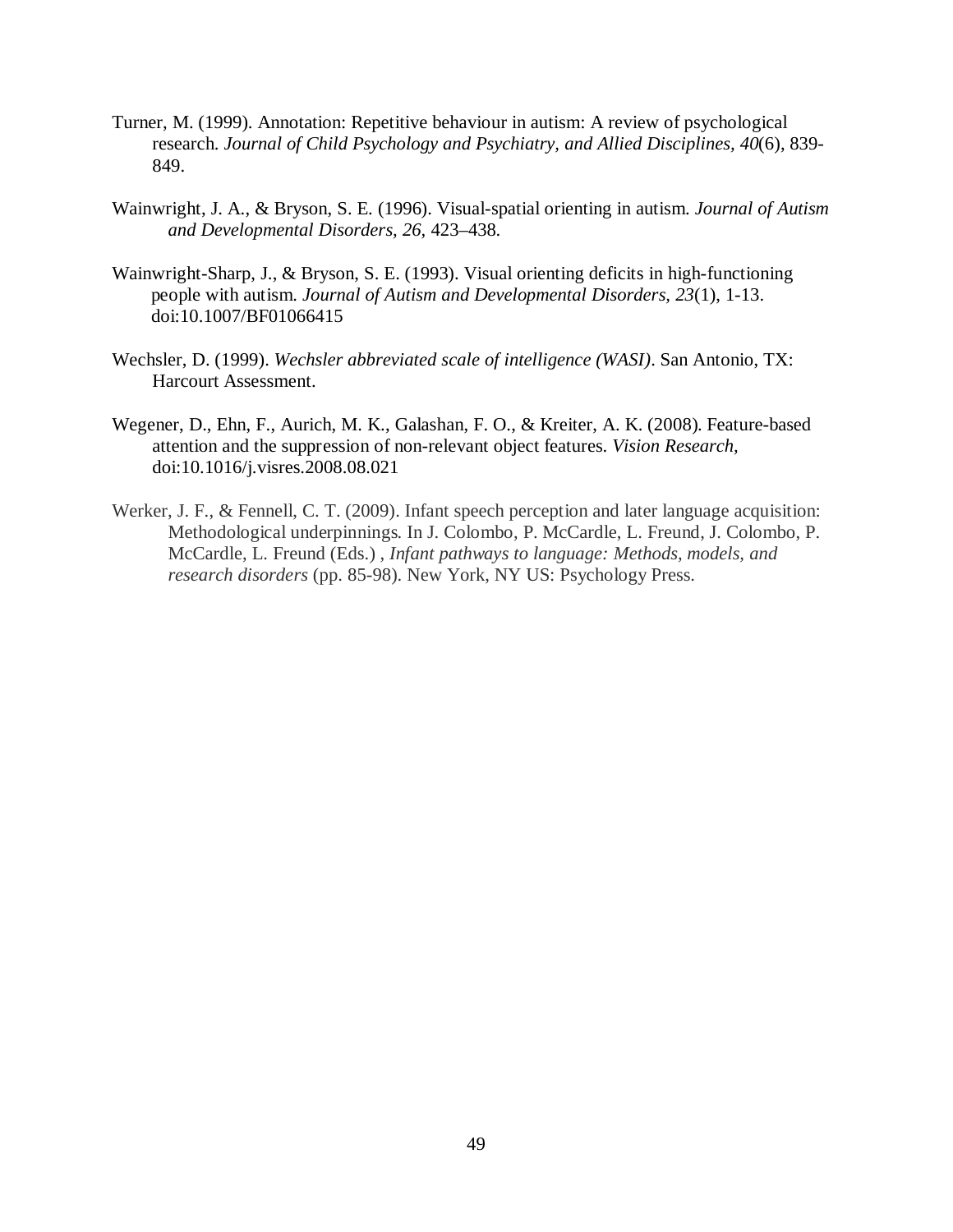Turner, M. (1999). Annotation: Repetitive behaviour in autism: A review of psychological research. *Journal of Child Psychology and Psychiatry, and Allied Disciplines, 40*(6), 839-849.

Wainwright, J. A., & Bryson, S. E. (1996). Visual-spatial orienting in autism. *Journal of Autism and Developmental Disorders, 26,* 423–438.

Wainwright-Sharp, J., & Bryson, S. E. (1993). Visual orienting deficits in high-functioning people with autism. *Journal of Autism and Developmental Disorders, 23*(1), 1-13. doi:10.1007/BF01066415

Wechsler, D. (1999). *Wechsler abbreviated scale of intelligence (WASI)*. San Antonio, TX: Harcourt Assessment.

Wegener, D., Ehn, F., Aurich, M. K., Galashan, F. O., & Kreiter, A. K. (2008). Feature-based attention and the suppression of non-relevant object features. *Vision Research,* doi:10.1016/j.visres.2008.08.021

Werker, J. F., & Fennell, C. T. (2009). Infant speech perception and later language acquisition: Methodological underpinnings. In J. Colombo, P. McCardle, L. Freund, J. Colombo, P. McCardle, L. Freund (Eds.) , *Infant pathways to language: Methods, models, and research disorders* (pp. 85-98). New York, NY US: Psychology Press.